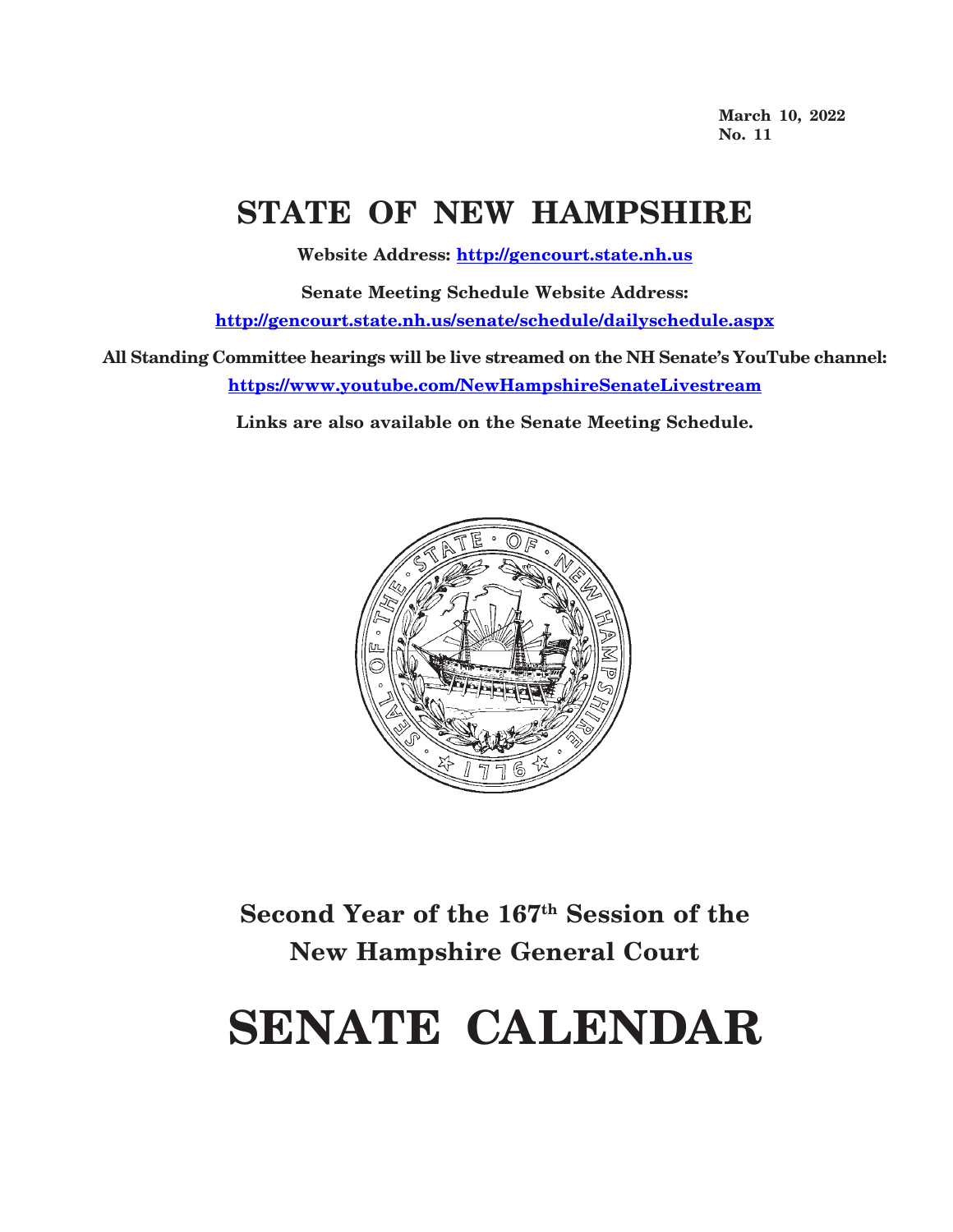March 10, 2022
No. 11

# STATE OF NEW HAMPSHIRE

**Website Address: http://gencourt.state.nh.us**

**Senate Meeting Schedule Website Address:**
**http://gencourt.state.nh.us/senate/schedule/dailyschedule.aspx**

**All Standing Committee hearings will be live streamed on the NH Senate's YouTube channel:**
**https://www.youtube.com/NewHampshireSenateLivestream**

**Links are also available on the Senate Meeting Schedule.**

## Second Year of the 167th Session of the New Hampshire General Court

# SENATE CALENDAR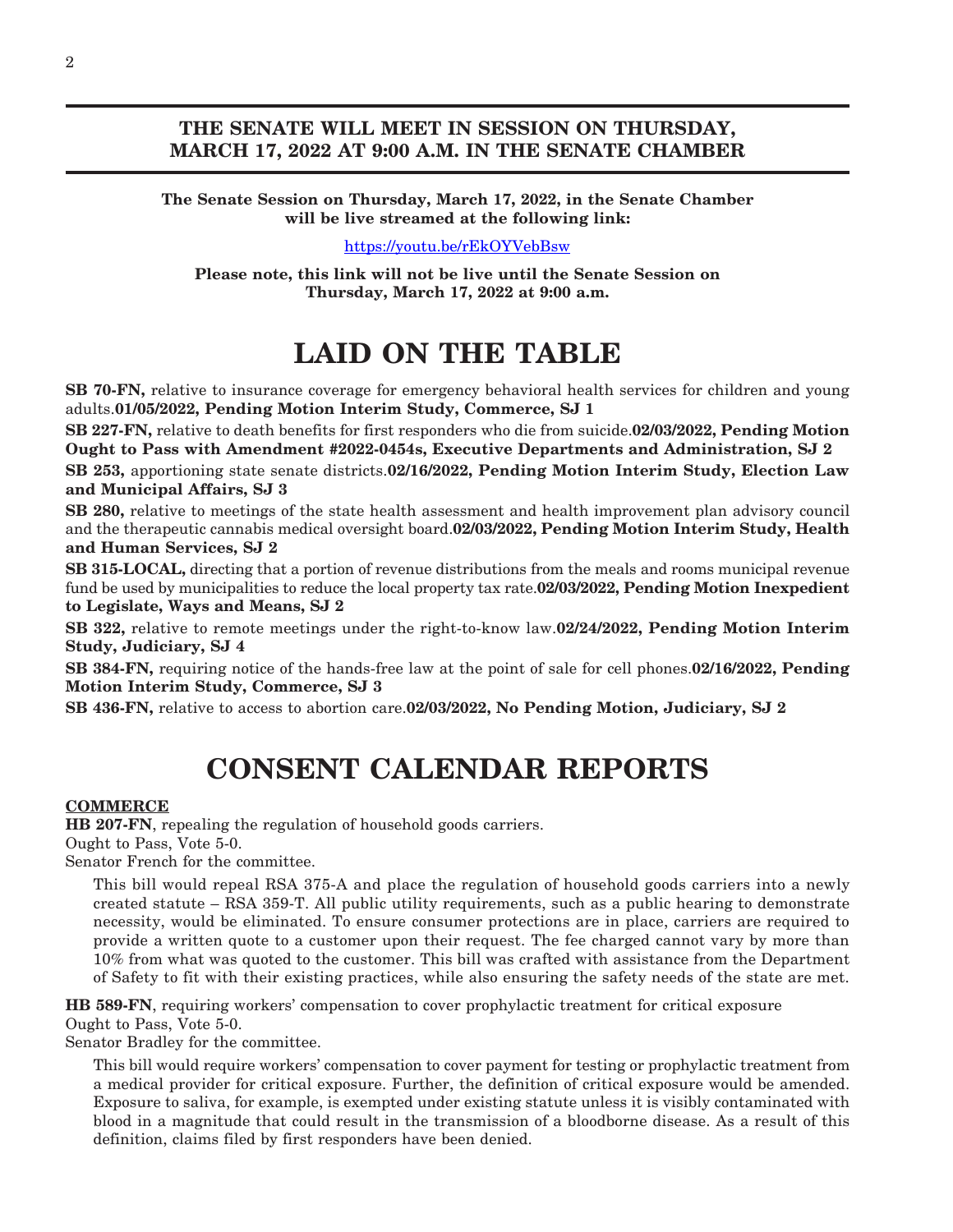**THE SENATE WILL MEET IN SESSION ON THURSDAY, MARCH 17, 2022 AT 9:00 A.M. IN THE SENATE CHAMBER**

**The Senate Session on Thursday, March 17, 2022, in the Senate Chamber will be live streamed at the following link:**

https://youtu.be/rEkOYVebBsw

**Please note, this link will not be live until the Senate Session on Thursday, March 17, 2022 at 9:00 a.m.**

# LAID ON THE TABLE

**SB 70-FN,** relative to insurance coverage for emergency behavioral health services for children and young adults.**01/05/2022, Pending Motion Interim Study, Commerce, SJ 1**

**SB 227-FN,** relative to death benefits for first responders who die from suicide.**02/03/2022, Pending Motion Ought to Pass with Amendment #2022-0454s, Executive Departments and Administration, SJ 2**

**SB 253,** apportioning state senate districts.**02/16/2022, Pending Motion Interim Study, Election Law and Municipal Affairs, SJ 3**

**SB 280,** relative to meetings of the state health assessment and health improvement plan advisory council and the therapeutic cannabis medical oversight board.**02/03/2022, Pending Motion Interim Study, Health and Human Services, SJ 2**

**SB 315-LOCAL,** directing that a portion of revenue distributions from the meals and rooms municipal revenue fund be used by municipalities to reduce the local property tax rate.**02/03/2022, Pending Motion Inexpedient to Legislate, Ways and Means, SJ 2**

**SB 322,** relative to remote meetings under the right-to-know law.**02/24/2022, Pending Motion Interim Study, Judiciary, SJ 4**

**SB 384-FN,** requiring notice of the hands-free law at the point of sale for cell phones.**02/16/2022, Pending Motion Interim Study, Commerce, SJ 3**

**SB 436-FN,** relative to access to abortion care.**02/03/2022, No Pending Motion, Judiciary, SJ 2**

# CONSENT CALENDAR REPORTS

**COMMERCE**

**HB 207-FN**, repealing the regulation of household goods carriers.
Ought to Pass, Vote 5-0.
Senator French for the committee.

This bill would repeal RSA 375-A and place the regulation of household goods carriers into a newly created statute – RSA 359-T. All public utility requirements, such as a public hearing to demonstrate necessity, would be eliminated. To ensure consumer protections are in place, carriers are required to provide a written quote to a customer upon their request. The fee charged cannot vary by more than 10% from what was quoted to the customer. This bill was crafted with assistance from the Department of Safety to fit with their existing practices, while also ensuring the safety needs of the state are met.

**HB 589-FN**, requiring workers' compensation to cover prophylactic treatment for critical exposure
Ought to Pass, Vote 5-0.
Senator Bradley for the committee.

This bill would require workers' compensation to cover payment for testing or prophylactic treatment from a medical provider for critical exposure. Further, the definition of critical exposure would be amended. Exposure to saliva, for example, is exempted under existing statute unless it is visibly contaminated with blood in a magnitude that could result in the transmission of a bloodborne disease. As a result of this definition, claims filed by first responders have been denied.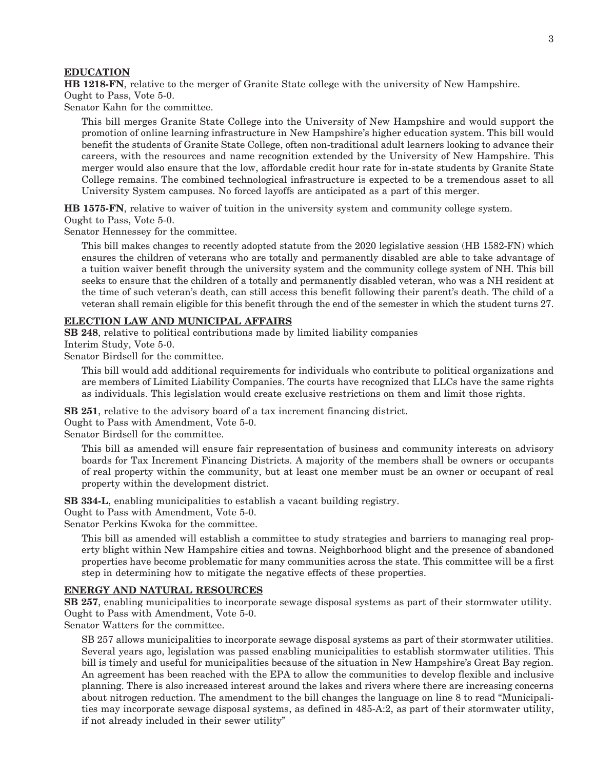## EDUCATION

**HB 1218-FN**, relative to the merger of Granite State college with the university of New Hampshire.
Ought to Pass, Vote 5-0.
Senator Kahn for the committee.

This bill merges Granite State College into the University of New Hampshire and would support the promotion of online learning infrastructure in New Hampshire's higher education system. This bill would benefit the students of Granite State College, often non-traditional adult learners looking to advance their careers, with the resources and name recognition extended by the University of New Hampshire. This merger would also ensure that the low, affordable credit hour rate for in-state students by Granite State College remains. The combined technological infrastructure is expected to be a tremendous asset to all University System campuses. No forced layoffs are anticipated as a part of this merger.

**HB 1575-FN**, relative to waiver of tuition in the university system and community college system.
Ought to Pass, Vote 5-0.
Senator Hennessey for the committee.

This bill makes changes to recently adopted statute from the 2020 legislative session (HB 1582-FN) which ensures the children of veterans who are totally and permanently disabled are able to take advantage of a tuition waiver benefit through the university system and the community college system of NH. This bill seeks to ensure that the children of a totally and permanently disabled veteran, who was a NH resident at the time of such veteran's death, can still access this benefit following their parent's death. The child of a veteran shall remain eligible for this benefit through the end of the semester in which the student turns 27.

## ELECTION LAW AND MUNICIPAL AFFAIRS

**SB 248**, relative to political contributions made by limited liability companies
Interim Study, Vote 5-0.
Senator Birdsell for the committee.

This bill would add additional requirements for individuals who contribute to political organizations and are members of Limited Liability Companies. The courts have recognized that LLCs have the same rights as individuals. This legislation would create exclusive restrictions on them and limit those rights.

**SB 251**, relative to the advisory board of a tax increment financing district.
Ought to Pass with Amendment, Vote 5-0.
Senator Birdsell for the committee.

This bill as amended will ensure fair representation of business and community interests on advisory boards for Tax Increment Financing Districts. A majority of the members shall be owners or occupants of real property within the community, but at least one member must be an owner or occupant of real property within the development district.

**SB 334-L**, enabling municipalities to establish a vacant building registry.
Ought to Pass with Amendment, Vote 5-0.
Senator Perkins Kwoka for the committee.

This bill as amended will establish a committee to study strategies and barriers to managing real property blight within New Hampshire cities and towns. Neighborhood blight and the presence of abandoned properties have become problematic for many communities across the state. This committee will be a first step in determining how to mitigate the negative effects of these properties.

## ENERGY AND NATURAL RESOURCES

**SB 257**, enabling municipalities to incorporate sewage disposal systems as part of their stormwater utility.
Ought to Pass with Amendment, Vote 5-0.
Senator Watters for the committee.

SB 257 allows municipalities to incorporate sewage disposal systems as part of their stormwater utilities. Several years ago, legislation was passed enabling municipalities to establish stormwater utilities. This bill is timely and useful for municipalities because of the situation in New Hampshire's Great Bay region. An agreement has been reached with the EPA to allow the communities to develop flexible and inclusive planning. There is also increased interest around the lakes and rivers where there are increasing concerns about nitrogen reduction. The amendment to the bill changes the language on line 8 to read "Municipalities may incorporate sewage disposal systems, as defined in 485-A:2, as part of their stormwater utility, if not already included in their sewer utility"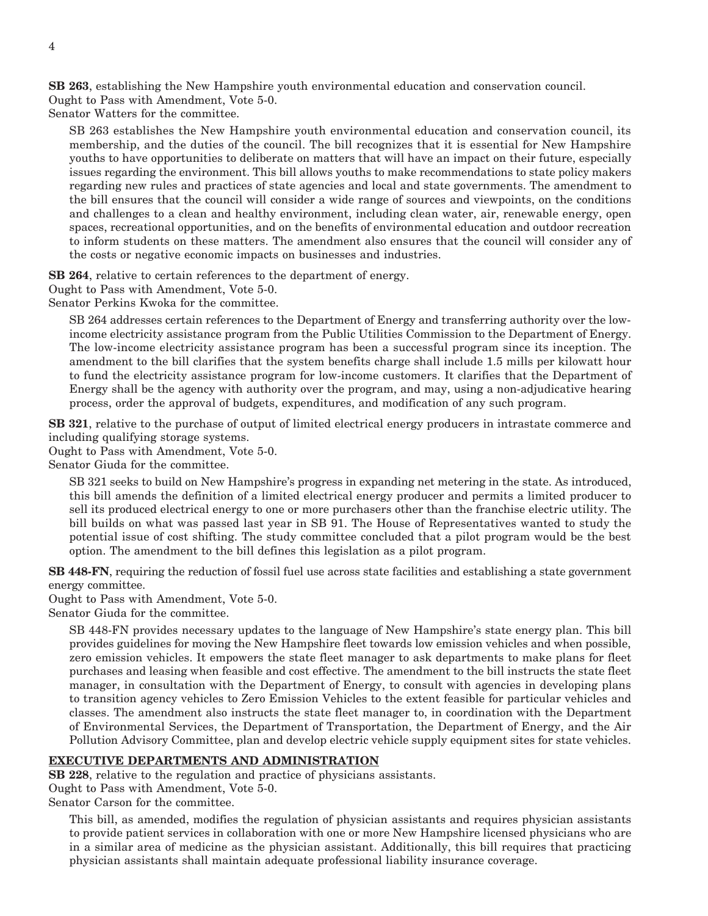**SB 263**, establishing the New Hampshire youth environmental education and conservation council.
Ought to Pass with Amendment, Vote 5-0.
Senator Watters for the committee.

SB 263 establishes the New Hampshire youth environmental education and conservation council, its membership, and the duties of the council. The bill recognizes that it is essential for New Hampshire youths to have opportunities to deliberate on matters that will have an impact on their future, especially issues regarding the environment. This bill allows youths to make recommendations to state policy makers regarding new rules and practices of state agencies and local and state governments. The amendment to the bill ensures that the council will consider a wide range of sources and viewpoints, on the conditions and challenges to a clean and healthy environment, including clean water, air, renewable energy, open spaces, recreational opportunities, and on the benefits of environmental education and outdoor recreation to inform students on these matters. The amendment also ensures that the council will consider any of the costs or negative economic impacts on businesses and industries.

**SB 264**, relative to certain references to the department of energy.
Ought to Pass with Amendment, Vote 5-0.
Senator Perkins Kwoka for the committee.

SB 264 addresses certain references to the Department of Energy and transferring authority over the low-income electricity assistance program from the Public Utilities Commission to the Department of Energy. The low-income electricity assistance program has been a successful program since its inception. The amendment to the bill clarifies that the system benefits charge shall include 1.5 mills per kilowatt hour to fund the electricity assistance program for low-income customers. It clarifies that the Department of Energy shall be the agency with authority over the program, and may, using a non-adjudicative hearing process, order the approval of budgets, expenditures, and modification of any such program.

**SB 321**, relative to the purchase of output of limited electrical energy producers in intrastate commerce and including qualifying storage systems.
Ought to Pass with Amendment, Vote 5-0.
Senator Giuda for the committee.

SB 321 seeks to build on New Hampshire's progress in expanding net metering in the state. As introduced, this bill amends the definition of a limited electrical energy producer and permits a limited producer to sell its produced electrical energy to one or more purchasers other than the franchise electric utility. The bill builds on what was passed last year in SB 91. The House of Representatives wanted to study the potential issue of cost shifting. The study committee concluded that a pilot program would be the best option. The amendment to the bill defines this legislation as a pilot program.

**SB 448-FN**, requiring the reduction of fossil fuel use across state facilities and establishing a state government energy committee.
Ought to Pass with Amendment, Vote 5-0.
Senator Giuda for the committee.

SB 448-FN provides necessary updates to the language of New Hampshire's state energy plan. This bill provides guidelines for moving the New Hampshire fleet towards low emission vehicles and when possible, zero emission vehicles. It empowers the state fleet manager to ask departments to make plans for fleet purchases and leasing when feasible and cost effective. The amendment to the bill instructs the state fleet manager, in consultation with the Department of Energy, to consult with agencies in developing plans to transition agency vehicles to Zero Emission Vehicles to the extent feasible for particular vehicles and classes. The amendment also instructs the state fleet manager to, in coordination with the Department of Environmental Services, the Department of Transportation, the Department of Energy, and the Air Pollution Advisory Committee, plan and develop electric vehicle supply equipment sites for state vehicles.

**EXECUTIVE DEPARTMENTS AND ADMINISTRATION**

**SB 228**, relative to the regulation and practice of physicians assistants.
Ought to Pass with Amendment, Vote 5-0.
Senator Carson for the committee.

This bill, as amended, modifies the regulation of physician assistants and requires physician assistants to provide patient services in collaboration with one or more New Hampshire licensed physicians who are in a similar area of medicine as the physician assistant. Additionally, this bill requires that practicing physician assistants shall maintain adequate professional liability insurance coverage.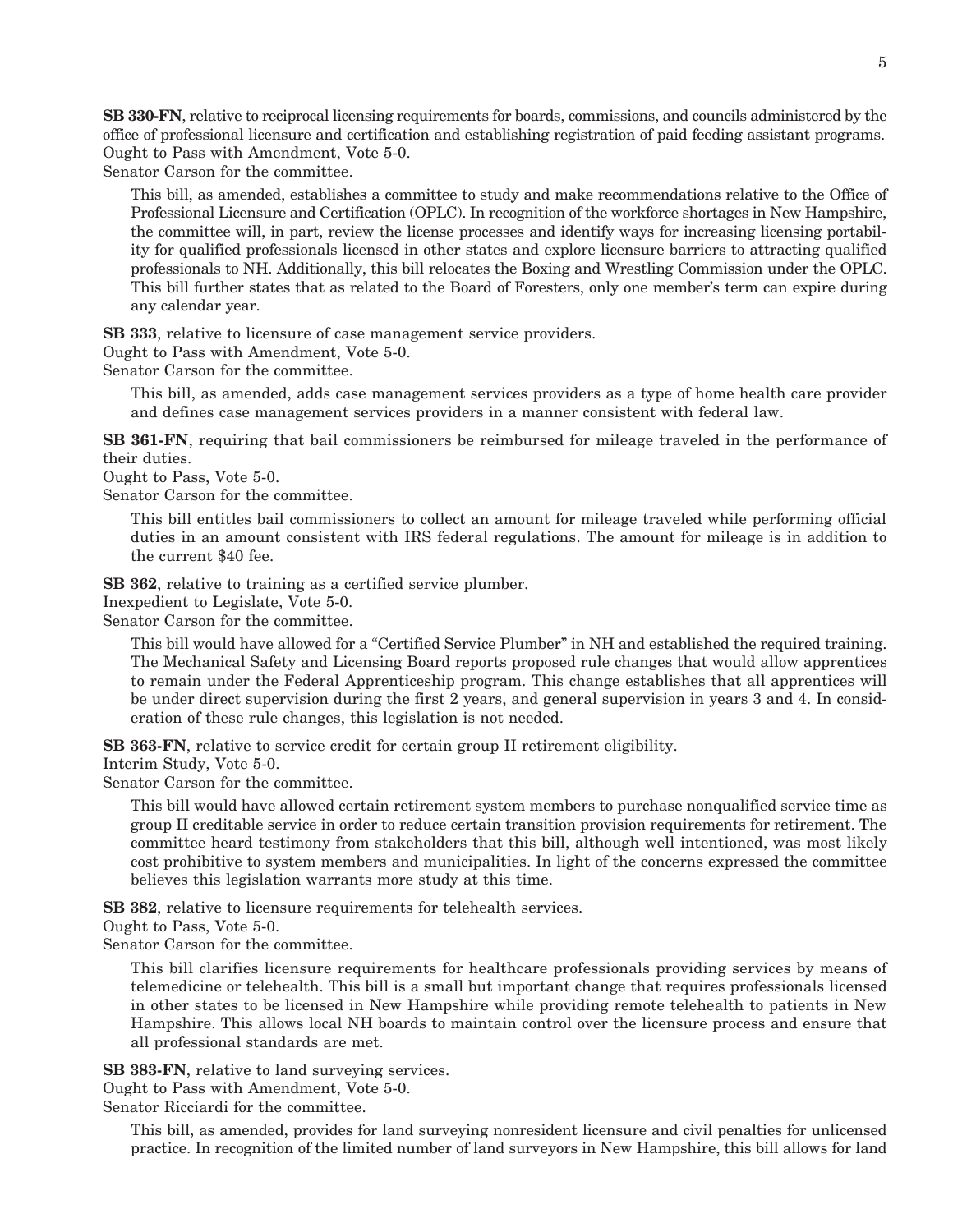**SB 330-FN**, relative to reciprocal licensing requirements for boards, commissions, and councils administered by the office of professional licensure and certification and establishing registration of paid feeding assistant programs.
Ought to Pass with Amendment, Vote 5-0.
Senator Carson for the committee.

This bill, as amended, establishes a committee to study and make recommendations relative to the Office of Professional Licensure and Certification (OPLC). In recognition of the workforce shortages in New Hampshire, the committee will, in part, review the license processes and identify ways for increasing licensing portability for qualified professionals licensed in other states and explore licensure barriers to attracting qualified professionals to NH. Additionally, this bill relocates the Boxing and Wrestling Commission under the OPLC. This bill further states that as related to the Board of Foresters, only one member's term can expire during any calendar year.

**SB 333**, relative to licensure of case management service providers.
Ought to Pass with Amendment, Vote 5-0.
Senator Carson for the committee.

This bill, as amended, adds case management services providers as a type of home health care provider and defines case management services providers in a manner consistent with federal law.

**SB 361-FN**, requiring that bail commissioners be reimbursed for mileage traveled in the performance of their duties.
Ought to Pass, Vote 5-0.
Senator Carson for the committee.

This bill entitles bail commissioners to collect an amount for mileage traveled while performing official duties in an amount consistent with IRS federal regulations. The amount for mileage is in addition to the current $40 fee.

**SB 362**, relative to training as a certified service plumber.
Inexpedient to Legislate, Vote 5-0.
Senator Carson for the committee.

This bill would have allowed for a "Certified Service Plumber" in NH and established the required training. The Mechanical Safety and Licensing Board reports proposed rule changes that would allow apprentices to remain under the Federal Apprenticeship program. This change establishes that all apprentices will be under direct supervision during the first 2 years, and general supervision in years 3 and 4. In consideration of these rule changes, this legislation is not needed.

**SB 363-FN**, relative to service credit for certain group II retirement eligibility.
Interim Study, Vote 5-0.
Senator Carson for the committee.

This bill would have allowed certain retirement system members to purchase nonqualified service time as group II creditable service in order to reduce certain transition provision requirements for retirement. The committee heard testimony from stakeholders that this bill, although well intentioned, was most likely cost prohibitive to system members and municipalities. In light of the concerns expressed the committee believes this legislation warrants more study at this time.

**SB 382**, relative to licensure requirements for telehealth services.
Ought to Pass, Vote 5-0.
Senator Carson for the committee.

This bill clarifies licensure requirements for healthcare professionals providing services by means of telemedicine or telehealth. This bill is a small but important change that requires professionals licensed in other states to be licensed in New Hampshire while providing remote telehealth to patients in New Hampshire. This allows local NH boards to maintain control over the licensure process and ensure that all professional standards are met.

**SB 383-FN**, relative to land surveying services.
Ought to Pass with Amendment, Vote 5-0.
Senator Ricciardi for the committee.

This bill, as amended, provides for land surveying nonresident licensure and civil penalties for unlicensed practice. In recognition of the limited number of land surveyors in New Hampshire, this bill allows for land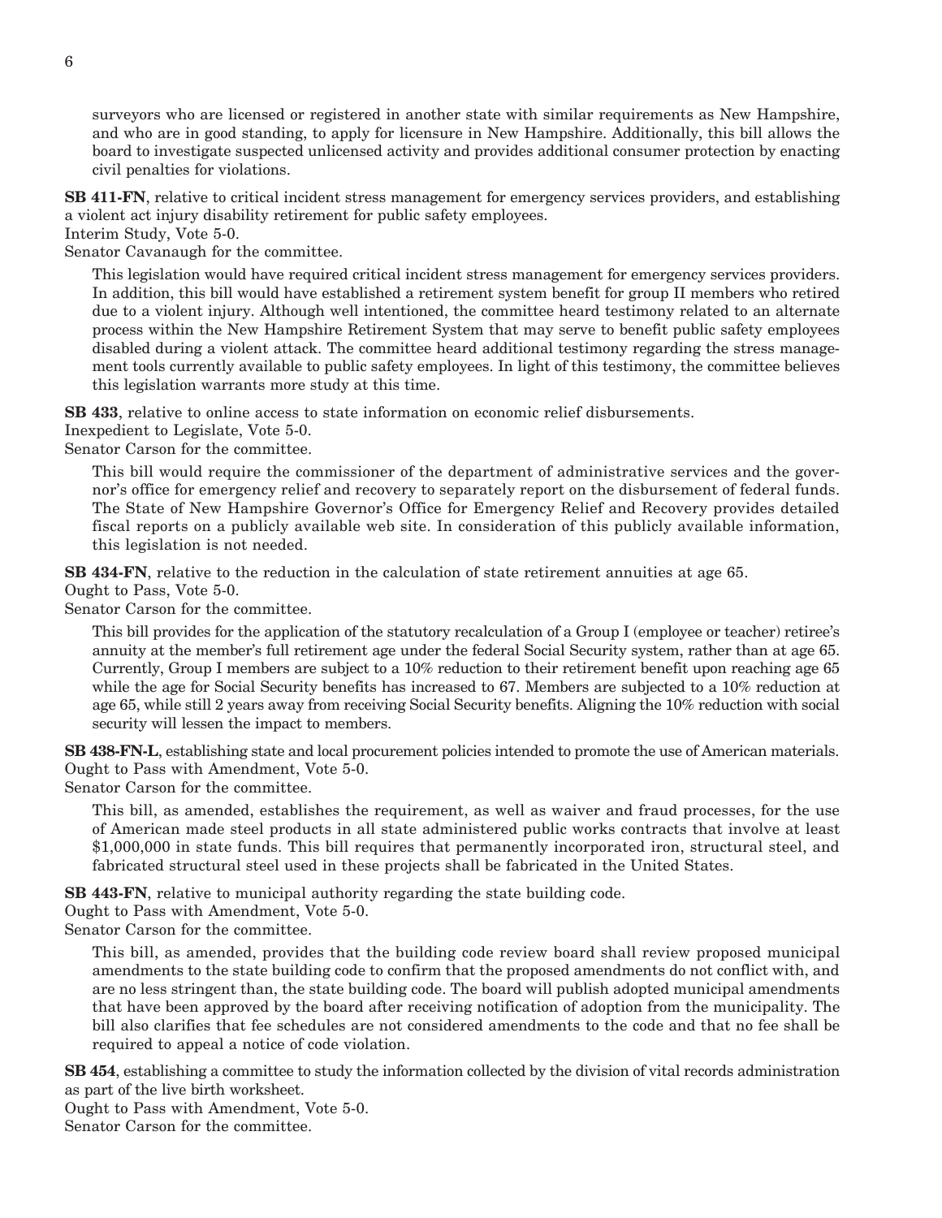surveyors who are licensed or registered in another state with similar requirements as New Hampshire, and who are in good standing, to apply for licensure in New Hampshire. Additionally, this bill allows the board to investigate suspected unlicensed activity and provides additional consumer protection by enacting civil penalties for violations.

**SB 411-FN**, relative to critical incident stress management for emergency services providers, and establishing a violent act injury disability retirement for public safety employees.
Interim Study, Vote 5-0.
Senator Cavanaugh for the committee.

This legislation would have required critical incident stress management for emergency services providers. In addition, this bill would have established a retirement system benefit for group II members who retired due to a violent injury. Although well intentioned, the committee heard testimony related to an alternate process within the New Hampshire Retirement System that may serve to benefit public safety employees disabled during a violent attack. The committee heard additional testimony regarding the stress management tools currently available to public safety employees. In light of this testimony, the committee believes this legislation warrants more study at this time.

**SB 433**, relative to online access to state information on economic relief disbursements.
Inexpedient to Legislate, Vote 5-0.
Senator Carson for the committee.

This bill would require the commissioner of the department of administrative services and the governor's office for emergency relief and recovery to separately report on the disbursement of federal funds. The State of New Hampshire Governor's Office for Emergency Relief and Recovery provides detailed fiscal reports on a publicly available web site. In consideration of this publicly available information, this legislation is not needed.

**SB 434-FN**, relative to the reduction in the calculation of state retirement annuities at age 65.
Ought to Pass, Vote 5-0.
Senator Carson for the committee.

This bill provides for the application of the statutory recalculation of a Group I (employee or teacher) retiree's annuity at the member's full retirement age under the federal Social Security system, rather than at age 65. Currently, Group I members are subject to a 10% reduction to their retirement benefit upon reaching age 65 while the age for Social Security benefits has increased to 67. Members are subjected to a 10% reduction at age 65, while still 2 years away from receiving Social Security benefits. Aligning the 10% reduction with social security will lessen the impact to members.

**SB 438-FN-L**, establishing state and local procurement policies intended to promote the use of American materials.
Ought to Pass with Amendment, Vote 5-0.
Senator Carson for the committee.

This bill, as amended, establishes the requirement, as well as waiver and fraud processes, for the use of American made steel products in all state administered public works contracts that involve at least \$1,000,000 in state funds. This bill requires that permanently incorporated iron, structural steel, and fabricated structural steel used in these projects shall be fabricated in the United States.

**SB 443-FN**, relative to municipal authority regarding the state building code.
Ought to Pass with Amendment, Vote 5-0.
Senator Carson for the committee.

This bill, as amended, provides that the building code review board shall review proposed municipal amendments to the state building code to confirm that the proposed amendments do not conflict with, and are no less stringent than, the state building code. The board will publish adopted municipal amendments that have been approved by the board after receiving notification of adoption from the municipality. The bill also clarifies that fee schedules are not considered amendments to the code and that no fee shall be required to appeal a notice of code violation.

**SB 454**, establishing a committee to study the information collected by the division of vital records administration as part of the live birth worksheet.
Ought to Pass with Amendment, Vote 5-0.
Senator Carson for the committee.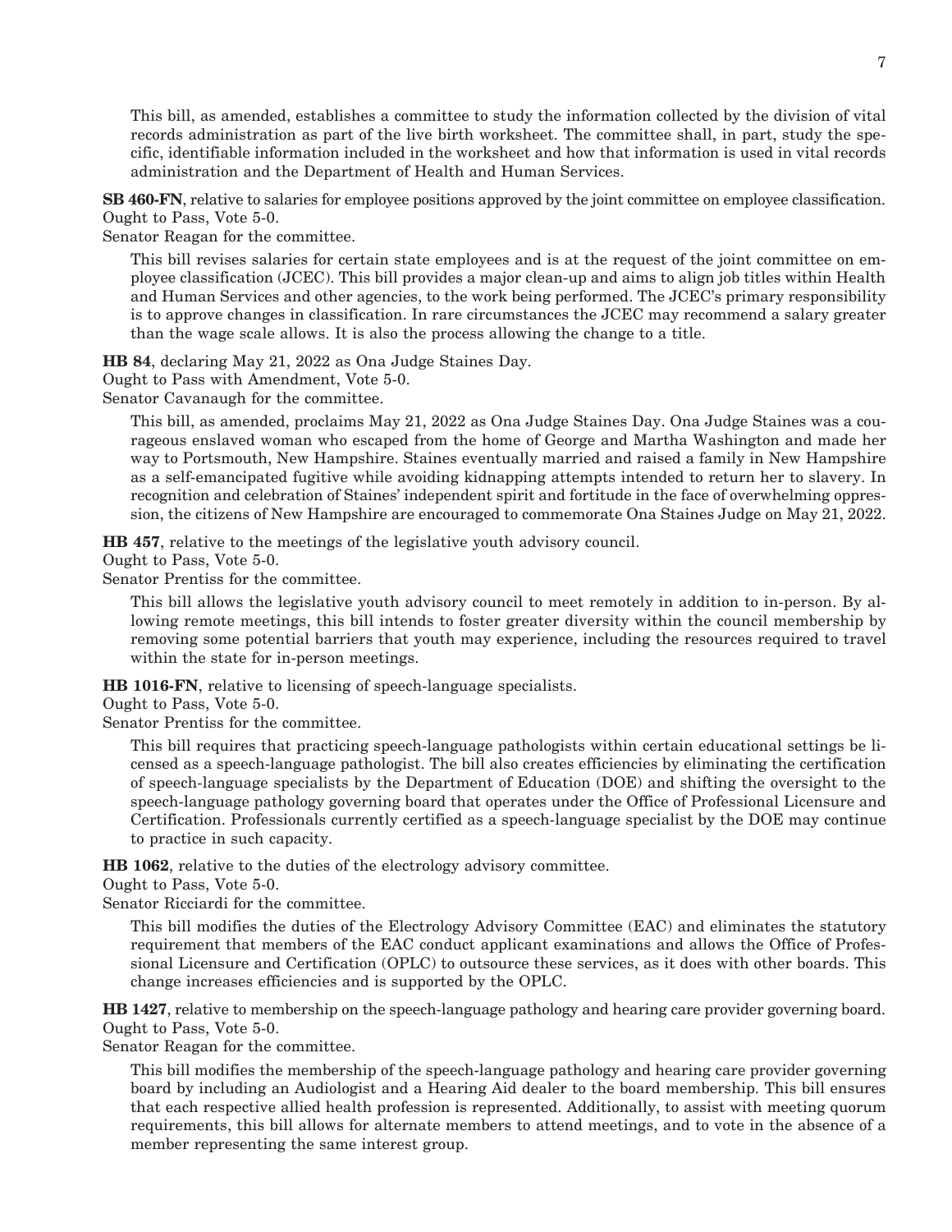This bill, as amended, establishes a committee to study the information collected by the division of vital records administration as part of the live birth worksheet. The committee shall, in part, study the specific, identifiable information included in the worksheet and how that information is used in vital records administration and the Department of Health and Human Services.

**SB 460-FN**, relative to salaries for employee positions approved by the joint committee on employee classification.
Ought to Pass, Vote 5-0.
Senator Reagan for the committee.

This bill revises salaries for certain state employees and is at the request of the joint committee on employee classification (JCEC). This bill provides a major clean-up and aims to align job titles within Health and Human Services and other agencies, to the work being performed. The JCEC's primary responsibility is to approve changes in classification. In rare circumstances the JCEC may recommend a salary greater than the wage scale allows. It is also the process allowing the change to a title.

**HB 84**, declaring May 21, 2022 as Ona Judge Staines Day.
Ought to Pass with Amendment, Vote 5-0.
Senator Cavanaugh for the committee.

This bill, as amended, proclaims May 21, 2022 as Ona Judge Staines Day. Ona Judge Staines was a courageous enslaved woman who escaped from the home of George and Martha Washington and made her way to Portsmouth, New Hampshire. Staines eventually married and raised a family in New Hampshire as a self-emancipated fugitive while avoiding kidnapping attempts intended to return her to slavery. In recognition and celebration of Staines' independent spirit and fortitude in the face of overwhelming oppression, the citizens of New Hampshire are encouraged to commemorate Ona Staines Judge on May 21, 2022.

**HB 457**, relative to the meetings of the legislative youth advisory council.
Ought to Pass, Vote 5-0.
Senator Prentiss for the committee.

This bill allows the legislative youth advisory council to meet remotely in addition to in-person. By allowing remote meetings, this bill intends to foster greater diversity within the council membership by removing some potential barriers that youth may experience, including the resources required to travel within the state for in-person meetings.

**HB 1016-FN**, relative to licensing of speech-language specialists.
Ought to Pass, Vote 5-0.
Senator Prentiss for the committee.

This bill requires that practicing speech-language pathologists within certain educational settings be licensed as a speech-language pathologist. The bill also creates efficiencies by eliminating the certification of speech-language specialists by the Department of Education (DOE) and shifting the oversight to the speech-language pathology governing board that operates under the Office of Professional Licensure and Certification. Professionals currently certified as a speech-language specialist by the DOE may continue to practice in such capacity.

**HB 1062**, relative to the duties of the electrology advisory committee.
Ought to Pass, Vote 5-0.
Senator Ricciardi for the committee.

This bill modifies the duties of the Electrology Advisory Committee (EAC) and eliminates the statutory requirement that members of the EAC conduct applicant examinations and allows the Office of Professional Licensure and Certification (OPLC) to outsource these services, as it does with other boards. This change increases efficiencies and is supported by the OPLC.

**HB 1427**, relative to membership on the speech-language pathology and hearing care provider governing board.
Ought to Pass, Vote 5-0.
Senator Reagan for the committee.

This bill modifies the membership of the speech-language pathology and hearing care provider governing board by including an Audiologist and a Hearing Aid dealer to the board membership. This bill ensures that each respective allied health profession is represented. Additionally, to assist with meeting quorum requirements, this bill allows for alternate members to attend meetings, and to vote in the absence of a member representing the same interest group.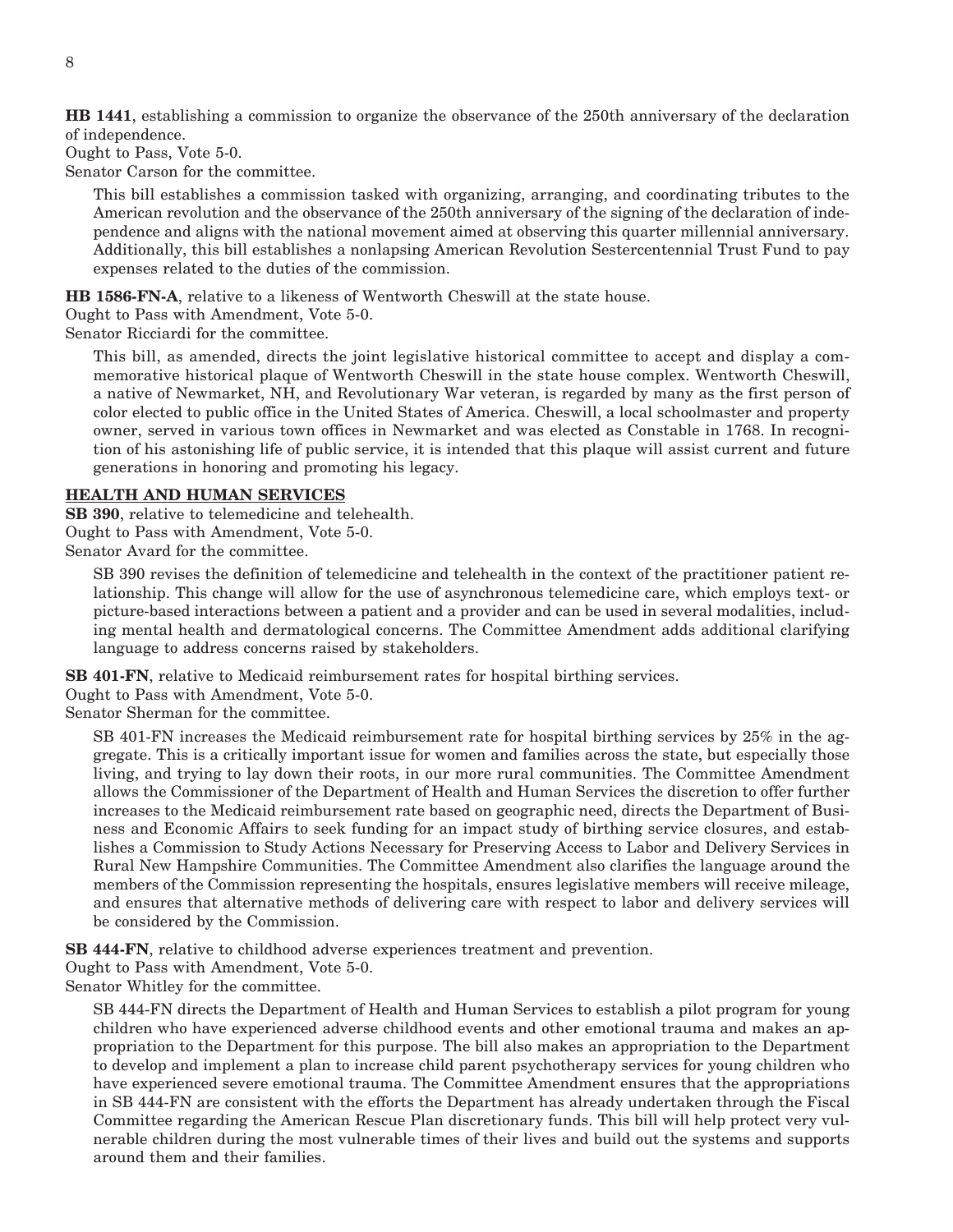**HB 1441**, establishing a commission to organize the observance of the 250th anniversary of the declaration of independence.
Ought to Pass, Vote 5-0.
Senator Carson for the committee.

This bill establishes a commission tasked with organizing, arranging, and coordinating tributes to the American revolution and the observance of the 250th anniversary of the signing of the declaration of independence and aligns with the national movement aimed at observing this quarter millennial anniversary. Additionally, this bill establishes a nonlapsing American Revolution Sestercentennial Trust Fund to pay expenses related to the duties of the commission.

**HB 1586-FN-A**, relative to a likeness of Wentworth Cheswill at the state house.
Ought to Pass with Amendment, Vote 5-0.
Senator Ricciardi for the committee.

This bill, as amended, directs the joint legislative historical committee to accept and display a commemorative historical plaque of Wentworth Cheswill in the state house complex. Wentworth Cheswill, a native of Newmarket, NH, and Revolutionary War veteran, is regarded by many as the first person of color elected to public office in the United States of America. Cheswill, a local schoolmaster and property owner, served in various town offices in Newmarket and was elected as Constable in 1768. In recognition of his astonishing life of public service, it is intended that this plaque will assist current and future generations in honoring and promoting his legacy.

## HEALTH AND HUMAN SERVICES

**SB 390**, relative to telemedicine and telehealth.
Ought to Pass with Amendment, Vote 5-0.
Senator Avard for the committee.

SB 390 revises the definition of telemedicine and telehealth in the context of the practitioner patient relationship. This change will allow for the use of asynchronous telemedicine care, which employs text- or picture-based interactions between a patient and a provider and can be used in several modalities, including mental health and dermatological concerns. The Committee Amendment adds additional clarifying language to address concerns raised by stakeholders.

**SB 401-FN**, relative to Medicaid reimbursement rates for hospital birthing services.
Ought to Pass with Amendment, Vote 5-0.
Senator Sherman for the committee.

SB 401-FN increases the Medicaid reimbursement rate for hospital birthing services by 25% in the aggregate. This is a critically important issue for women and families across the state, but especially those living, and trying to lay down their roots, in our more rural communities. The Committee Amendment allows the Commissioner of the Department of Health and Human Services the discretion to offer further increases to the Medicaid reimbursement rate based on geographic need, directs the Department of Business and Economic Affairs to seek funding for an impact study of birthing service closures, and establishes a Commission to Study Actions Necessary for Preserving Access to Labor and Delivery Services in Rural New Hampshire Communities. The Committee Amendment also clarifies the language around the members of the Commission representing the hospitals, ensures legislative members will receive mileage, and ensures that alternative methods of delivering care with respect to labor and delivery services will be considered by the Commission.

**SB 444-FN**, relative to childhood adverse experiences treatment and prevention.
Ought to Pass with Amendment, Vote 5-0.
Senator Whitley for the committee.

SB 444-FN directs the Department of Health and Human Services to establish a pilot program for young children who have experienced adverse childhood events and other emotional trauma and makes an appropriation to the Department for this purpose. The bill also makes an appropriation to the Department to develop and implement a plan to increase child parent psychotherapy services for young children who have experienced severe emotional trauma. The Committee Amendment ensures that the appropriations in SB 444-FN are consistent with the efforts the Department has already undertaken through the Fiscal Committee regarding the American Rescue Plan discretionary funds. This bill will help protect very vulnerable children during the most vulnerable times of their lives and build out the systems and supports around them and their families.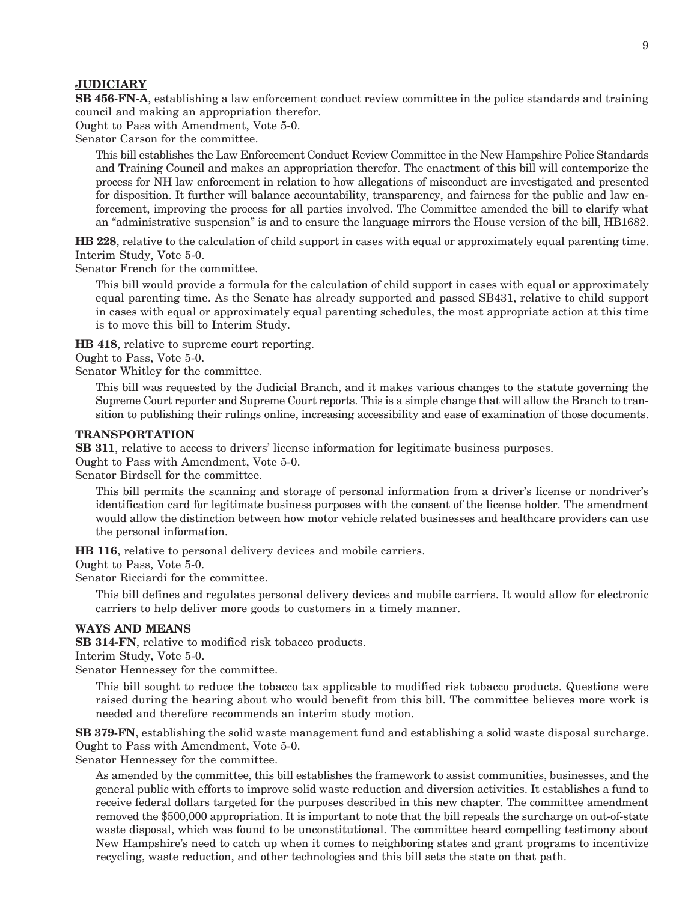**JUDICIARY**

**SB 456-FN-A**, establishing a law enforcement conduct review committee in the police standards and training council and making an appropriation therefor.
Ought to Pass with Amendment, Vote 5-0.
Senator Carson for the committee.

> This bill establishes the Law Enforcement Conduct Review Committee in the New Hampshire Police Standards and Training Council and makes an appropriation therefor. The enactment of this bill will contemporize the process for NH law enforcement in relation to how allegations of misconduct are investigated and presented for disposition. It further will balance accountability, transparency, and fairness for the public and law enforcement, improving the process for all parties involved. The Committee amended the bill to clarify what an "administrative suspension" is and to ensure the language mirrors the House version of the bill, HB1682.

**HB 228**, relative to the calculation of child support in cases with equal or approximately equal parenting time.
Interim Study, Vote 5-0.
Senator French for the committee.

> This bill would provide a formula for the calculation of child support in cases with equal or approximately equal parenting time. As the Senate has already supported and passed SB431, relative to child support in cases with equal or approximately equal parenting schedules, the most appropriate action at this time is to move this bill to Interim Study.

**HB 418**, relative to supreme court reporting.
Ought to Pass, Vote 5-0.
Senator Whitley for the committee.

> This bill was requested by the Judicial Branch, and it makes various changes to the statute governing the Supreme Court reporter and Supreme Court reports. This is a simple change that will allow the Branch to transition to publishing their rulings online, increasing accessibility and ease of examination of those documents.

**TRANSPORTATION**

**SB 311**, relative to access to drivers' license information for legitimate business purposes.
Ought to Pass with Amendment, Vote 5-0.
Senator Birdsell for the committee.

> This bill permits the scanning and storage of personal information from a driver's license or nondriver's identification card for legitimate business purposes with the consent of the license holder. The amendment would allow the distinction between how motor vehicle related businesses and healthcare providers can use the personal information.

**HB 116**, relative to personal delivery devices and mobile carriers.
Ought to Pass, Vote 5-0.
Senator Ricciardi for the committee.

> This bill defines and regulates personal delivery devices and mobile carriers. It would allow for electronic carriers to help deliver more goods to customers in a timely manner.

**WAYS AND MEANS**

**SB 314-FN**, relative to modified risk tobacco products.
Interim Study, Vote 5-0.
Senator Hennessey for the committee.

> This bill sought to reduce the tobacco tax applicable to modified risk tobacco products. Questions were raised during the hearing about who would benefit from this bill. The committee believes more work is needed and therefore recommends an interim study motion.

**SB 379-FN**, establishing the solid waste management fund and establishing a solid waste disposal surcharge.
Ought to Pass with Amendment, Vote 5-0.
Senator Hennessey for the committee.

> As amended by the committee, this bill establishes the framework to assist communities, businesses, and the general public with efforts to improve solid waste reduction and diversion activities. It establishes a fund to receive federal dollars targeted for the purposes described in this new chapter. The committee amendment removed the $500,000 appropriation. It is important to note that the bill repeals the surcharge on out-of-state waste disposal, which was found to be unconstitutional. The committee heard compelling testimony about New Hampshire's need to catch up when it comes to neighboring states and grant programs to incentivize recycling, waste reduction, and other technologies and this bill sets the state on that path.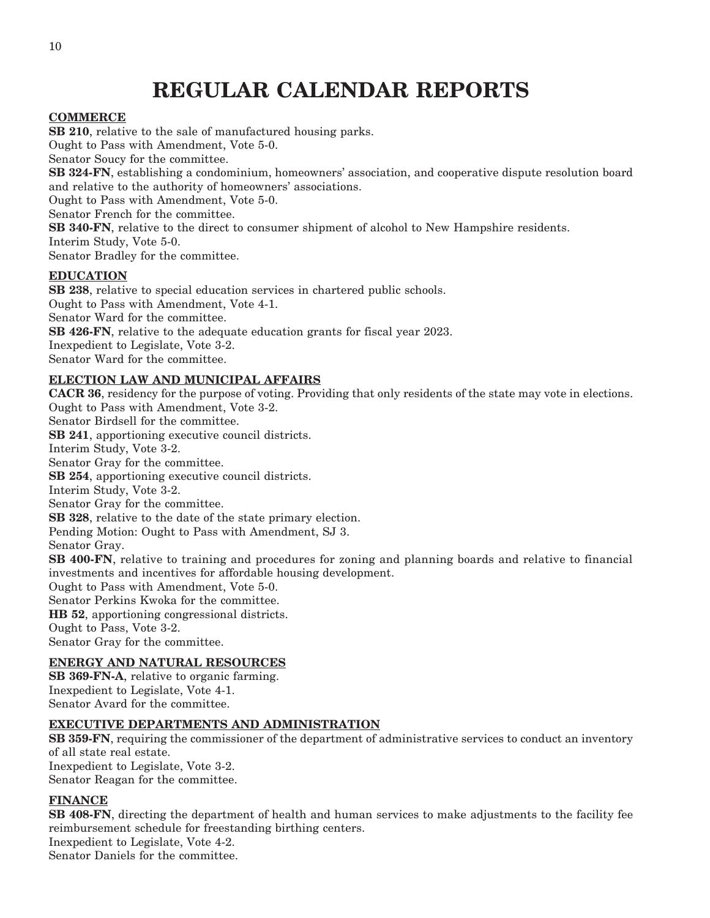# REGULAR CALENDAR REPORTS

**COMMERCE**

**SB 210**, relative to the sale of manufactured housing parks.
Ought to Pass with Amendment, Vote 5-0.
Senator Soucy for the committee.

**SB 324-FN**, establishing a condominium, homeowners' association, and cooperative dispute resolution board and relative to the authority of homeowners' associations.
Ought to Pass with Amendment, Vote 5-0.
Senator French for the committee.

**SB 340-FN**, relative to the direct to consumer shipment of alcohol to New Hampshire residents.
Interim Study, Vote 5-0.
Senator Bradley for the committee.

**EDUCATION**

**SB 238**, relative to special education services in chartered public schools.
Ought to Pass with Amendment, Vote 4-1.
Senator Ward for the committee.

**SB 426-FN**, relative to the adequate education grants for fiscal year 2023.
Inexpedient to Legislate, Vote 3-2.
Senator Ward for the committee.

**ELECTION LAW AND MUNICIPAL AFFAIRS**

**CACR 36**, residency for the purpose of voting. Providing that only residents of the state may vote in elections.
Ought to Pass with Amendment, Vote 3-2.
Senator Birdsell for the committee.

**SB 241**, apportioning executive council districts.
Interim Study, Vote 3-2.
Senator Gray for the committee.

**SB 254**, apportioning executive council districts.
Interim Study, Vote 3-2.
Senator Gray for the committee.

**SB 328**, relative to the date of the state primary election.
Pending Motion: Ought to Pass with Amendment, SJ 3.
Senator Gray.

**SB 400-FN**, relative to training and procedures for zoning and planning boards and relative to financial investments and incentives for affordable housing development.
Ought to Pass with Amendment, Vote 5-0.
Senator Perkins Kwoka for the committee.

**HB 52**, apportioning congressional districts.
Ought to Pass, Vote 3-2.
Senator Gray for the committee.

**ENERGY AND NATURAL RESOURCES**

**SB 369-FN-A**, relative to organic farming.
Inexpedient to Legislate, Vote 4-1.
Senator Avard for the committee.

**EXECUTIVE DEPARTMENTS AND ADMINISTRATION**

**SB 359-FN**, requiring the commissioner of the department of administrative services to conduct an inventory of all state real estate.
Inexpedient to Legislate, Vote 3-2.
Senator Reagan for the committee.

**FINANCE**

**SB 408-FN**, directing the department of health and human services to make adjustments to the facility fee reimbursement schedule for freestanding birthing centers.
Inexpedient to Legislate, Vote 4-2.
Senator Daniels for the committee.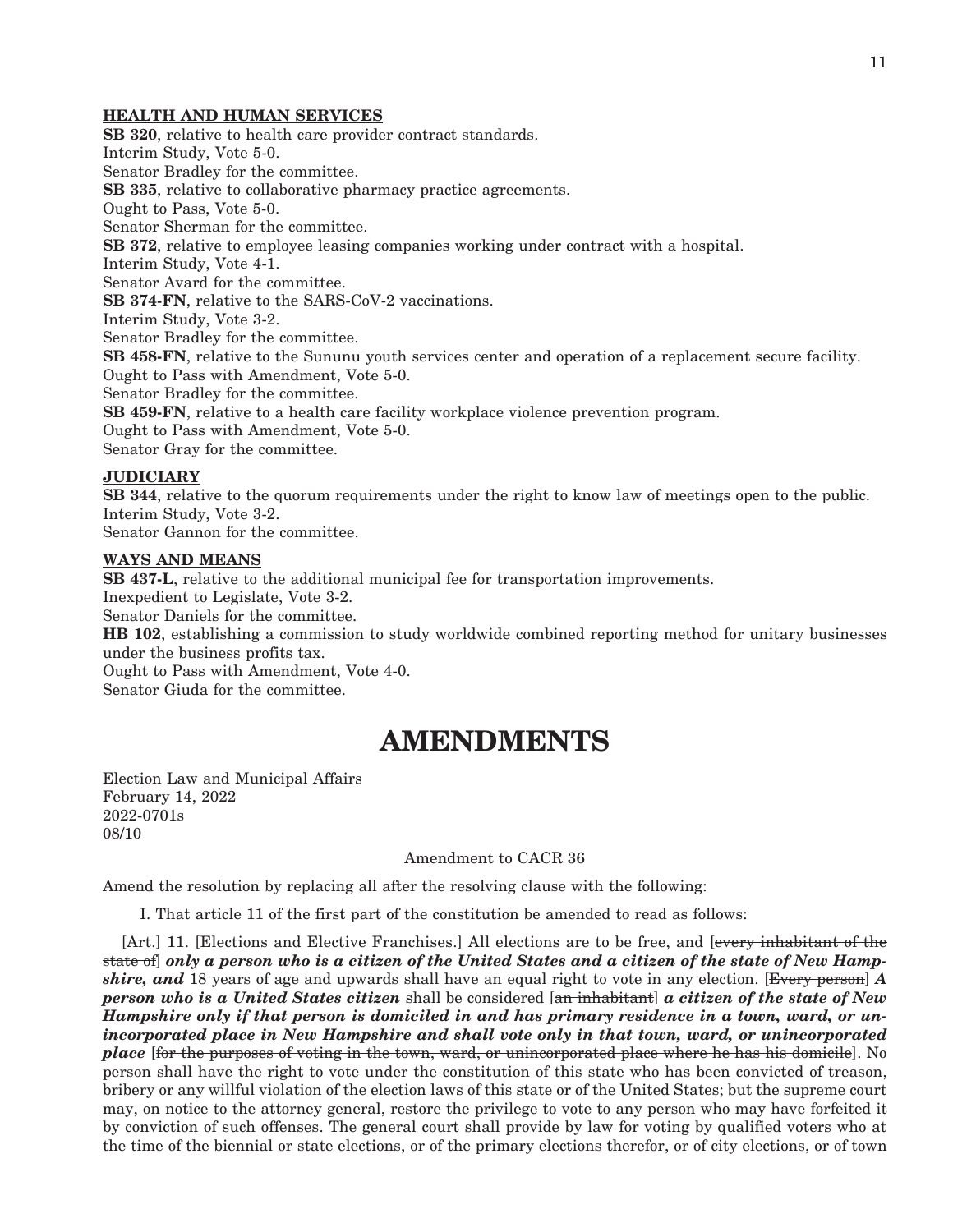**HEALTH AND HUMAN SERVICES**

**SB 320**, relative to health care provider contract standards.
Interim Study, Vote 5-0.
Senator Bradley for the committee.

**SB 335**, relative to collaborative pharmacy practice agreements.
Ought to Pass, Vote 5-0.
Senator Sherman for the committee.

**SB 372**, relative to employee leasing companies working under contract with a hospital.
Interim Study, Vote 4-1.
Senator Avard for the committee.

**SB 374-FN**, relative to the SARS-CoV-2 vaccinations.
Interim Study, Vote 3-2.
Senator Bradley for the committee.

**SB 458-FN**, relative to the Sununu youth services center and operation of a replacement secure facility.
Ought to Pass with Amendment, Vote 5-0.
Senator Bradley for the committee.

**SB 459-FN**, relative to a health care facility workplace violence prevention program.
Ought to Pass with Amendment, Vote 5-0.
Senator Gray for the committee.

**JUDICIARY**

**SB 344**, relative to the quorum requirements under the right to know law of meetings open to the public.
Interim Study, Vote 3-2.
Senator Gannon for the committee.

**WAYS AND MEANS**

**SB 437-L**, relative to the additional municipal fee for transportation improvements.
Inexpedient to Legislate, Vote 3-2.
Senator Daniels for the committee.

**HB 102**, establishing a commission to study worldwide combined reporting method for unitary businesses under the business profits tax.
Ought to Pass with Amendment, Vote 4-0.
Senator Giuda for the committee.

# AMENDMENTS

Election Law and Municipal Affairs
February 14, 2022
2022-0701s
08/10

Amendment to CACR 36

Amend the resolution by replacing all after the resolving clause with the following:

I. That article 11 of the first part of the constitution be amended to read as follows:

[Art.] 11. [Elections and Elective Franchises.] All elections are to be free, and [~~every inhabitant of the state of~~] ***only a person who is a citizen of the United States and a citizen of the state of New Hampshire, and*** 18 years of age and upwards shall have an equal right to vote in any election. [~~Every person~~] ***A person who is a United States citizen*** shall be considered [~~an inhabitant~~] ***a citizen of the state of New Hampshire only if that person is domiciled in and has primary residence in a town, ward, or unincorporated place in New Hampshire and shall vote only in that town, ward, or unincorporated place*** [~~for the purposes of voting in the town, ward, or unincorporated place where he has his domicile~~]. No person shall have the right to vote under the constitution of this state who has been convicted of treason, bribery or any willful violation of the election laws of this state or of the United States; but the supreme court may, on notice to the attorney general, restore the privilege to vote to any person who may have forfeited it by conviction of such offenses. The general court shall provide by law for voting by qualified voters who at the time of the biennial or state elections, or of the primary elections therefor, or of city elections, or of town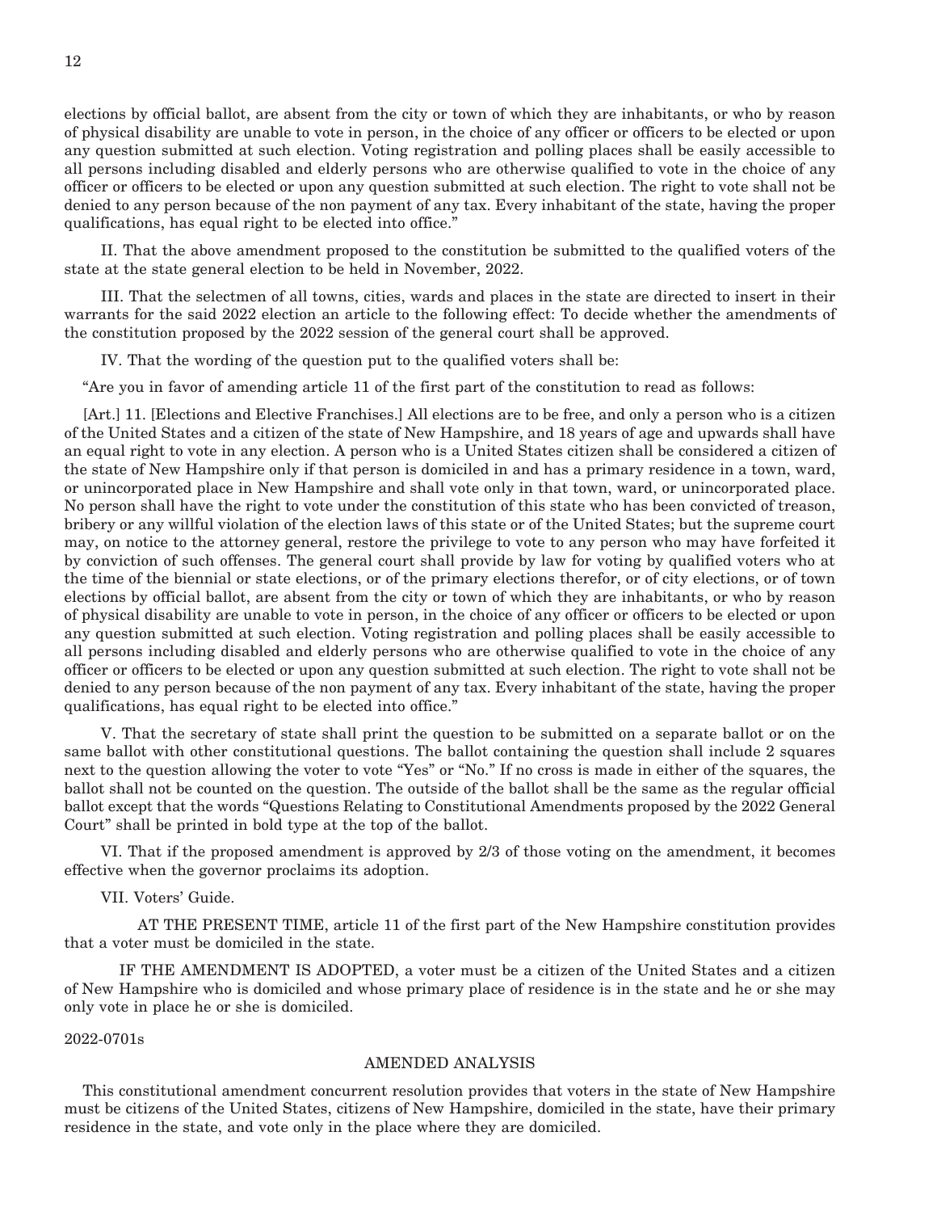elections by official ballot, are absent from the city or town of which they are inhabitants, or who by reason of physical disability are unable to vote in person, in the choice of any officer or officers to be elected or upon any question submitted at such election. Voting registration and polling places shall be easily accessible to all persons including disabled and elderly persons who are otherwise qualified to vote in the choice of any officer or officers to be elected or upon any question submitted at such election. The right to vote shall not be denied to any person because of the non payment of any tax. Every inhabitant of the state, having the proper qualifications, has equal right to be elected into office."

II. That the above amendment proposed to the constitution be submitted to the qualified voters of the state at the state general election to be held in November, 2022.

III. That the selectmen of all towns, cities, wards and places in the state are directed to insert in their warrants for the said 2022 election an article to the following effect: To decide whether the amendments of the constitution proposed by the 2022 session of the general court shall be approved.

IV. That the wording of the question put to the qualified voters shall be:

"Are you in favor of amending article 11 of the first part of the constitution to read as follows:

[Art.] 11. [Elections and Elective Franchises.] All elections are to be free, and only a person who is a citizen of the United States and a citizen of the state of New Hampshire, and 18 years of age and upwards shall have an equal right to vote in any election. A person who is a United States citizen shall be considered a citizen of the state of New Hampshire only if that person is domiciled in and has a primary residence in a town, ward, or unincorporated place in New Hampshire and shall vote only in that town, ward, or unincorporated place. No person shall have the right to vote under the constitution of this state who has been convicted of treason, bribery or any willful violation of the election laws of this state or of the United States; but the supreme court may, on notice to the attorney general, restore the privilege to vote to any person who may have forfeited it by conviction of such offenses. The general court shall provide by law for voting by qualified voters who at the time of the biennial or state elections, or of the primary elections therefor, or of city elections, or of town elections by official ballot, are absent from the city or town of which they are inhabitants, or who by reason of physical disability are unable to vote in person, in the choice of any officer or officers to be elected or upon any question submitted at such election. Voting registration and polling places shall be easily accessible to all persons including disabled and elderly persons who are otherwise qualified to vote in the choice of any officer or officers to be elected or upon any question submitted at such election. The right to vote shall not be denied to any person because of the non payment of any tax. Every inhabitant of the state, having the proper qualifications, has equal right to be elected into office."

V. That the secretary of state shall print the question to be submitted on a separate ballot or on the same ballot with other constitutional questions. The ballot containing the question shall include 2 squares next to the question allowing the voter to vote "Yes" or "No." If no cross is made in either of the squares, the ballot shall not be counted on the question. The outside of the ballot shall be the same as the regular official ballot except that the words "Questions Relating to Constitutional Amendments proposed by the 2022 General Court" shall be printed in bold type at the top of the ballot.

VI. That if the proposed amendment is approved by 2/3 of those voting on the amendment, it becomes effective when the governor proclaims its adoption.

VII. Voters' Guide.

AT THE PRESENT TIME, article 11 of the first part of the New Hampshire constitution provides that a voter must be domiciled in the state.

IF THE AMENDMENT IS ADOPTED, a voter must be a citizen of the United States and a citizen of New Hampshire who is domiciled and whose primary place of residence is in the state and he or she may only vote in place he or she is domiciled.

2022-0701s

## AMENDED ANALYSIS

This constitutional amendment concurrent resolution provides that voters in the state of New Hampshire must be citizens of the United States, citizens of New Hampshire, domiciled in the state, have their primary residence in the state, and vote only in the place where they are domiciled.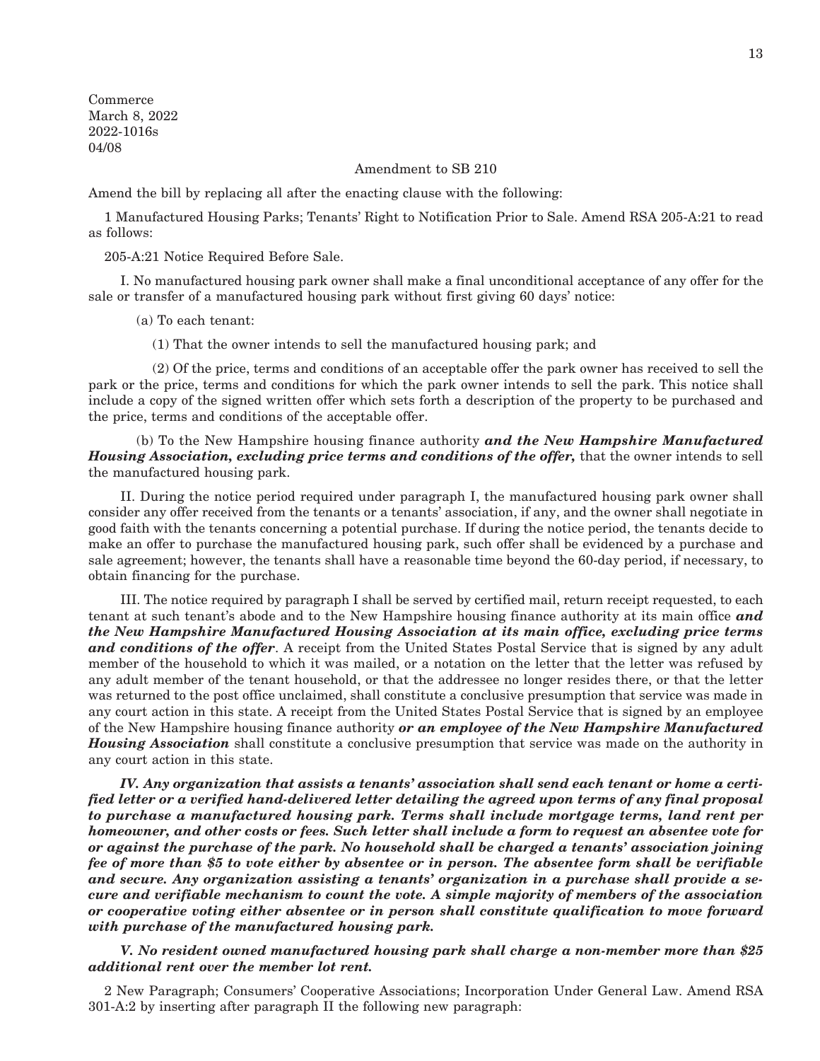Commerce
March 8, 2022
2022-1016s
04/08

Amendment to SB 210

Amend the bill by replacing all after the enacting clause with the following:

1 Manufactured Housing Parks; Tenants' Right to Notification Prior to Sale. Amend RSA 205-A:21 to read as follows:

205-A:21 Notice Required Before Sale.

I. No manufactured housing park owner shall make a final unconditional acceptance of any offer for the sale or transfer of a manufactured housing park without first giving 60 days' notice:

(a) To each tenant:

(1) That the owner intends to sell the manufactured housing park; and

(2) Of the price, terms and conditions of an acceptable offer the park owner has received to sell the park or the price, terms and conditions for which the park owner intends to sell the park. This notice shall include a copy of the signed written offer which sets forth a description of the property to be purchased and the price, terms and conditions of the acceptable offer.

(b) To the New Hampshire housing finance authority ***and the New Hampshire Manufactured Housing Association, excluding price terms and conditions of the offer,*** that the owner intends to sell the manufactured housing park.

II. During the notice period required under paragraph I, the manufactured housing park owner shall consider any offer received from the tenants or a tenants' association, if any, and the owner shall negotiate in good faith with the tenants concerning a potential purchase. If during the notice period, the tenants decide to make an offer to purchase the manufactured housing park, such offer shall be evidenced by a purchase and sale agreement; however, the tenants shall have a reasonable time beyond the 60-day period, if necessary, to obtain financing for the purchase.

III. The notice required by paragraph I shall be served by certified mail, return receipt requested, to each tenant at such tenant's abode and to the New Hampshire housing finance authority at its main office ***and the New Hampshire Manufactured Housing Association at its main office, excluding price terms and conditions of the offer***. A receipt from the United States Postal Service that is signed by any adult member of the household to which it was mailed, or a notation on the letter that the letter was refused by any adult member of the tenant household, or that the addressee no longer resides there, or that the letter was returned to the post office unclaimed, shall constitute a conclusive presumption that service was made in any court action in this state. A receipt from the United States Postal Service that is signed by an employee of the New Hampshire housing finance authority ***or an employee of the New Hampshire Manufactured Housing Association*** shall constitute a conclusive presumption that service was made on the authority in any court action in this state.

***IV. Any organization that assists a tenants' association shall send each tenant or home a certified letter or a verified hand-delivered letter detailing the agreed upon terms of any final proposal to purchase a manufactured housing park. Terms shall include mortgage terms, land rent per homeowner, and other costs or fees. Such letter shall include a form to request an absentee vote for or against the purchase of the park. No household shall be charged a tenants' association joining fee of more than $5 to vote either by absentee or in person. The absentee form shall be verifiable and secure. Any organization assisting a tenants' organization in a purchase shall provide a secure and verifiable mechanism to count the vote. A simple majority of members of the association or cooperative voting either absentee or in person shall constitute qualification to move forward with purchase of the manufactured housing park.***

***V. No resident owned manufactured housing park shall charge a non-member more than $25 additional rent over the member lot rent.***

2 New Paragraph; Consumers' Cooperative Associations; Incorporation Under General Law. Amend RSA 301-A:2 by inserting after paragraph II the following new paragraph: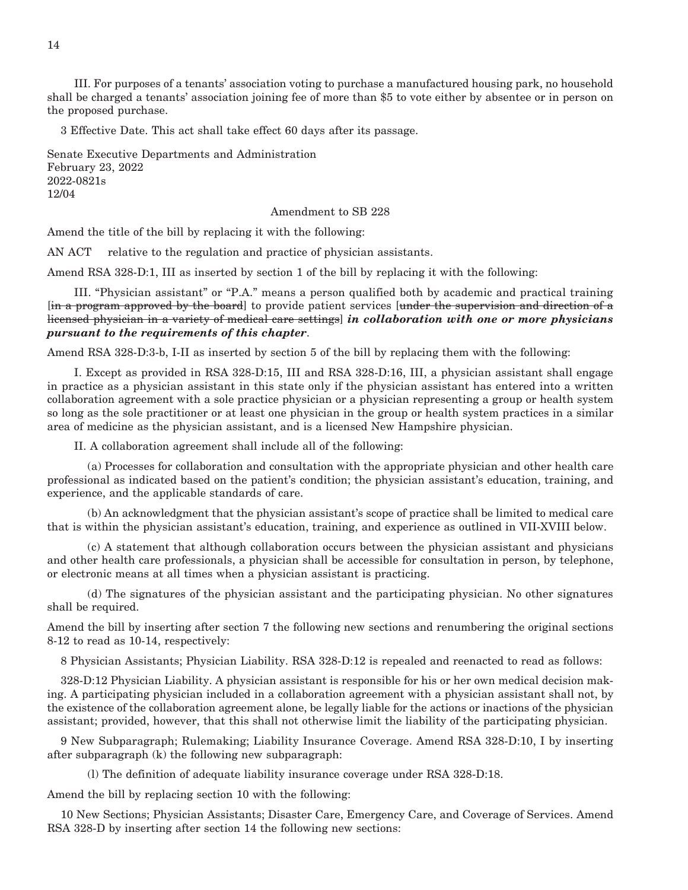III. For purposes of a tenants' association voting to purchase a manufactured housing park, no household shall be charged a tenants' association joining fee of more than $5 to vote either by absentee or in person on the proposed purchase.

3 Effective Date. This act shall take effect 60 days after its passage.

Senate Executive Departments and Administration
February 23, 2022
2022-0821s
12/04

Amendment to SB 228

Amend the title of the bill by replacing it with the following:

AN ACT relative to the regulation and practice of physician assistants.

Amend RSA 328-D:1, III as inserted by section 1 of the bill by replacing it with the following:

III. "Physician assistant" or "P.A." means a person qualified both by academic and practical training [~~in a program approved by the board~~] to provide patient services [~~under the supervision and direction of a licensed physician in a variety of medical care settings~~] ***in collaboration with one or more physicians pursuant to the requirements of this chapter***.

Amend RSA 328-D:3-b, I-II as inserted by section 5 of the bill by replacing them with the following:

I. Except as provided in RSA 328-D:15, III and RSA 328-D:16, III, a physician assistant shall engage in practice as a physician assistant in this state only if the physician assistant has entered into a written collaboration agreement with a sole practice physician or a physician representing a group or health system so long as the sole practitioner or at least one physician in the group or health system practices in a similar area of medicine as the physician assistant, and is a licensed New Hampshire physician.

II. A collaboration agreement shall include all of the following:

(a) Processes for collaboration and consultation with the appropriate physician and other health care professional as indicated based on the patient's condition; the physician assistant's education, training, and experience, and the applicable standards of care.

(b) An acknowledgment that the physician assistant's scope of practice shall be limited to medical care that is within the physician assistant's education, training, and experience as outlined in VII-XVIII below.

(c) A statement that although collaboration occurs between the physician assistant and physicians and other health care professionals, a physician shall be accessible for consultation in person, by telephone, or electronic means at all times when a physician assistant is practicing.

(d) The signatures of the physician assistant and the participating physician. No other signatures shall be required.

Amend the bill by inserting after section 7 the following new sections and renumbering the original sections 8-12 to read as 10-14, respectively:

8 Physician Assistants; Physician Liability. RSA 328-D:12 is repealed and reenacted to read as follows:

328-D:12 Physician Liability. A physician assistant is responsible for his or her own medical decision making. A participating physician included in a collaboration agreement with a physician assistant shall not, by the existence of the collaboration agreement alone, be legally liable for the actions or inactions of the physician assistant; provided, however, that this shall not otherwise limit the liability of the participating physician.

9 New Subparagraph; Rulemaking; Liability Insurance Coverage. Amend RSA 328-D:10, I by inserting after subparagraph (k) the following new subparagraph:

(l) The definition of adequate liability insurance coverage under RSA 328-D:18.

Amend the bill by replacing section 10 with the following:

10 New Sections; Physician Assistants; Disaster Care, Emergency Care, and Coverage of Services. Amend RSA 328-D by inserting after section 14 the following new sections: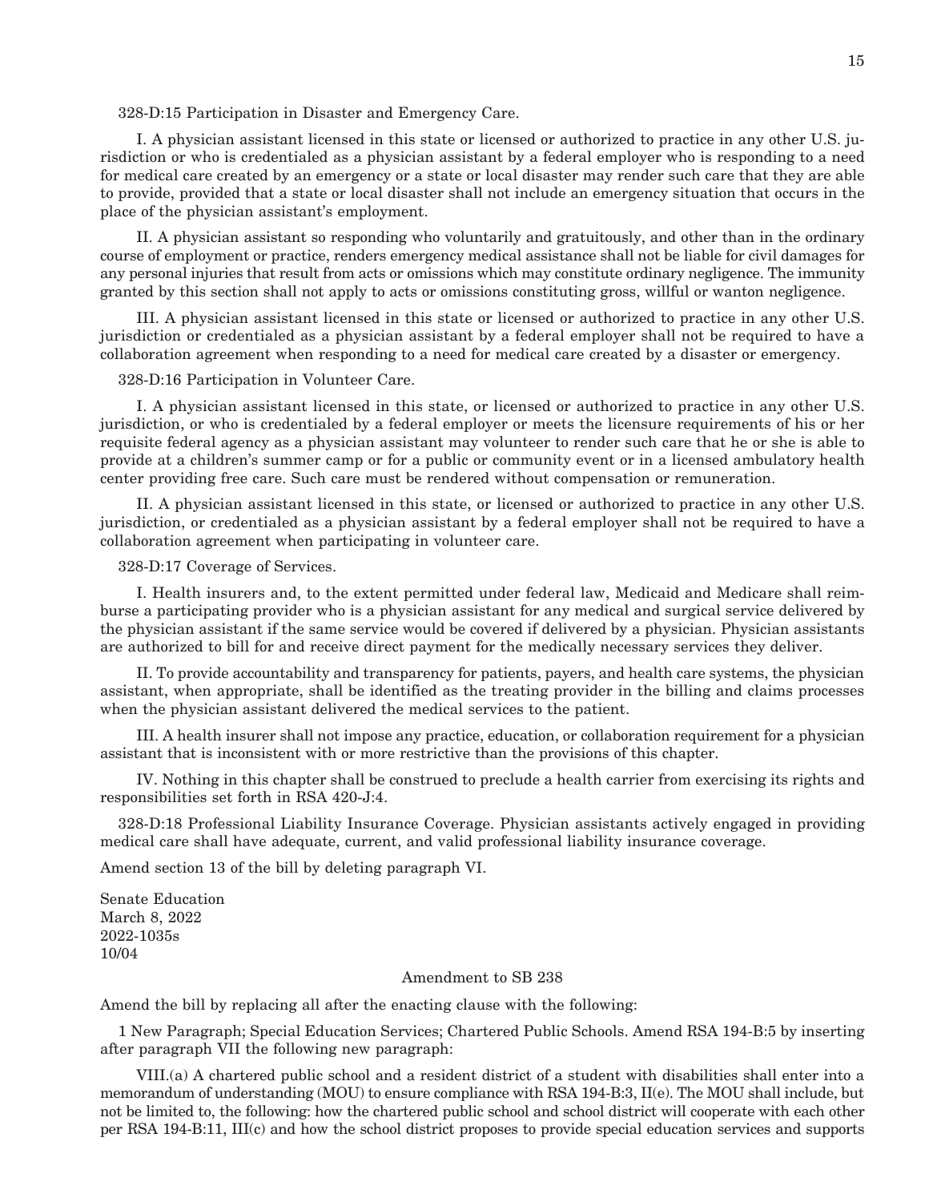328-D:15 Participation in Disaster and Emergency Care.

I. A physician assistant licensed in this state or licensed or authorized to practice in any other U.S. jurisdiction or who is credentialed as a physician assistant by a federal employer who is responding to a need for medical care created by an emergency or a state or local disaster may render such care that they are able to provide, provided that a state or local disaster shall not include an emergency situation that occurs in the place of the physician assistant's employment.

II. A physician assistant so responding who voluntarily and gratuitously, and other than in the ordinary course of employment or practice, renders emergency medical assistance shall not be liable for civil damages for any personal injuries that result from acts or omissions which may constitute ordinary negligence. The immunity granted by this section shall not apply to acts or omissions constituting gross, willful or wanton negligence.

III. A physician assistant licensed in this state or licensed or authorized to practice in any other U.S. jurisdiction or credentialed as a physician assistant by a federal employer shall not be required to have a collaboration agreement when responding to a need for medical care created by a disaster or emergency.

328-D:16 Participation in Volunteer Care.

I. A physician assistant licensed in this state, or licensed or authorized to practice in any other U.S. jurisdiction, or who is credentialed by a federal employer or meets the licensure requirements of his or her requisite federal agency as a physician assistant may volunteer to render such care that he or she is able to provide at a children's summer camp or for a public or community event or in a licensed ambulatory health center providing free care. Such care must be rendered without compensation or remuneration.

II. A physician assistant licensed in this state, or licensed or authorized to practice in any other U.S. jurisdiction, or credentialed as a physician assistant by a federal employer shall not be required to have a collaboration agreement when participating in volunteer care.

328-D:17 Coverage of Services.

I. Health insurers and, to the extent permitted under federal law, Medicaid and Medicare shall reimburse a participating provider who is a physician assistant for any medical and surgical service delivered by the physician assistant if the same service would be covered if delivered by a physician. Physician assistants are authorized to bill for and receive direct payment for the medically necessary services they deliver.

II. To provide accountability and transparency for patients, payers, and health care systems, the physician assistant, when appropriate, shall be identified as the treating provider in the billing and claims processes when the physician assistant delivered the medical services to the patient.

III. A health insurer shall not impose any practice, education, or collaboration requirement for a physician assistant that is inconsistent with or more restrictive than the provisions of this chapter.

IV. Nothing in this chapter shall be construed to preclude a health carrier from exercising its rights and responsibilities set forth in RSA 420-J:4.

328-D:18 Professional Liability Insurance Coverage. Physician assistants actively engaged in providing medical care shall have adequate, current, and valid professional liability insurance coverage.

Amend section 13 of the bill by deleting paragraph VI.

Senate Education
March 8, 2022
2022-1035s
10/04

Amendment to SB 238

Amend the bill by replacing all after the enacting clause with the following:

1 New Paragraph; Special Education Services; Chartered Public Schools. Amend RSA 194-B:5 by inserting after paragraph VII the following new paragraph:

VIII.(a) A chartered public school and a resident district of a student with disabilities shall enter into a memorandum of understanding (MOU) to ensure compliance with RSA 194-B:3, II(e). The MOU shall include, but not be limited to, the following: how the chartered public school and school district will cooperate with each other per RSA 194-B:11, III(c) and how the school district proposes to provide special education services and supports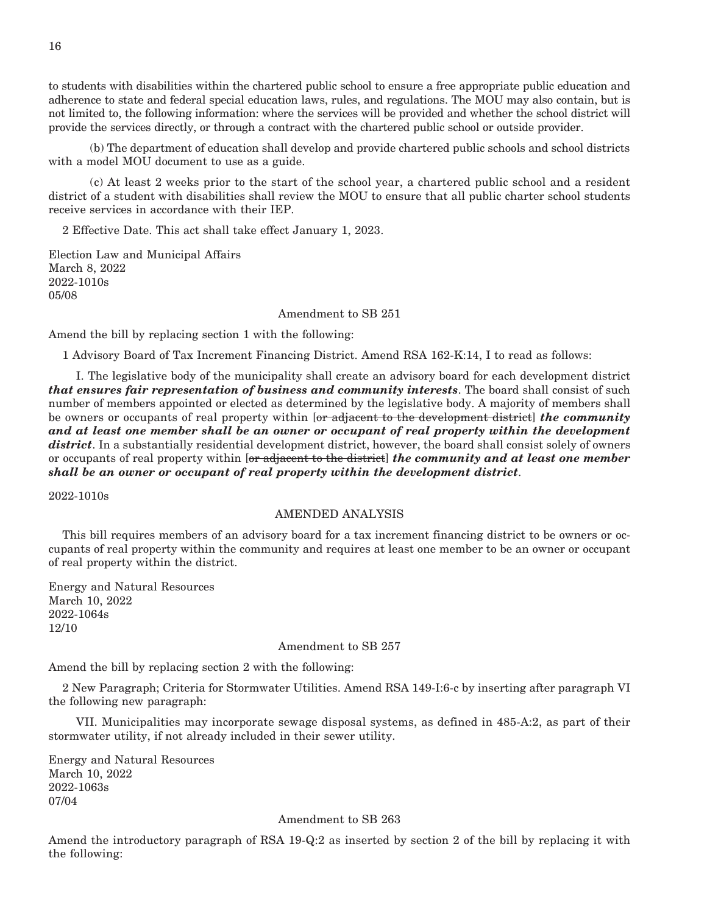to students with disabilities within the chartered public school to ensure a free appropriate public education and adherence to state and federal special education laws, rules, and regulations. The MOU may also contain, but is not limited to, the following information: where the services will be provided and whether the school district will provide the services directly, or through a contract with the chartered public school or outside provider.

(b) The department of education shall develop and provide chartered public schools and school districts with a model MOU document to use as a guide.

(c) At least 2 weeks prior to the start of the school year, a chartered public school and a resident district of a student with disabilities shall review the MOU to ensure that all public charter school students receive services in accordance with their IEP.

2 Effective Date. This act shall take effect January 1, 2023.

Election Law and Municipal Affairs
March 8, 2022
2022-1010s
05/08

Amendment to SB 251

Amend the bill by replacing section 1 with the following:

1 Advisory Board of Tax Increment Financing District. Amend RSA 162-K:14, I to read as follows:

I. The legislative body of the municipality shall create an advisory board for each development district ***that ensures fair representation of business and community interests***. The board shall consist of such number of members appointed or elected as determined by the legislative body. A majority of members shall be owners or occupants of real property within [~~or adjacent to the development district~~] ***the community and at least one member shall be an owner or occupant of real property within the development district***. In a substantially residential development district, however, the board shall consist solely of owners or occupants of real property within [~~or adjacent to the district~~] ***the community and at least one member shall be an owner or occupant of real property within the development district***.

2022-1010s

AMENDED ANALYSIS

This bill requires members of an advisory board for a tax increment financing district to be owners or occupants of real property within the community and requires at least one member to be an owner or occupant of real property within the district.

Energy and Natural Resources
March 10, 2022
2022-1064s
12/10

Amendment to SB 257

Amend the bill by replacing section 2 with the following:

2 New Paragraph; Criteria for Stormwater Utilities. Amend RSA 149-I:6-c by inserting after paragraph VI the following new paragraph:

VII. Municipalities may incorporate sewage disposal systems, as defined in 485-A:2, as part of their stormwater utility, if not already included in their sewer utility.

Energy and Natural Resources
March 10, 2022
2022-1063s
07/04

Amendment to SB 263

Amend the introductory paragraph of RSA 19-Q:2 as inserted by section 2 of the bill by replacing it with the following: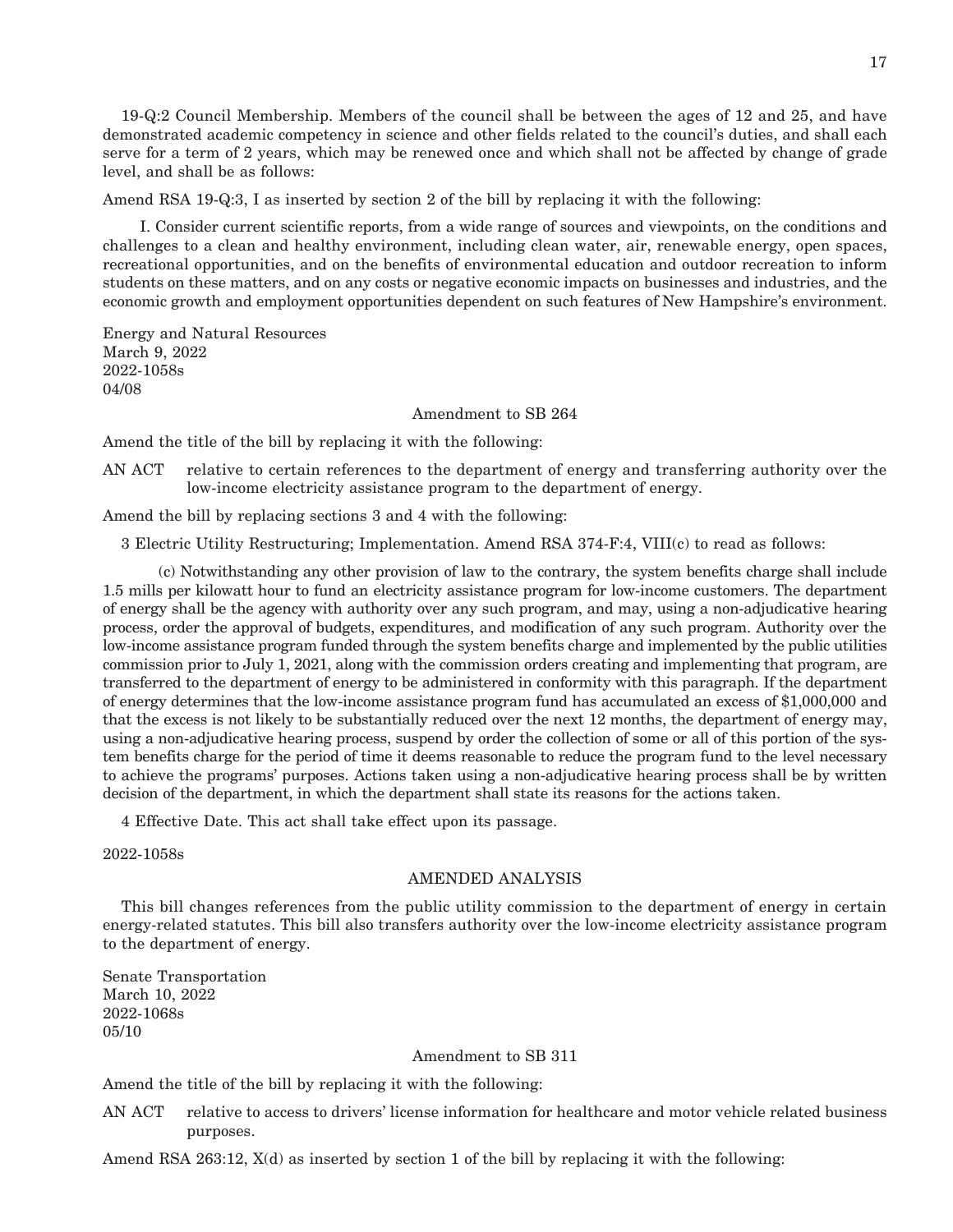19-Q:2 Council Membership. Members of the council shall be between the ages of 12 and 25, and have demonstrated academic competency in science and other fields related to the council's duties, and shall each serve for a term of 2 years, which may be renewed once and which shall not be affected by change of grade level, and shall be as follows:

Amend RSA 19-Q:3, I as inserted by section 2 of the bill by replacing it with the following:

I. Consider current scientific reports, from a wide range of sources and viewpoints, on the conditions and challenges to a clean and healthy environment, including clean water, air, renewable energy, open spaces, recreational opportunities, and on the benefits of environmental education and outdoor recreation to inform students on these matters, and on any costs or negative economic impacts on businesses and industries, and the economic growth and employment opportunities dependent on such features of New Hampshire's environment.

Energy and Natural Resources
March 9, 2022
2022-1058s
04/08

Amendment to SB 264

Amend the title of the bill by replacing it with the following:

AN ACT relative to certain references to the department of energy and transferring authority over the low-income electricity assistance program to the department of energy.

Amend the bill by replacing sections 3 and 4 with the following:

3 Electric Utility Restructuring; Implementation. Amend RSA 374-F:4, VIII(c) to read as follows:

(c) Notwithstanding any other provision of law to the contrary, the system benefits charge shall include 1.5 mills per kilowatt hour to fund an electricity assistance program for low-income customers. The department of energy shall be the agency with authority over any such program, and may, using a non-adjudicative hearing process, order the approval of budgets, expenditures, and modification of any such program. Authority over the low-income assistance program funded through the system benefits charge and implemented by the public utilities commission prior to July 1, 2021, along with the commission orders creating and implementing that program, are transferred to the department of energy to be administered in conformity with this paragraph. If the department of energy determines that the low-income assistance program fund has accumulated an excess of $1,000,000 and that the excess is not likely to be substantially reduced over the next 12 months, the department of energy may, using a non-adjudicative hearing process, suspend by order the collection of some or all of this portion of the system benefits charge for the period of time it deems reasonable to reduce the program fund to the level necessary to achieve the programs' purposes. Actions taken using a non-adjudicative hearing process shall be by written decision of the department, in which the department shall state its reasons for the actions taken.

4 Effective Date. This act shall take effect upon its passage.

2022-1058s

AMENDED ANALYSIS

This bill changes references from the public utility commission to the department of energy in certain energy-related statutes. This bill also transfers authority over the low-income electricity assistance program to the department of energy.

Senate Transportation
March 10, 2022
2022-1068s
05/10

Amendment to SB 311

Amend the title of the bill by replacing it with the following:

AN ACT relative to access to drivers' license information for healthcare and motor vehicle related business purposes.

Amend RSA 263:12, X(d) as inserted by section 1 of the bill by replacing it with the following: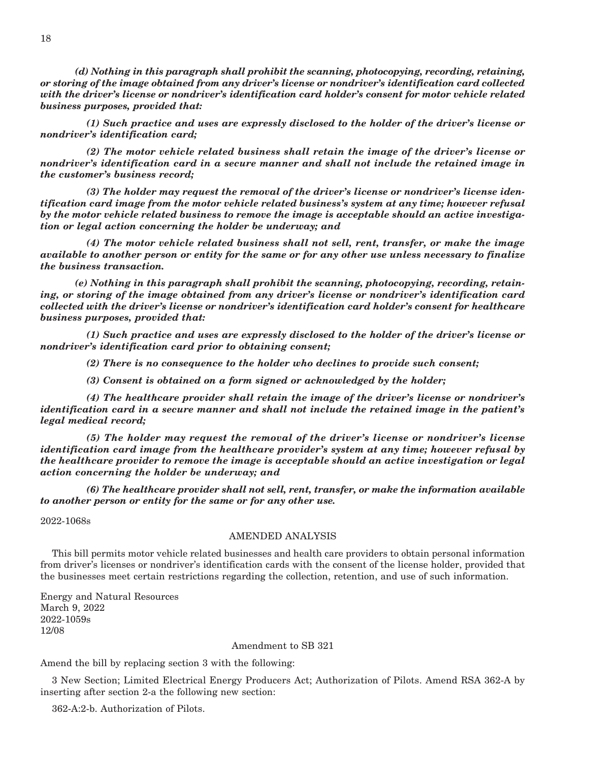***(d) Nothing in this paragraph shall prohibit the scanning, photocopying, recording, retaining, or storing of the image obtained from any driver's license or nondriver's identification card collected with the driver's license or nondriver's identification card holder's consent for motor vehicle related business purposes, provided that:***

***(1) Such practice and uses are expressly disclosed to the holder of the driver's license or nondriver's identification card;***

***(2) The motor vehicle related business shall retain the image of the driver's license or nondriver's identification card in a secure manner and shall not include the retained image in the customer's business record;***

***(3) The holder may request the removal of the driver's license or nondriver's license identification card image from the motor vehicle related business's system at any time; however refusal by the motor vehicle related business to remove the image is acceptable should an active investigation or legal action concerning the holder be underway; and***

***(4) The motor vehicle related business shall not sell, rent, transfer, or make the image available to another person or entity for the same or for any other use unless necessary to finalize the business transaction.***

***(e) Nothing in this paragraph shall prohibit the scanning, photocopying, recording, retaining, or storing of the image obtained from any driver's license or nondriver's identification card collected with the driver's license or nondriver's identification card holder's consent for healthcare business purposes, provided that:***

***(1) Such practice and uses are expressly disclosed to the holder of the driver's license or nondriver's identification card prior to obtaining consent;***

***(2) There is no consequence to the holder who declines to provide such consent;***

***(3) Consent is obtained on a form signed or acknowledged by the holder;***

***(4) The healthcare provider shall retain the image of the driver's license or nondriver's identification card in a secure manner and shall not include the retained image in the patient's legal medical record;***

***(5) The holder may request the removal of the driver's license or nondriver's license identification card image from the healthcare provider's system at any time; however refusal by the healthcare provider to remove the image is acceptable should an active investigation or legal action concerning the holder be underway; and***

***(6) The healthcare provider shall not sell, rent, transfer, or make the information available to another person or entity for the same or for any other use.***

2022-1068s

AMENDED ANALYSIS

This bill permits motor vehicle related businesses and health care providers to obtain personal information from driver's licenses or nondriver's identification cards with the consent of the license holder, provided that the businesses meet certain restrictions regarding the collection, retention, and use of such information.

Energy and Natural Resources
March 9, 2022
2022-1059s
12/08

Amendment to SB 321

Amend the bill by replacing section 3 with the following:

3 New Section; Limited Electrical Energy Producers Act; Authorization of Pilots. Amend RSA 362-A by inserting after section 2-a the following new section:

362-A:2-b. Authorization of Pilots.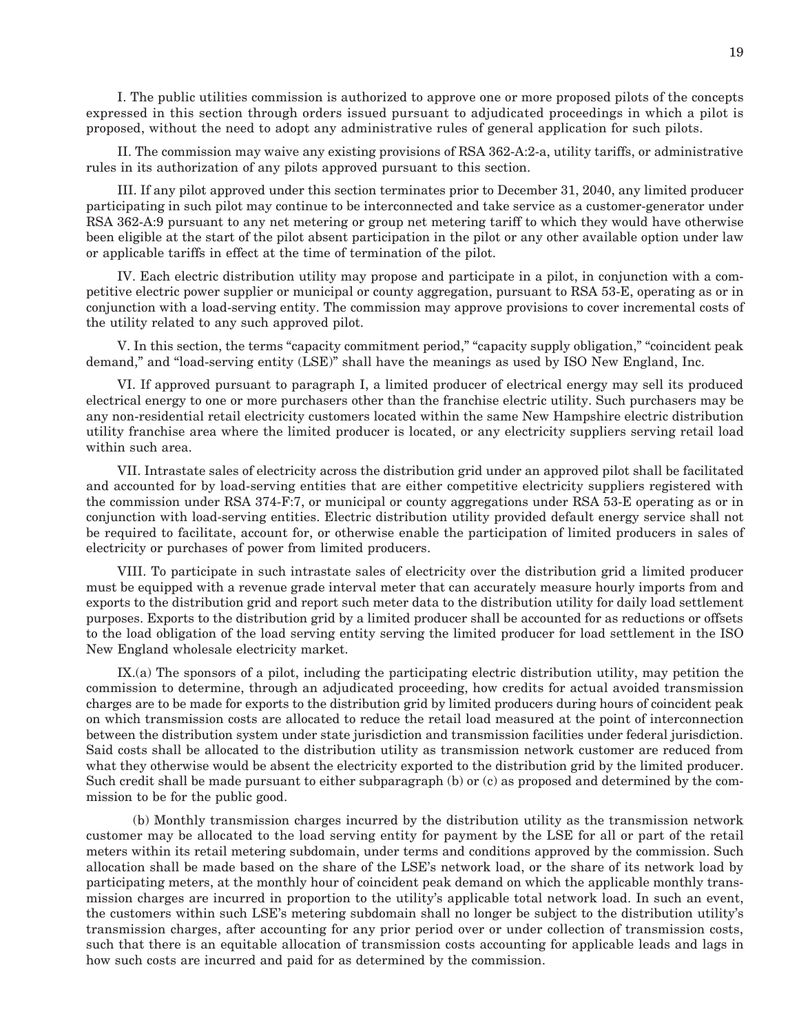I. The public utilities commission is authorized to approve one or more proposed pilots of the concepts expressed in this section through orders issued pursuant to adjudicated proceedings in which a pilot is proposed, without the need to adopt any administrative rules of general application for such pilots.

II. The commission may waive any existing provisions of RSA 362-A:2-a, utility tariffs, or administrative rules in its authorization of any pilots approved pursuant to this section.

III. If any pilot approved under this section terminates prior to December 31, 2040, any limited producer participating in such pilot may continue to be interconnected and take service as a customer-generator under RSA 362-A:9 pursuant to any net metering or group net metering tariff to which they would have otherwise been eligible at the start of the pilot absent participation in the pilot or any other available option under law or applicable tariffs in effect at the time of termination of the pilot.

IV. Each electric distribution utility may propose and participate in a pilot, in conjunction with a competitive electric power supplier or municipal or county aggregation, pursuant to RSA 53-E, operating as or in conjunction with a load-serving entity. The commission may approve provisions to cover incremental costs of the utility related to any such approved pilot.

V. In this section, the terms "capacity commitment period," "capacity supply obligation," "coincident peak demand," and "load-serving entity (LSE)" shall have the meanings as used by ISO New England, Inc.

VI. If approved pursuant to paragraph I, a limited producer of electrical energy may sell its produced electrical energy to one or more purchasers other than the franchise electric utility. Such purchasers may be any non-residential retail electricity customers located within the same New Hampshire electric distribution utility franchise area where the limited producer is located, or any electricity suppliers serving retail load within such area.

VII. Intrastate sales of electricity across the distribution grid under an approved pilot shall be facilitated and accounted for by load-serving entities that are either competitive electricity suppliers registered with the commission under RSA 374-F:7, or municipal or county aggregations under RSA 53-E operating as or in conjunction with load-serving entities. Electric distribution utility provided default energy service shall not be required to facilitate, account for, or otherwise enable the participation of limited producers in sales of electricity or purchases of power from limited producers.

VIII. To participate in such intrastate sales of electricity over the distribution grid a limited producer must be equipped with a revenue grade interval meter that can accurately measure hourly imports from and exports to the distribution grid and report such meter data to the distribution utility for daily load settlement purposes. Exports to the distribution grid by a limited producer shall be accounted for as reductions or offsets to the load obligation of the load serving entity serving the limited producer for load settlement in the ISO New England wholesale electricity market.

IX.(a) The sponsors of a pilot, including the participating electric distribution utility, may petition the commission to determine, through an adjudicated proceeding, how credits for actual avoided transmission charges are to be made for exports to the distribution grid by limited producers during hours of coincident peak on which transmission costs are allocated to reduce the retail load measured at the point of interconnection between the distribution system under state jurisdiction and transmission facilities under federal jurisdiction. Said costs shall be allocated to the distribution utility as transmission network customer are reduced from what they otherwise would be absent the electricity exported to the distribution grid by the limited producer. Such credit shall be made pursuant to either subparagraph (b) or (c) as proposed and determined by the commission to be for the public good.

(b) Monthly transmission charges incurred by the distribution utility as the transmission network customer may be allocated to the load serving entity for payment by the LSE for all or part of the retail meters within its retail metering subdomain, under terms and conditions approved by the commission. Such allocation shall be made based on the share of the LSE's network load, or the share of its network load by participating meters, at the monthly hour of coincident peak demand on which the applicable monthly transmission charges are incurred in proportion to the utility's applicable total network load. In such an event, the customers within such LSE's metering subdomain shall no longer be subject to the distribution utility's transmission charges, after accounting for any prior period over or under collection of transmission costs, such that there is an equitable allocation of transmission costs accounting for applicable leads and lags in how such costs are incurred and paid for as determined by the commission.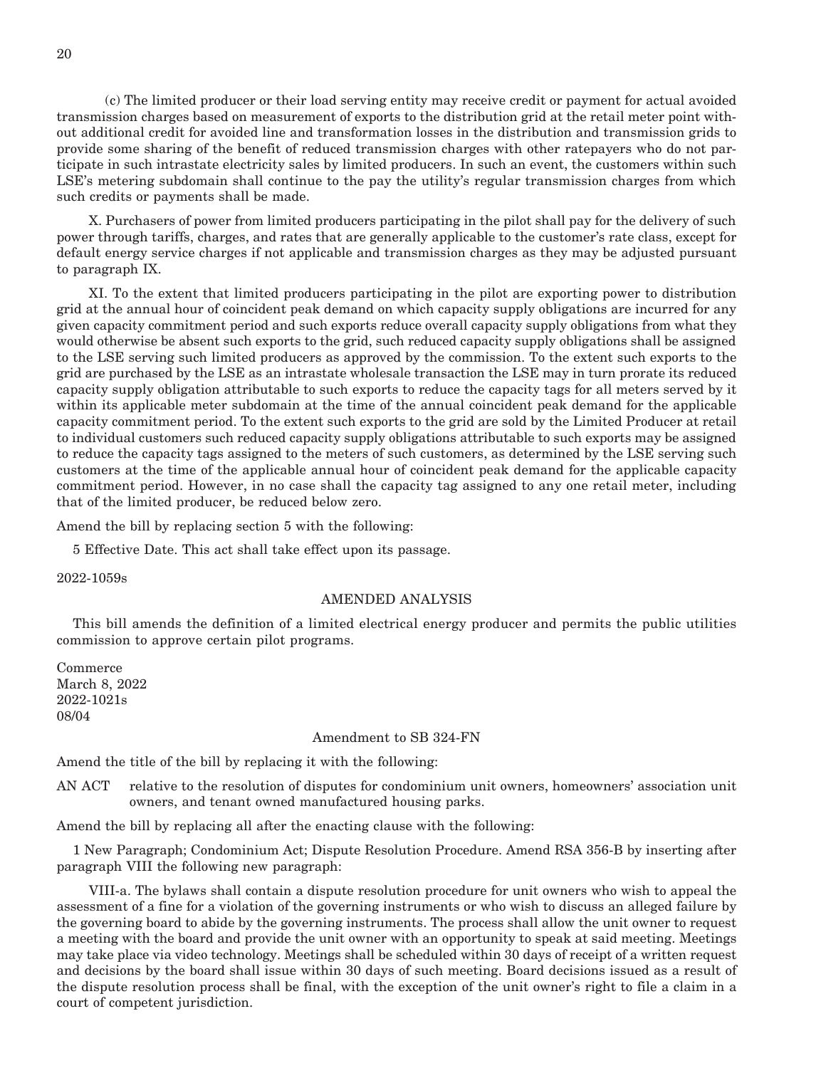(c) The limited producer or their load serving entity may receive credit or payment for actual avoided transmission charges based on measurement of exports to the distribution grid at the retail meter point without additional credit for avoided line and transformation losses in the distribution and transmission grids to provide some sharing of the benefit of reduced transmission charges with other ratepayers who do not participate in such intrastate electricity sales by limited producers. In such an event, the customers within such LSE's metering subdomain shall continue to the pay the utility's regular transmission charges from which such credits or payments shall be made.

X. Purchasers of power from limited producers participating in the pilot shall pay for the delivery of such power through tariffs, charges, and rates that are generally applicable to the customer's rate class, except for default energy service charges if not applicable and transmission charges as they may be adjusted pursuant to paragraph IX.

XI. To the extent that limited producers participating in the pilot are exporting power to distribution grid at the annual hour of coincident peak demand on which capacity supply obligations are incurred for any given capacity commitment period and such exports reduce overall capacity supply obligations from what they would otherwise be absent such exports to the grid, such reduced capacity supply obligations shall be assigned to the LSE serving such limited producers as approved by the commission. To the extent such exports to the grid are purchased by the LSE as an intrastate wholesale transaction the LSE may in turn prorate its reduced capacity supply obligation attributable to such exports to reduce the capacity tags for all meters served by it within its applicable meter subdomain at the time of the annual coincident peak demand for the applicable capacity commitment period. To the extent such exports to the grid are sold by the Limited Producer at retail to individual customers such reduced capacity supply obligations attributable to such exports may be assigned to reduce the capacity tags assigned to the meters of such customers, as determined by the LSE serving such customers at the time of the applicable annual hour of coincident peak demand for the applicable capacity commitment period. However, in no case shall the capacity tag assigned to any one retail meter, including that of the limited producer, be reduced below zero.

Amend the bill by replacing section 5 with the following:

5 Effective Date. This act shall take effect upon its passage.

2022-1059s

AMENDED ANALYSIS

This bill amends the definition of a limited electrical energy producer and permits the public utilities commission to approve certain pilot programs.

Commerce
March 8, 2022
2022-1021s
08/04

Amendment to SB 324-FN

Amend the title of the bill by replacing it with the following:

AN ACT relative to the resolution of disputes for condominium unit owners, homeowners' association unit owners, and tenant owned manufactured housing parks.

Amend the bill by replacing all after the enacting clause with the following:

1 New Paragraph; Condominium Act; Dispute Resolution Procedure. Amend RSA 356-B by inserting after paragraph VIII the following new paragraph:

VIII-a. The bylaws shall contain a dispute resolution procedure for unit owners who wish to appeal the assessment of a fine for a violation of the governing instruments or who wish to discuss an alleged failure by the governing board to abide by the governing instruments. The process shall allow the unit owner to request a meeting with the board and provide the unit owner with an opportunity to speak at said meeting. Meetings may take place via video technology. Meetings shall be scheduled within 30 days of receipt of a written request and decisions by the board shall issue within 30 days of such meeting. Board decisions issued as a result of the dispute resolution process shall be final, with the exception of the unit owner's right to file a claim in a court of competent jurisdiction.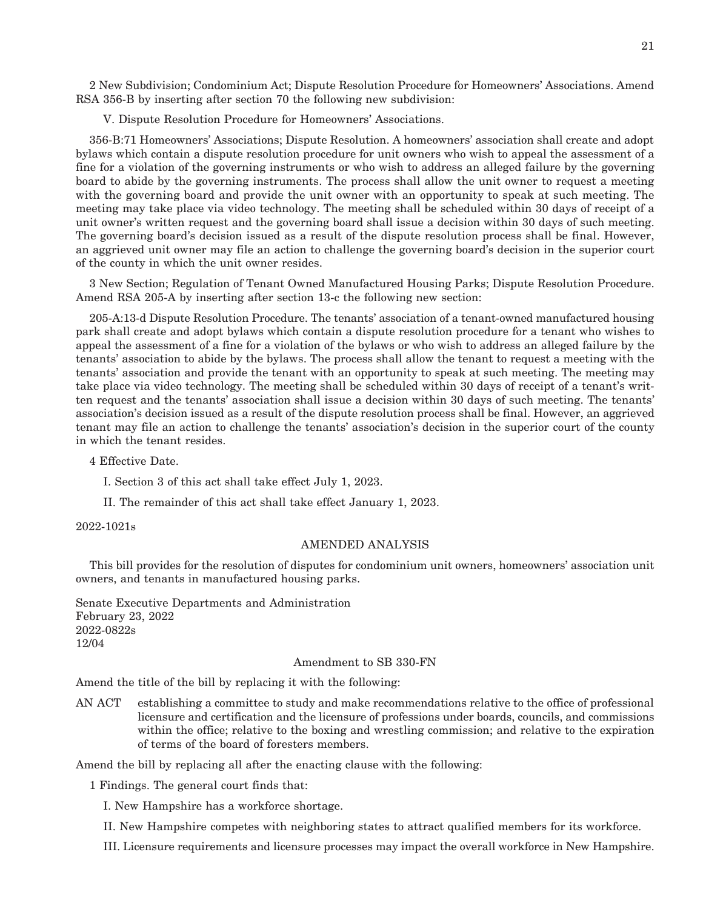2 New Subdivision; Condominium Act; Dispute Resolution Procedure for Homeowners' Associations. Amend RSA 356-B by inserting after section 70 the following new subdivision:

V. Dispute Resolution Procedure for Homeowners' Associations.

356-B:71 Homeowners' Associations; Dispute Resolution. A homeowners' association shall create and adopt bylaws which contain a dispute resolution procedure for unit owners who wish to appeal the assessment of a fine for a violation of the governing instruments or who wish to address an alleged failure by the governing board to abide by the governing instruments. The process shall allow the unit owner to request a meeting with the governing board and provide the unit owner with an opportunity to speak at such meeting. The meeting may take place via video technology. The meeting shall be scheduled within 30 days of receipt of a unit owner's written request and the governing board shall issue a decision within 30 days of such meeting. The governing board's decision issued as a result of the dispute resolution process shall be final. However, an aggrieved unit owner may file an action to challenge the governing board's decision in the superior court of the county in which the unit owner resides.

3 New Section; Regulation of Tenant Owned Manufactured Housing Parks; Dispute Resolution Procedure. Amend RSA 205-A by inserting after section 13-c the following new section:

205-A:13-d Dispute Resolution Procedure. The tenants' association of a tenant-owned manufactured housing park shall create and adopt bylaws which contain a dispute resolution procedure for a tenant who wishes to appeal the assessment of a fine for a violation of the bylaws or who wish to address an alleged failure by the tenants' association to abide by the bylaws. The process shall allow the tenant to request a meeting with the tenants' association and provide the tenant with an opportunity to speak at such meeting. The meeting may take place via video technology. The meeting shall be scheduled within 30 days of receipt of a tenant's written request and the tenants' association shall issue a decision within 30 days of such meeting. The tenants' association's decision issued as a result of the dispute resolution process shall be final. However, an aggrieved tenant may file an action to challenge the tenants' association's decision in the superior court of the county in which the tenant resides.

4 Effective Date.

I. Section 3 of this act shall take effect July 1, 2023.

II. The remainder of this act shall take effect January 1, 2023.

2022-1021s

AMENDED ANALYSIS

This bill provides for the resolution of disputes for condominium unit owners, homeowners' association unit owners, and tenants in manufactured housing parks.

Senate Executive Departments and Administration
February 23, 2022
2022-0822s
12/04

Amendment to SB 330-FN

Amend the title of the bill by replacing it with the following:

AN ACT establishing a committee to study and make recommendations relative to the office of professional licensure and certification and the licensure of professions under boards, councils, and commissions within the office; relative to the boxing and wrestling commission; and relative to the expiration of terms of the board of foresters members.

Amend the bill by replacing all after the enacting clause with the following:

1 Findings. The general court finds that:

I. New Hampshire has a workforce shortage.

II. New Hampshire competes with neighboring states to attract qualified members for its workforce.

III. Licensure requirements and licensure processes may impact the overall workforce in New Hampshire.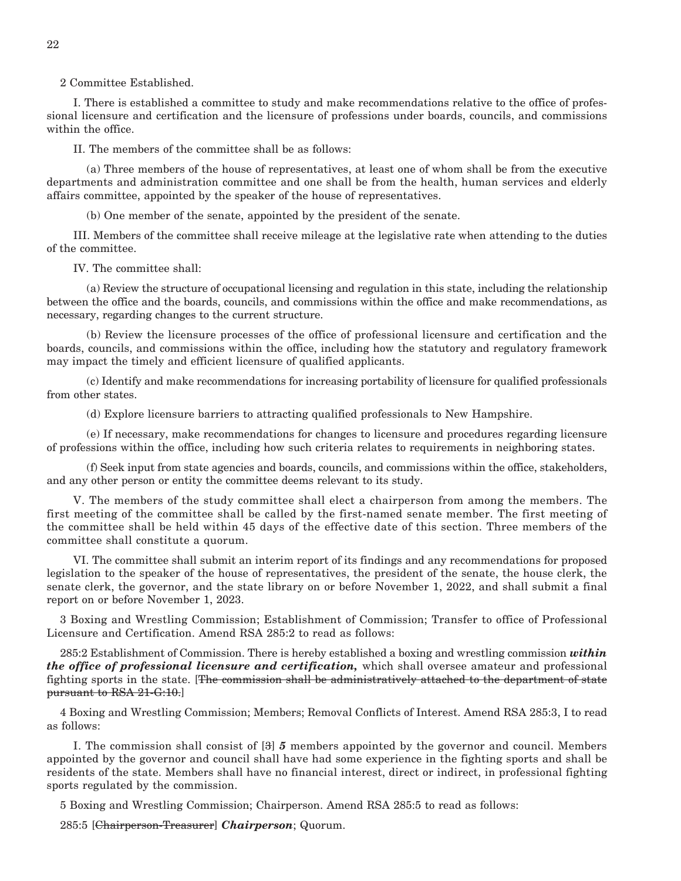2 Committee Established.

I. There is established a committee to study and make recommendations relative to the office of professional licensure and certification and the licensure of professions under boards, councils, and commissions within the office.

II. The members of the committee shall be as follows:

(a) Three members of the house of representatives, at least one of whom shall be from the executive departments and administration committee and one shall be from the health, human services and elderly affairs committee, appointed by the speaker of the house of representatives.

(b) One member of the senate, appointed by the president of the senate.

III. Members of the committee shall receive mileage at the legislative rate when attending to the duties of the committee.

IV. The committee shall:

(a) Review the structure of occupational licensing and regulation in this state, including the relationship between the office and the boards, councils, and commissions within the office and make recommendations, as necessary, regarding changes to the current structure.

(b) Review the licensure processes of the office of professional licensure and certification and the boards, councils, and commissions within the office, including how the statutory and regulatory framework may impact the timely and efficient licensure of qualified applicants.

(c) Identify and make recommendations for increasing portability of licensure for qualified professionals from other states.

(d) Explore licensure barriers to attracting qualified professionals to New Hampshire.

(e) If necessary, make recommendations for changes to licensure and procedures regarding licensure of professions within the office, including how such criteria relates to requirements in neighboring states.

(f) Seek input from state agencies and boards, councils, and commissions within the office, stakeholders, and any other person or entity the committee deems relevant to its study.

V. The members of the study committee shall elect a chairperson from among the members. The first meeting of the committee shall be called by the first-named senate member. The first meeting of the committee shall be held within 45 days of the effective date of this section. Three members of the committee shall constitute a quorum.

VI. The committee shall submit an interim report of its findings and any recommendations for proposed legislation to the speaker of the house of representatives, the president of the senate, the house clerk, the senate clerk, the governor, and the state library on or before November 1, 2022, and shall submit a final report on or before November 1, 2023.

3 Boxing and Wrestling Commission; Establishment of Commission; Transfer to office of Professional Licensure and Certification. Amend RSA 285:2 to read as follows:

285:2 Establishment of Commission. There is hereby established a boxing and wrestling commission ***within the office of professional licensure and certification,*** which shall oversee amateur and professional fighting sports in the state. [~~The commission shall be administratively attached to the department of state pursuant to RSA 21-G:10.~~]

4 Boxing and Wrestling Commission; Members; Removal Conflicts of Interest. Amend RSA 285:3, I to read as follows:

I. The commission shall consist of [~~3~~] ***5*** members appointed by the governor and council. Members appointed by the governor and council shall have had some experience in the fighting sports and shall be residents of the state. Members shall have no financial interest, direct or indirect, in professional fighting sports regulated by the commission.

5 Boxing and Wrestling Commission; Chairperson. Amend RSA 285:5 to read as follows:

285:5 [~~Chairperson-Treasurer~~] ***Chairperson***; Quorum.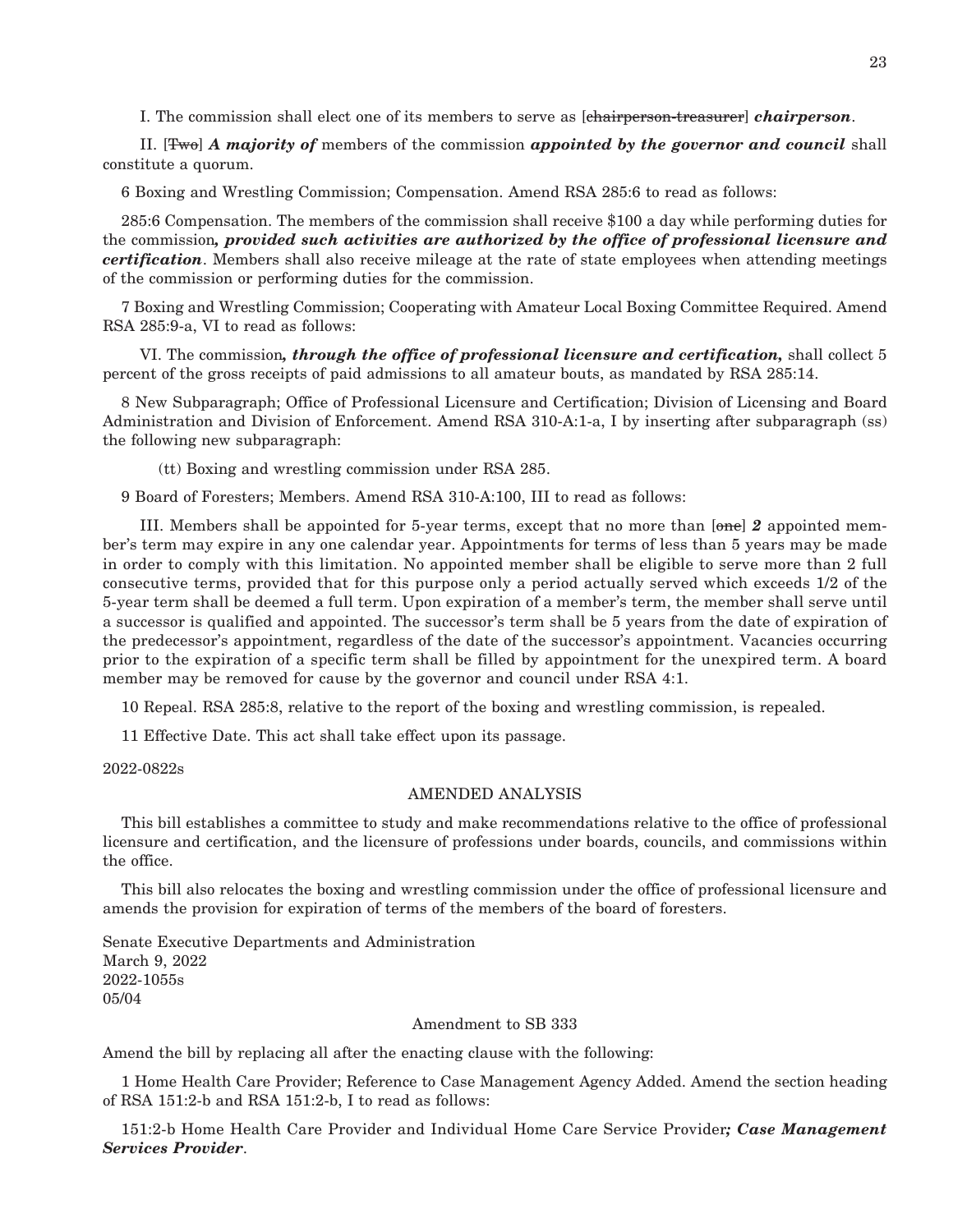I. The commission shall elect one of its members to serve as [~~chairperson-treasurer~~] ***chairperson***.

II. [~~Two~~] ***A majority of*** members of the commission ***appointed by the governor and council*** shall constitute a quorum.

6 Boxing and Wrestling Commission; Compensation. Amend RSA 285:6 to read as follows:

285:6 Compensation. The members of the commission shall receive $100 a day while performing duties for the commission***, provided such activities are authorized by the office of professional licensure and certification***. Members shall also receive mileage at the rate of state employees when attending meetings of the commission or performing duties for the commission.

7 Boxing and Wrestling Commission; Cooperating with Amateur Local Boxing Committee Required. Amend RSA 285:9-a, VI to read as follows:

VI. The commission***, through the office of professional licensure and certification,*** shall collect 5 percent of the gross receipts of paid admissions to all amateur bouts, as mandated by RSA 285:14.

8 New Subparagraph; Office of Professional Licensure and Certification; Division of Licensing and Board Administration and Division of Enforcement. Amend RSA 310-A:1-a, I by inserting after subparagraph (ss) the following new subparagraph:

(tt) Boxing and wrestling commission under RSA 285.

9 Board of Foresters; Members. Amend RSA 310-A:100, III to read as follows:

III. Members shall be appointed for 5-year terms, except that no more than [~~one~~] ***2*** appointed member's term may expire in any one calendar year. Appointments for terms of less than 5 years may be made in order to comply with this limitation. No appointed member shall be eligible to serve more than 2 full consecutive terms, provided that for this purpose only a period actually served which exceeds 1/2 of the 5-year term shall be deemed a full term. Upon expiration of a member's term, the member shall serve until a successor is qualified and appointed. The successor's term shall be 5 years from the date of expiration of the predecessor's appointment, regardless of the date of the successor's appointment. Vacancies occurring prior to the expiration of a specific term shall be filled by appointment for the unexpired term. A board member may be removed for cause by the governor and council under RSA 4:1.

10 Repeal. RSA 285:8, relative to the report of the boxing and wrestling commission, is repealed.

11 Effective Date. This act shall take effect upon its passage.

2022-0822s

AMENDED ANALYSIS

This bill establishes a committee to study and make recommendations relative to the office of professional licensure and certification, and the licensure of professions under boards, councils, and commissions within the office.

This bill also relocates the boxing and wrestling commission under the office of professional licensure and amends the provision for expiration of terms of the members of the board of foresters.

Senate Executive Departments and Administration
March 9, 2022
2022-1055s
05/04

Amendment to SB 333

Amend the bill by replacing all after the enacting clause with the following:

1 Home Health Care Provider; Reference to Case Management Agency Added. Amend the section heading of RSA 151:2-b and RSA 151:2-b, I to read as follows:

151:2-b Home Health Care Provider and Individual Home Care Service Provider***; Case Management Services Provider***.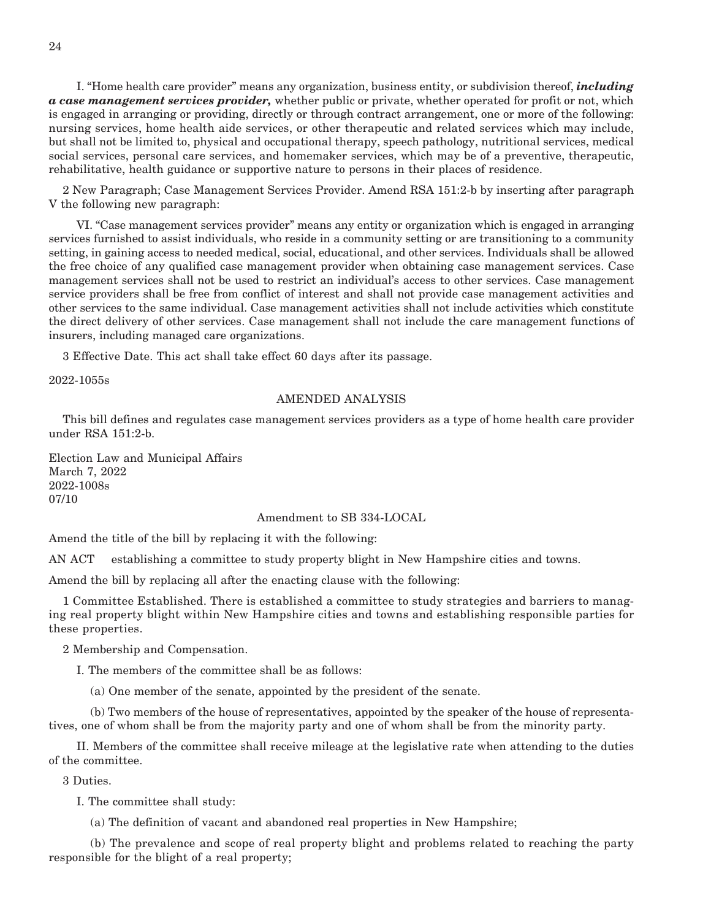I. "Home health care provider" means any organization, business entity, or subdivision thereof, ***including a case management services provider,*** whether public or private, whether operated for profit or not, which is engaged in arranging or providing, directly or through contract arrangement, one or more of the following: nursing services, home health aide services, or other therapeutic and related services which may include, but shall not be limited to, physical and occupational therapy, speech pathology, nutritional services, medical social services, personal care services, and homemaker services, which may be of a preventive, therapeutic, rehabilitative, health guidance or supportive nature to persons in their places of residence.

2 New Paragraph; Case Management Services Provider. Amend RSA 151:2-b by inserting after paragraph V the following new paragraph:

VI. "Case management services provider" means any entity or organization which is engaged in arranging services furnished to assist individuals, who reside in a community setting or are transitioning to a community setting, in gaining access to needed medical, social, educational, and other services. Individuals shall be allowed the free choice of any qualified case management provider when obtaining case management services. Case management services shall not be used to restrict an individual's access to other services. Case management service providers shall be free from conflict of interest and shall not provide case management activities and other services to the same individual. Case management activities shall not include activities which constitute the direct delivery of other services. Case management shall not include the care management functions of insurers, including managed care organizations.

3 Effective Date. This act shall take effect 60 days after its passage.

2022-1055s

AMENDED ANALYSIS

This bill defines and regulates case management services providers as a type of home health care provider under RSA 151:2-b.

Election Law and Municipal Affairs
March 7, 2022
2022-1008s
07/10

Amendment to SB 334-LOCAL

Amend the title of the bill by replacing it with the following:

AN ACT establishing a committee to study property blight in New Hampshire cities and towns.

Amend the bill by replacing all after the enacting clause with the following:

1 Committee Established. There is established a committee to study strategies and barriers to managing real property blight within New Hampshire cities and towns and establishing responsible parties for these properties.

2 Membership and Compensation.

I. The members of the committee shall be as follows:

(a) One member of the senate, appointed by the president of the senate.

(b) Two members of the house of representatives, appointed by the speaker of the house of representatives, one of whom shall be from the majority party and one of whom shall be from the minority party.

II. Members of the committee shall receive mileage at the legislative rate when attending to the duties of the committee.

3 Duties.

I. The committee shall study:

(a) The definition of vacant and abandoned real properties in New Hampshire;

(b) The prevalence and scope of real property blight and problems related to reaching the party responsible for the blight of a real property;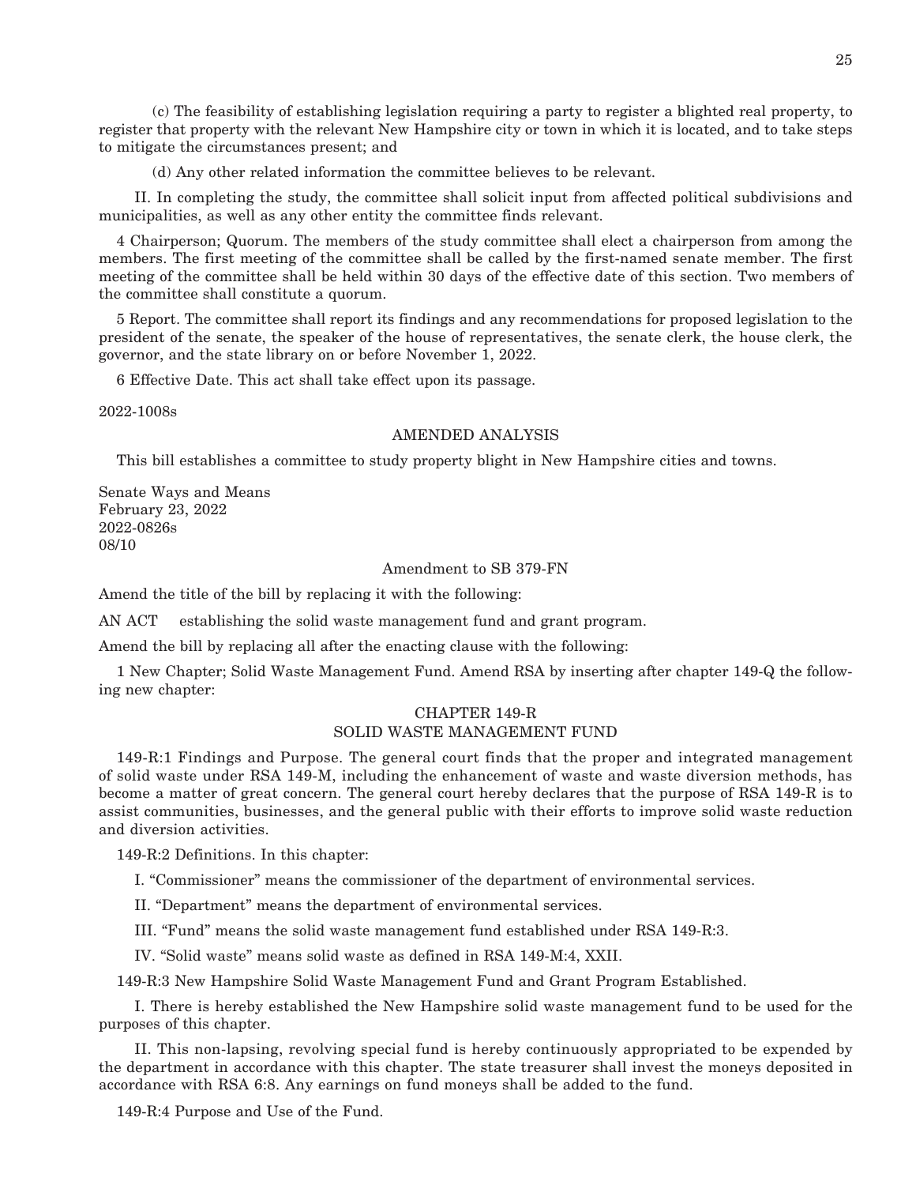(c) The feasibility of establishing legislation requiring a party to register a blighted real property, to register that property with the relevant New Hampshire city or town in which it is located, and to take steps to mitigate the circumstances present; and

(d) Any other related information the committee believes to be relevant.

II. In completing the study, the committee shall solicit input from affected political subdivisions and municipalities, as well as any other entity the committee finds relevant.

4 Chairperson; Quorum. The members of the study committee shall elect a chairperson from among the members. The first meeting of the committee shall be called by the first-named senate member. The first meeting of the committee shall be held within 30 days of the effective date of this section. Two members of the committee shall constitute a quorum.

5 Report. The committee shall report its findings and any recommendations for proposed legislation to the president of the senate, the speaker of the house of representatives, the senate clerk, the house clerk, the governor, and the state library on or before November 1, 2022.

6 Effective Date. This act shall take effect upon its passage.

2022-1008s

AMENDED ANALYSIS

This bill establishes a committee to study property blight in New Hampshire cities and towns.

Senate Ways and Means
February 23, 2022
2022-0826s
08/10

Amendment to SB 379-FN

Amend the title of the bill by replacing it with the following:

AN ACT establishing the solid waste management fund and grant program.

Amend the bill by replacing all after the enacting clause with the following:

1 New Chapter; Solid Waste Management Fund. Amend RSA by inserting after chapter 149-Q the following new chapter:

CHAPTER 149-R
SOLID WASTE MANAGEMENT FUND

149-R:1 Findings and Purpose. The general court finds that the proper and integrated management of solid waste under RSA 149-M, including the enhancement of waste and waste diversion methods, has become a matter of great concern. The general court hereby declares that the purpose of RSA 149-R is to assist communities, businesses, and the general public with their efforts to improve solid waste reduction and diversion activities.

149-R:2 Definitions. In this chapter:

I. "Commissioner" means the commissioner of the department of environmental services.

II. "Department" means the department of environmental services.

III. "Fund" means the solid waste management fund established under RSA 149-R:3.

IV. "Solid waste" means solid waste as defined in RSA 149-M:4, XXII.

149-R:3 New Hampshire Solid Waste Management Fund and Grant Program Established.

I. There is hereby established the New Hampshire solid waste management fund to be used for the purposes of this chapter.

II. This non-lapsing, revolving special fund is hereby continuously appropriated to be expended by the department in accordance with this chapter. The state treasurer shall invest the moneys deposited in accordance with RSA 6:8. Any earnings on fund moneys shall be added to the fund.

149-R:4 Purpose and Use of the Fund.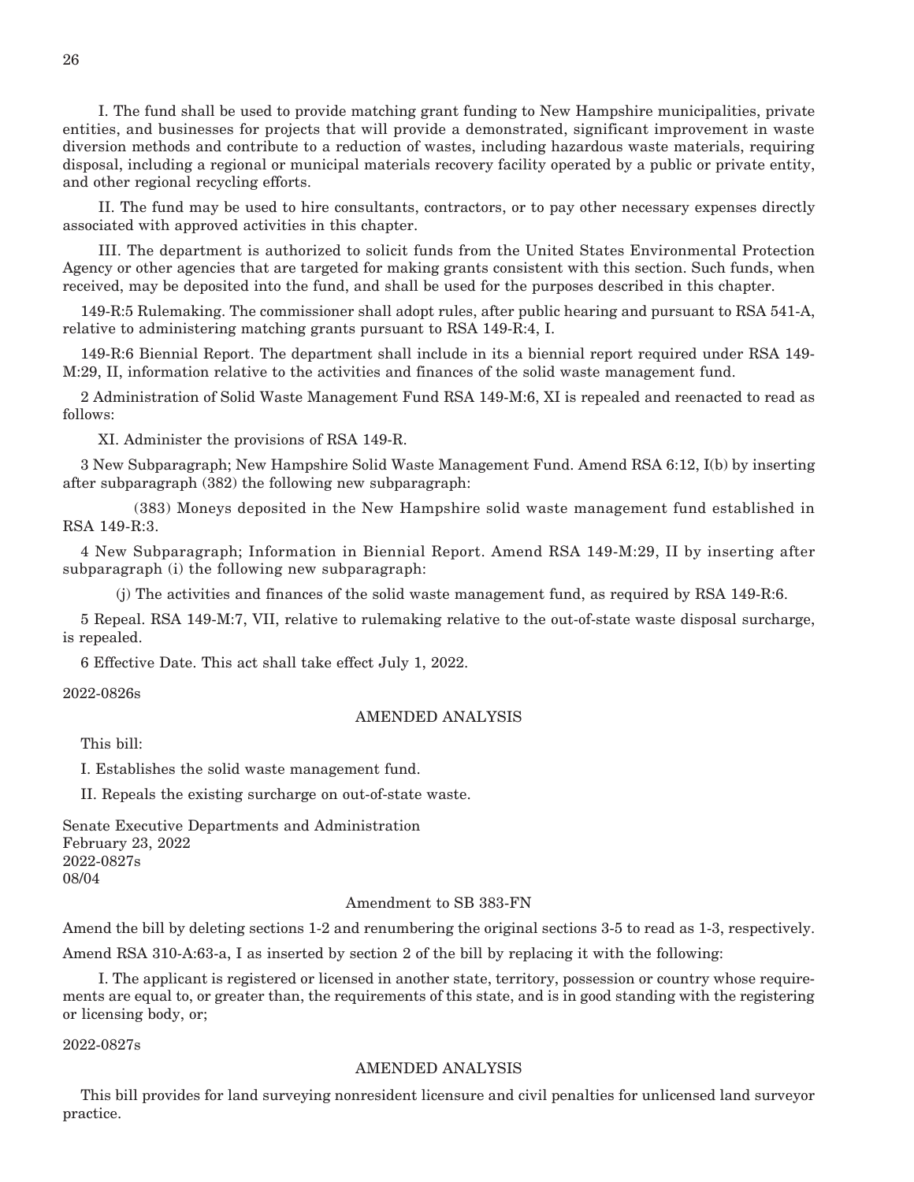I. The fund shall be used to provide matching grant funding to New Hampshire municipalities, private entities, and businesses for projects that will provide a demonstrated, significant improvement in waste diversion methods and contribute to a reduction of wastes, including hazardous waste materials, requiring disposal, including a regional or municipal materials recovery facility operated by a public or private entity, and other regional recycling efforts.

II. The fund may be used to hire consultants, contractors, or to pay other necessary expenses directly associated with approved activities in this chapter.

III. The department is authorized to solicit funds from the United States Environmental Protection Agency or other agencies that are targeted for making grants consistent with this section. Such funds, when received, may be deposited into the fund, and shall be used for the purposes described in this chapter.

149-R:5 Rulemaking. The commissioner shall adopt rules, after public hearing and pursuant to RSA 541-A, relative to administering matching grants pursuant to RSA 149-R:4, I.

149-R:6 Biennial Report. The department shall include in its a biennial report required under RSA 149-M:29, II, information relative to the activities and finances of the solid waste management fund.

2 Administration of Solid Waste Management Fund RSA 149-M:6, XI is repealed and reenacted to read as follows:

XI. Administer the provisions of RSA 149-R.

3 New Subparagraph; New Hampshire Solid Waste Management Fund. Amend RSA 6:12, I(b) by inserting after subparagraph (382) the following new subparagraph:

(383) Moneys deposited in the New Hampshire solid waste management fund established in RSA 149-R:3.

4 New Subparagraph; Information in Biennial Report. Amend RSA 149-M:29, II by inserting after subparagraph (i) the following new subparagraph:

(j) The activities and finances of the solid waste management fund, as required by RSA 149-R:6.

5 Repeal. RSA 149-M:7, VII, relative to rulemaking relative to the out-of-state waste disposal surcharge, is repealed.

6 Effective Date. This act shall take effect July 1, 2022.

2022-0826s

AMENDED ANALYSIS

This bill:

I. Establishes the solid waste management fund.

II. Repeals the existing surcharge on out-of-state waste.

Senate Executive Departments and Administration
February 23, 2022
2022-0827s
08/04

Amendment to SB 383-FN

Amend the bill by deleting sections 1-2 and renumbering the original sections 3-5 to read as 1-3, respectively.

Amend RSA 310-A:63-a, I as inserted by section 2 of the bill by replacing it with the following:

I. The applicant is registered or licensed in another state, territory, possession or country whose requirements are equal to, or greater than, the requirements of this state, and is in good standing with the registering or licensing body, or;

2022-0827s

AMENDED ANALYSIS

This bill provides for land surveying nonresident licensure and civil penalties for unlicensed land surveyor practice.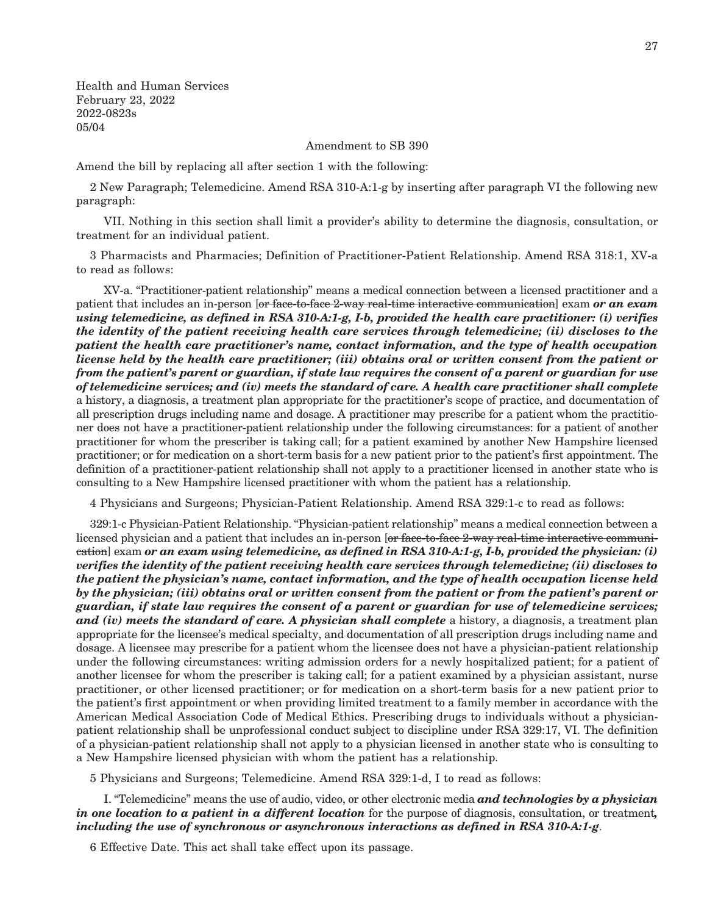Health and Human Services
February 23, 2022
2022-0823s
05/04

Amendment to SB 390

Amend the bill by replacing all after section 1 with the following:

2 New Paragraph; Telemedicine. Amend RSA 310-A:1-g by inserting after paragraph VI the following new paragraph:

VII. Nothing in this section shall limit a provider's ability to determine the diagnosis, consultation, or treatment for an individual patient.

3 Pharmacists and Pharmacies; Definition of Practitioner-Patient Relationship. Amend RSA 318:1, XV-a to read as follows:

XV-a. "Practitioner-patient relationship" means a medical connection between a licensed practitioner and a patient that includes an in-person [~~or face-to-face 2-way real-time interactive communication~~] exam ***or an exam using telemedicine, as defined in RSA 310-A:1-g, I-b, provided the health care practitioner: (i) verifies the identity of the patient receiving health care services through telemedicine; (ii) discloses to the patient the health care practitioner's name, contact information, and the type of health occupation license held by the health care practitioner; (iii) obtains oral or written consent from the patient or from the patient's parent or guardian, if state law requires the consent of a parent or guardian for use of telemedicine services; and (iv) meets the standard of care. A health care practitioner shall complete*** a history, a diagnosis, a treatment plan appropriate for the practitioner's scope of practice, and documentation of all prescription drugs including name and dosage. A practitioner may prescribe for a patient whom the practitioner does not have a practitioner-patient relationship under the following circumstances: for a patient of another practitioner for whom the prescriber is taking call; for a patient examined by another New Hampshire licensed practitioner; or for medication on a short-term basis for a new patient prior to the patient's first appointment. The definition of a practitioner-patient relationship shall not apply to a practitioner licensed in another state who is consulting to a New Hampshire licensed practitioner with whom the patient has a relationship.

4 Physicians and Surgeons; Physician-Patient Relationship. Amend RSA 329:1-c to read as follows:

329:1-c Physician-Patient Relationship. "Physician-patient relationship" means a medical connection between a licensed physician and a patient that includes an in-person [~~or face-to-face 2-way real-time interactive communication~~] exam ***or an exam using telemedicine, as defined in RSA 310-A:1-g, I-b, provided the physician: (i) verifies the identity of the patient receiving health care services through telemedicine; (ii) discloses to the patient the physician's name, contact information, and the type of health occupation license held by the physician; (iii) obtains oral or written consent from the patient or from the patient's parent or guardian, if state law requires the consent of a parent or guardian for use of telemedicine services; and (iv) meets the standard of care. A physician shall complete*** a history, a diagnosis, a treatment plan appropriate for the licensee's medical specialty, and documentation of all prescription drugs including name and dosage. A licensee may prescribe for a patient whom the licensee does not have a physician-patient relationship under the following circumstances: writing admission orders for a newly hospitalized patient; for a patient of another licensee for whom the prescriber is taking call; for a patient examined by a physician assistant, nurse practitioner, or other licensed practitioner; or for medication on a short-term basis for a new patient prior to the patient's first appointment or when providing limited treatment to a family member in accordance with the American Medical Association Code of Medical Ethics. Prescribing drugs to individuals without a physician-patient relationship shall be unprofessional conduct subject to discipline under RSA 329:17, VI. The definition of a physician-patient relationship shall not apply to a physician licensed in another state who is consulting to a New Hampshire licensed physician with whom the patient has a relationship.

5 Physicians and Surgeons; Telemedicine. Amend RSA 329:1-d, I to read as follows:

I. "Telemedicine" means the use of audio, video, or other electronic media ***and technologies by a physician in one location to a patient in a different location*** for the purpose of diagnosis, consultation, or treatment***, including the use of synchronous or asynchronous interactions as defined in RSA 310-A:1-g***.

6 Effective Date. This act shall take effect upon its passage.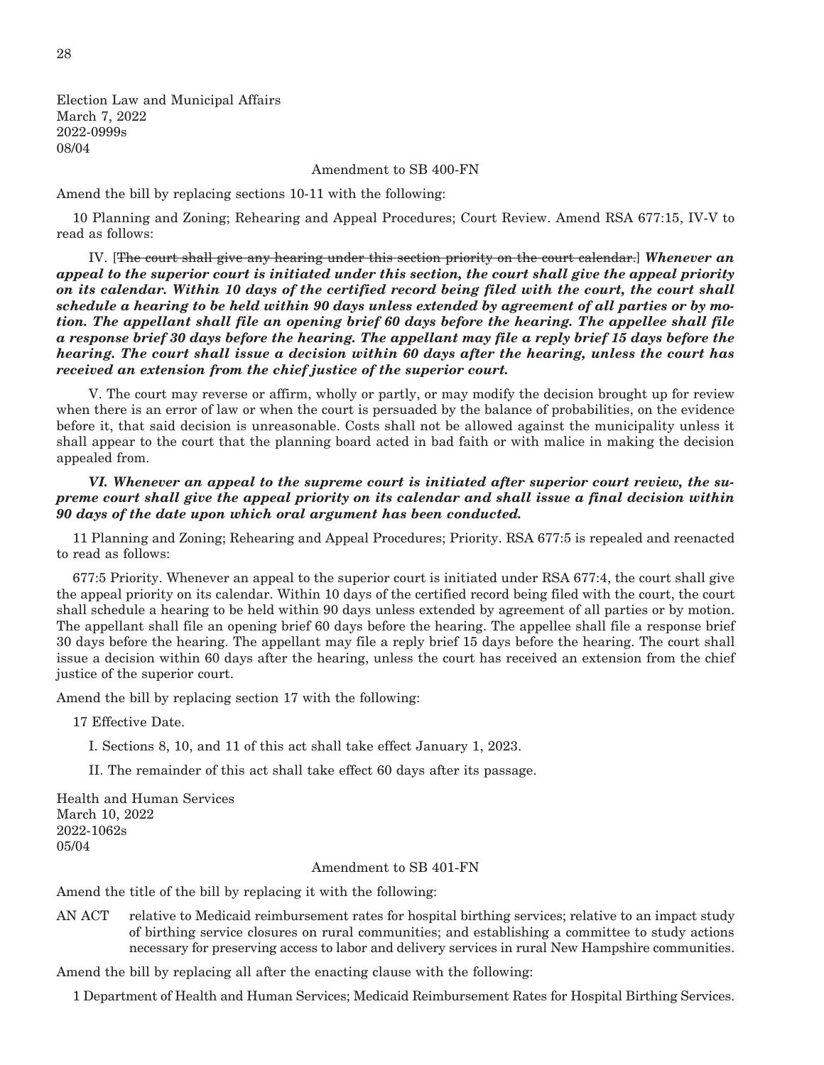Election Law and Municipal Affairs
March 7, 2022
2022-0999s
08/04

Amendment to SB 400-FN

Amend the bill by replacing sections 10-11 with the following:

10 Planning and Zoning; Rehearing and Appeal Procedures; Court Review. Amend RSA 677:15, IV-V to read as follows:

IV. [~~The court shall give any hearing under this section priority on the court calendar.~~] ***Whenever an appeal to the superior court is initiated under this section, the court shall give the appeal priority on its calendar. Within 10 days of the certified record being filed with the court, the court shall schedule a hearing to be held within 90 days unless extended by agreement of all parties or by motion. The appellant shall file an opening brief 60 days before the hearing. The appellee shall file a response brief 30 days before the hearing. The appellant may file a reply brief 15 days before the hearing. The court shall issue a decision within 60 days after the hearing, unless the court has received an extension from the chief justice of the superior court.***

V. The court may reverse or affirm, wholly or partly, or may modify the decision brought up for review when there is an error of law or when the court is persuaded by the balance of probabilities, on the evidence before it, that said decision is unreasonable. Costs shall not be allowed against the municipality unless it shall appear to the court that the planning board acted in bad faith or with malice in making the decision appealed from.

***VI. Whenever an appeal to the supreme court is initiated after superior court review, the supreme court shall give the appeal priority on its calendar and shall issue a final decision within 90 days of the date upon which oral argument has been conducted.***

11 Planning and Zoning; Rehearing and Appeal Procedures; Priority. RSA 677:5 is repealed and reenacted to read as follows:

677:5 Priority. Whenever an appeal to the superior court is initiated under RSA 677:4, the court shall give the appeal priority on its calendar. Within 10 days of the certified record being filed with the court, the court shall schedule a hearing to be held within 90 days unless extended by agreement of all parties or by motion. The appellant shall file an opening brief 60 days before the hearing. The appellee shall file a response brief 30 days before the hearing. The appellant may file a reply brief 15 days before the hearing. The court shall issue a decision within 60 days after the hearing, unless the court has received an extension from the chief justice of the superior court.

Amend the bill by replacing section 17 with the following:

17 Effective Date.

I. Sections 8, 10, and 11 of this act shall take effect January 1, 2023.

II. The remainder of this act shall take effect 60 days after its passage.

Health and Human Services
March 10, 2022
2022-1062s
05/04

Amendment to SB 401-FN

Amend the title of the bill by replacing it with the following:

AN ACT relative to Medicaid reimbursement rates for hospital birthing services; relative to an impact study of birthing service closures on rural communities; and establishing a committee to study actions necessary for preserving access to labor and delivery services in rural New Hampshire communities.

Amend the bill by replacing all after the enacting clause with the following:

1 Department of Health and Human Services; Medicaid Reimbursement Rates for Hospital Birthing Services.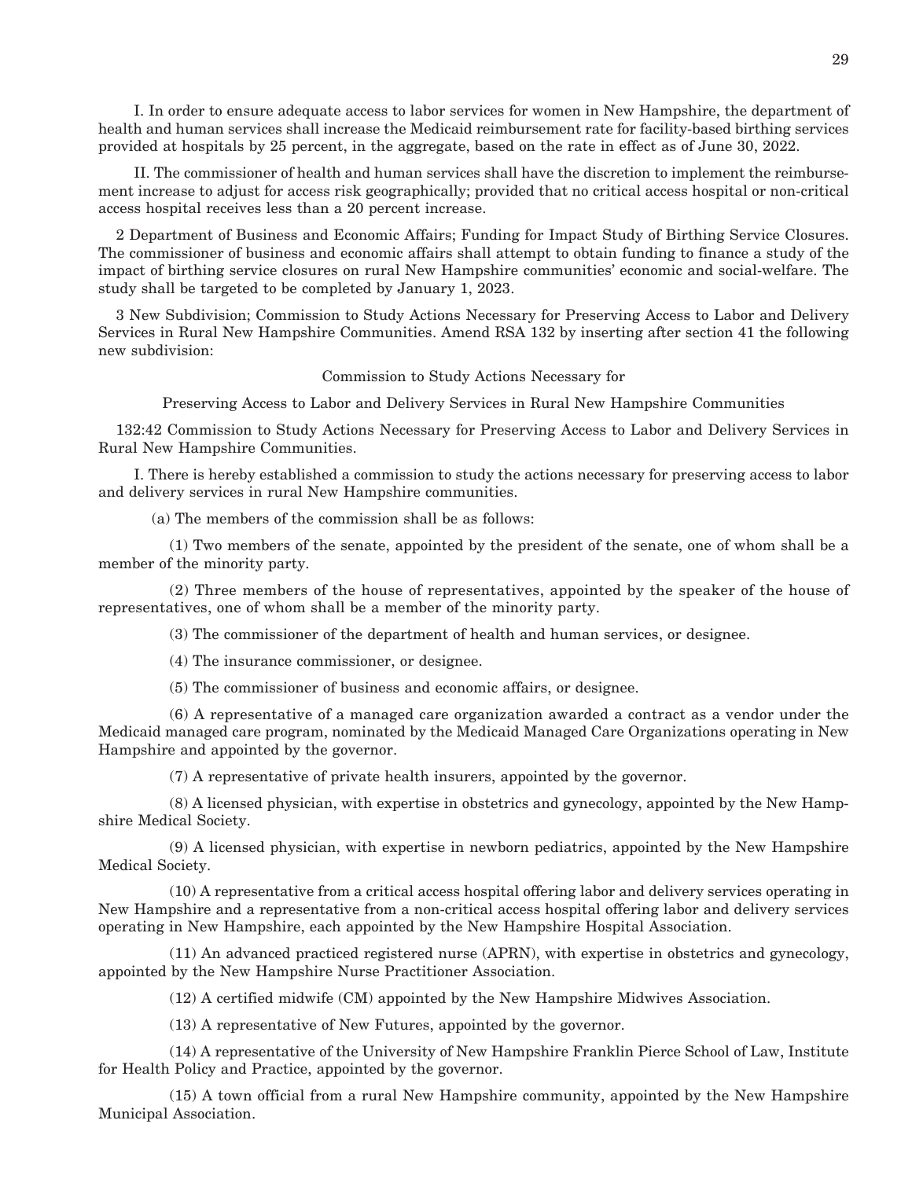I. In order to ensure adequate access to labor services for women in New Hampshire, the department of health and human services shall increase the Medicaid reimbursement rate for facility-based birthing services provided at hospitals by 25 percent, in the aggregate, based on the rate in effect as of June 30, 2022.

II. The commissioner of health and human services shall have the discretion to implement the reimbursement increase to adjust for access risk geographically; provided that no critical access hospital or non-critical access hospital receives less than a 20 percent increase.

2 Department of Business and Economic Affairs; Funding for Impact Study of Birthing Service Closures. The commissioner of business and economic affairs shall attempt to obtain funding to finance a study of the impact of birthing service closures on rural New Hampshire communities' economic and social-welfare. The study shall be targeted to be completed by January 1, 2023.

3 New Subdivision; Commission to Study Actions Necessary for Preserving Access to Labor and Delivery Services in Rural New Hampshire Communities. Amend RSA 132 by inserting after section 41 the following new subdivision:

Commission to Study Actions Necessary for

Preserving Access to Labor and Delivery Services in Rural New Hampshire Communities

132:42 Commission to Study Actions Necessary for Preserving Access to Labor and Delivery Services in Rural New Hampshire Communities.

I. There is hereby established a commission to study the actions necessary for preserving access to labor and delivery services in rural New Hampshire communities.

(a) The members of the commission shall be as follows:

(1) Two members of the senate, appointed by the president of the senate, one of whom shall be a member of the minority party.

(2) Three members of the house of representatives, appointed by the speaker of the house of representatives, one of whom shall be a member of the minority party.

(3) The commissioner of the department of health and human services, or designee.

(4) The insurance commissioner, or designee.

(5) The commissioner of business and economic affairs, or designee.

(6) A representative of a managed care organization awarded a contract as a vendor under the Medicaid managed care program, nominated by the Medicaid Managed Care Organizations operating in New Hampshire and appointed by the governor.

(7) A representative of private health insurers, appointed by the governor.

(8) A licensed physician, with expertise in obstetrics and gynecology, appointed by the New Hampshire Medical Society.

(9) A licensed physician, with expertise in newborn pediatrics, appointed by the New Hampshire Medical Society.

(10) A representative from a critical access hospital offering labor and delivery services operating in New Hampshire and a representative from a non-critical access hospital offering labor and delivery services operating in New Hampshire, each appointed by the New Hampshire Hospital Association.

(11) An advanced practiced registered nurse (APRN), with expertise in obstetrics and gynecology, appointed by the New Hampshire Nurse Practitioner Association.

(12) A certified midwife (CM) appointed by the New Hampshire Midwives Association.

(13) A representative of New Futures, appointed by the governor.

(14) A representative of the University of New Hampshire Franklin Pierce School of Law, Institute for Health Policy and Practice, appointed by the governor.

(15) A town official from a rural New Hampshire community, appointed by the New Hampshire Municipal Association.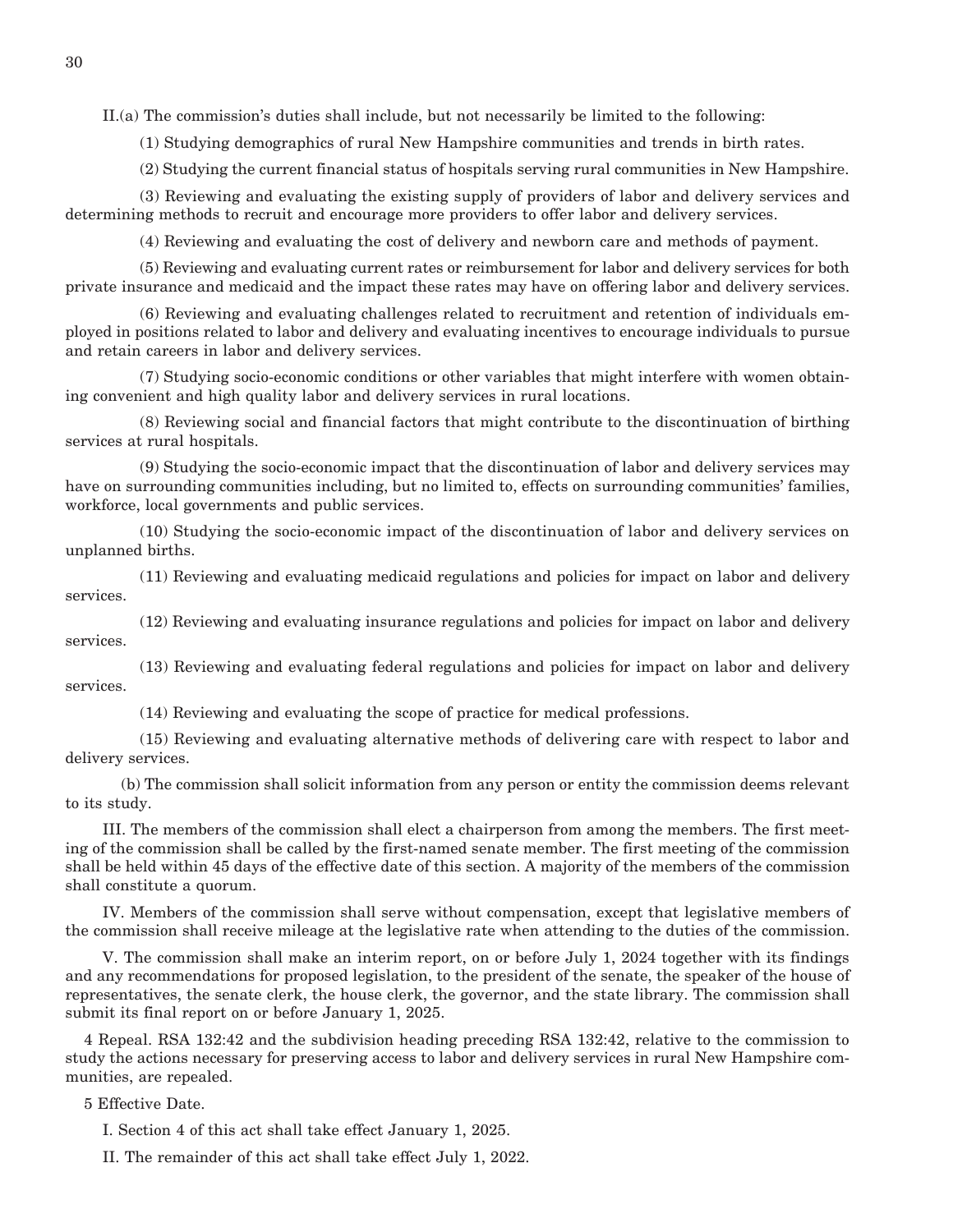II.(a) The commission's duties shall include, but not necessarily be limited to the following:

(1) Studying demographics of rural New Hampshire communities and trends in birth rates.

(2) Studying the current financial status of hospitals serving rural communities in New Hampshire.

(3) Reviewing and evaluating the existing supply of providers of labor and delivery services and determining methods to recruit and encourage more providers to offer labor and delivery services.

(4) Reviewing and evaluating the cost of delivery and newborn care and methods of payment.

(5) Reviewing and evaluating current rates or reimbursement for labor and delivery services for both private insurance and medicaid and the impact these rates may have on offering labor and delivery services.

(6) Reviewing and evaluating challenges related to recruitment and retention of individuals employed in positions related to labor and delivery and evaluating incentives to encourage individuals to pursue and retain careers in labor and delivery services.

(7) Studying socio-economic conditions or other variables that might interfere with women obtaining convenient and high quality labor and delivery services in rural locations.

(8) Reviewing social and financial factors that might contribute to the discontinuation of birthing services at rural hospitals.

(9) Studying the socio-economic impact that the discontinuation of labor and delivery services may have on surrounding communities including, but no limited to, effects on surrounding communities' families, workforce, local governments and public services.

(10) Studying the socio-economic impact of the discontinuation of labor and delivery services on unplanned births.

(11) Reviewing and evaluating medicaid regulations and policies for impact on labor and delivery services.

(12) Reviewing and evaluating insurance regulations and policies for impact on labor and delivery services.

(13) Reviewing and evaluating federal regulations and policies for impact on labor and delivery services.

(14) Reviewing and evaluating the scope of practice for medical professions.

(15) Reviewing and evaluating alternative methods of delivering care with respect to labor and delivery services.

(b) The commission shall solicit information from any person or entity the commission deems relevant to its study.

III. The members of the commission shall elect a chairperson from among the members. The first meeting of the commission shall be called by the first-named senate member. The first meeting of the commission shall be held within 45 days of the effective date of this section. A majority of the members of the commission shall constitute a quorum.

IV. Members of the commission shall serve without compensation, except that legislative members of the commission shall receive mileage at the legislative rate when attending to the duties of the commission.

V. The commission shall make an interim report, on or before July 1, 2024 together with its findings and any recommendations for proposed legislation, to the president of the senate, the speaker of the house of representatives, the senate clerk, the house clerk, the governor, and the state library. The commission shall submit its final report on or before January 1, 2025.

4 Repeal. RSA 132:42 and the subdivision heading preceding RSA 132:42, relative to the commission to study the actions necessary for preserving access to labor and delivery services in rural New Hampshire communities, are repealed.

5 Effective Date.

I. Section 4 of this act shall take effect January 1, 2025.

II. The remainder of this act shall take effect July 1, 2022.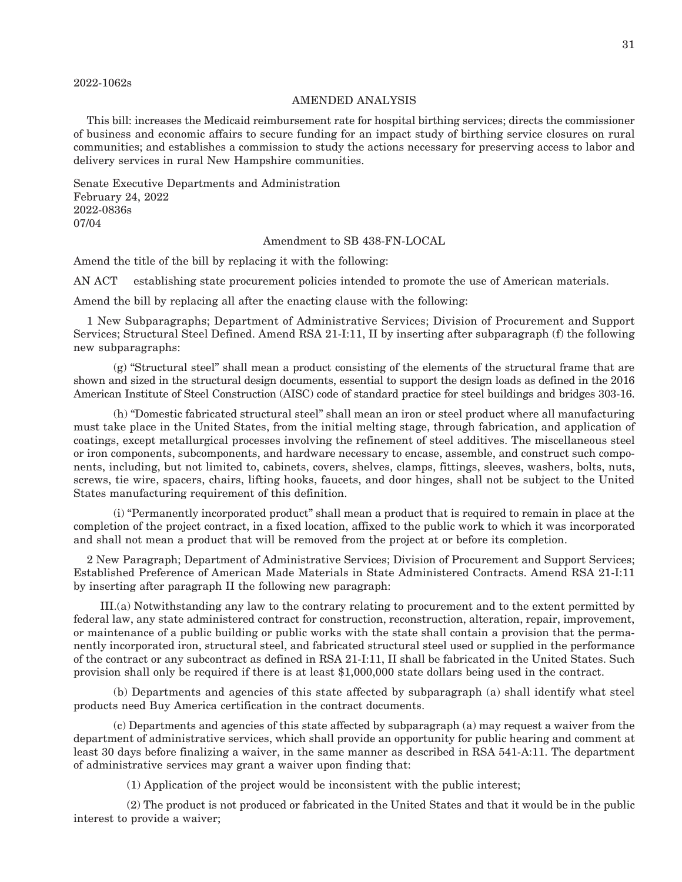2022-1062s

AMENDED ANALYSIS

This bill: increases the Medicaid reimbursement rate for hospital birthing services; directs the commissioner of business and economic affairs to secure funding for an impact study of birthing service closures on rural communities; and establishes a commission to study the actions necessary for preserving access to labor and delivery services in rural New Hampshire communities.

Senate Executive Departments and Administration
February 24, 2022
2022-0836s
07/04

Amendment to SB 438-FN-LOCAL

Amend the title of the bill by replacing it with the following:

AN ACT establishing state procurement policies intended to promote the use of American materials.

Amend the bill by replacing all after the enacting clause with the following:

1 New Subparagraphs; Department of Administrative Services; Division of Procurement and Support Services; Structural Steel Defined. Amend RSA 21-I:11, II by inserting after subparagraph (f) the following new subparagraphs:

(g) "Structural steel" shall mean a product consisting of the elements of the structural frame that are shown and sized in the structural design documents, essential to support the design loads as defined in the 2016 American Institute of Steel Construction (AISC) code of standard practice for steel buildings and bridges 303-16.

(h) "Domestic fabricated structural steel" shall mean an iron or steel product where all manufacturing must take place in the United States, from the initial melting stage, through fabrication, and application of coatings, except metallurgical processes involving the refinement of steel additives. The miscellaneous steel or iron components, subcomponents, and hardware necessary to encase, assemble, and construct such components, including, but not limited to, cabinets, covers, shelves, clamps, fittings, sleeves, washers, bolts, nuts, screws, tie wire, spacers, chairs, lifting hooks, faucets, and door hinges, shall not be subject to the United States manufacturing requirement of this definition.

(i) "Permanently incorporated product" shall mean a product that is required to remain in place at the completion of the project contract, in a fixed location, affixed to the public work to which it was incorporated and shall not mean a product that will be removed from the project at or before its completion.

2 New Paragraph; Department of Administrative Services; Division of Procurement and Support Services; Established Preference of American Made Materials in State Administered Contracts. Amend RSA 21-I:11 by inserting after paragraph II the following new paragraph:

III.(a) Notwithstanding any law to the contrary relating to procurement and to the extent permitted by federal law, any state administered contract for construction, reconstruction, alteration, repair, improvement, or maintenance of a public building or public works with the state shall contain a provision that the permanently incorporated iron, structural steel, and fabricated structural steel used or supplied in the performance of the contract or any subcontract as defined in RSA 21-I:11, II shall be fabricated in the United States. Such provision shall only be required if there is at least $1,000,000 state dollars being used in the contract.

(b) Departments and agencies of this state affected by subparagraph (a) shall identify what steel products need Buy America certification in the contract documents.

(c) Departments and agencies of this state affected by subparagraph (a) may request a waiver from the department of administrative services, which shall provide an opportunity for public hearing and comment at least 30 days before finalizing a waiver, in the same manner as described in RSA 541-A:11. The department of administrative services may grant a waiver upon finding that:

(1) Application of the project would be inconsistent with the public interest;

(2) The product is not produced or fabricated in the United States and that it would be in the public interest to provide a waiver;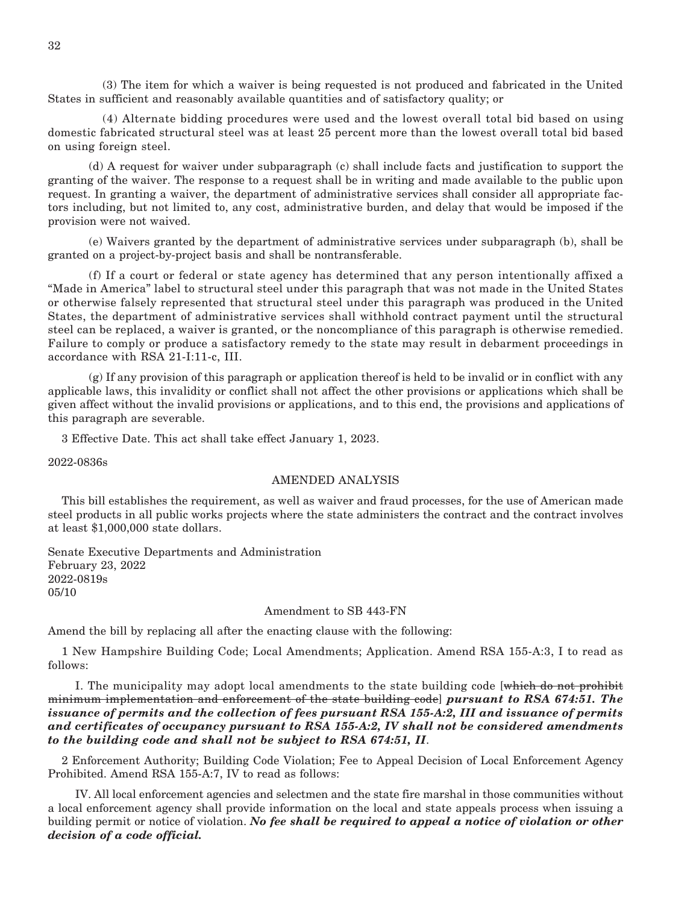(3) The item for which a waiver is being requested is not produced and fabricated in the United States in sufficient and reasonably available quantities and of satisfactory quality; or

(4) Alternate bidding procedures were used and the lowest overall total bid based on using domestic fabricated structural steel was at least 25 percent more than the lowest overall total bid based on using foreign steel.

(d) A request for waiver under subparagraph (c) shall include facts and justification to support the granting of the waiver. The response to a request shall be in writing and made available to the public upon request. In granting a waiver, the department of administrative services shall consider all appropriate factors including, but not limited to, any cost, administrative burden, and delay that would be imposed if the provision were not waived.

(e) Waivers granted by the department of administrative services under subparagraph (b), shall be granted on a project-by-project basis and shall be nontransferable.

(f) If a court or federal or state agency has determined that any person intentionally affixed a "Made in America" label to structural steel under this paragraph that was not made in the United States or otherwise falsely represented that structural steel under this paragraph was produced in the United States, the department of administrative services shall withhold contract payment until the structural steel can be replaced, a waiver is granted, or the noncompliance of this paragraph is otherwise remedied. Failure to comply or produce a satisfactory remedy to the state may result in debarment proceedings in accordance with RSA 21-I:11-c, III.

(g) If any provision of this paragraph or application thereof is held to be invalid or in conflict with any applicable laws, this invalidity or conflict shall not affect the other provisions or applications which shall be given affect without the invalid provisions or applications, and to this end, the provisions and applications of this paragraph are severable.

3 Effective Date. This act shall take effect January 1, 2023.

2022-0836s

AMENDED ANALYSIS

This bill establishes the requirement, as well as waiver and fraud processes, for the use of American made steel products in all public works projects where the state administers the contract and the contract involves at least $1,000,000 state dollars.

Senate Executive Departments and Administration
February 23, 2022
2022-0819s
05/10

Amendment to SB 443-FN

Amend the bill by replacing all after the enacting clause with the following:

1 New Hampshire Building Code; Local Amendments; Application. Amend RSA 155-A:3, I to read as follows:

I. The municipality may adopt local amendments to the state building code [~~which do not prohibit minimum implementation and enforcement of the state building code~~] ***pursuant to RSA 674:51. The issuance of permits and the collection of fees pursuant RSA 155-A:2, III and issuance of permits and certificates of occupancy pursuant to RSA 155-A:2, IV shall not be considered amendments to the building code and shall not be subject to RSA 674:51, II***.

2 Enforcement Authority; Building Code Violation; Fee to Appeal Decision of Local Enforcement Agency Prohibited. Amend RSA 155-A:7, IV to read as follows:

IV. All local enforcement agencies and selectmen and the state fire marshal in those communities without a local enforcement agency shall provide information on the local and state appeals process when issuing a building permit or notice of violation. ***No fee shall be required to appeal a notice of violation or other decision of a code official.***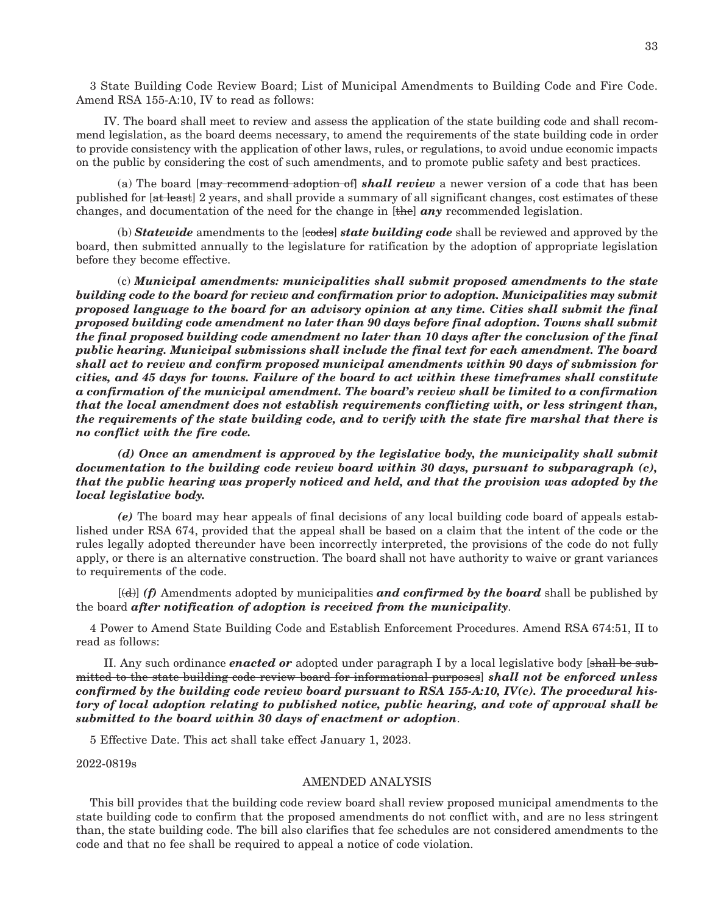3 State Building Code Review Board; List of Municipal Amendments to Building Code and Fire Code. Amend RSA 155-A:10, IV to read as follows:

IV. The board shall meet to review and assess the application of the state building code and shall recommend legislation, as the board deems necessary, to amend the requirements of the state building code in order to provide consistency with the application of other laws, rules, or regulations, to avoid undue economic impacts on the public by considering the cost of such amendments, and to promote public safety and best practices.

(a) The board [~~may recommend adoption of~~] ***shall review*** a newer version of a code that has been published for [~~at least~~] 2 years, and shall provide a summary of all significant changes, cost estimates of these changes, and documentation of the need for the change in [~~the~~] ***any*** recommended legislation.

(b) ***Statewide*** amendments to the [~~codes~~] ***state building code*** shall be reviewed and approved by the board, then submitted annually to the legislature for ratification by the adoption of appropriate legislation before they become effective.

(c) ***Municipal amendments: municipalities shall submit proposed amendments to the state building code to the board for review and confirmation prior to adoption. Municipalities may submit proposed language to the board for an advisory opinion at any time. Cities shall submit the final proposed building code amendment no later than 90 days before final adoption. Towns shall submit the final proposed building code amendment no later than 10 days after the conclusion of the final public hearing. Municipal submissions shall include the final text for each amendment. The board shall act to review and confirm proposed municipal amendments within 90 days of submission for cities, and 45 days for towns. Failure of the board to act within these timeframes shall constitute a confirmation of the municipal amendment. The board's review shall be limited to a confirmation that the local amendment does not establish requirements conflicting with, or less stringent than, the requirements of the state building code, and to verify with the state fire marshal that there is no conflict with the fire code.***

***(d) Once an amendment is approved by the legislative body, the municipality shall submit documentation to the building code review board within 30 days, pursuant to subparagraph (c), that the public hearing was properly noticed and held, and that the provision was adopted by the local legislative body.***

***(e)*** The board may hear appeals of final decisions of any local building code board of appeals established under RSA 674, provided that the appeal shall be based on a claim that the intent of the code or the rules legally adopted thereunder have been incorrectly interpreted, the provisions of the code do not fully apply, or there is an alternative construction. The board shall not have authority to waive or grant variances to requirements of the code.

[~~(d)~~] ***(f)*** Amendments adopted by municipalities ***and confirmed by the board*** shall be published by the board ***after notification of adoption is received from the municipality***.

4 Power to Amend State Building Code and Establish Enforcement Procedures. Amend RSA 674:51, II to read as follows:

II. Any such ordinance ***enacted or*** adopted under paragraph I by a local legislative body [~~shall be submitted to the state building code review board for informational purposes~~] ***shall not be enforced unless confirmed by the building code review board pursuant to RSA 155-A:10, IV(c). The procedural history of local adoption relating to published notice, public hearing, and vote of approval shall be submitted to the board within 30 days of enactment or adoption***.

5 Effective Date. This act shall take effect January 1, 2023.

2022-0819s

AMENDED ANALYSIS

This bill provides that the building code review board shall review proposed municipal amendments to the state building code to confirm that the proposed amendments do not conflict with, and are no less stringent than, the state building code. The bill also clarifies that fee schedules are not considered amendments to the code and that no fee shall be required to appeal a notice of code violation.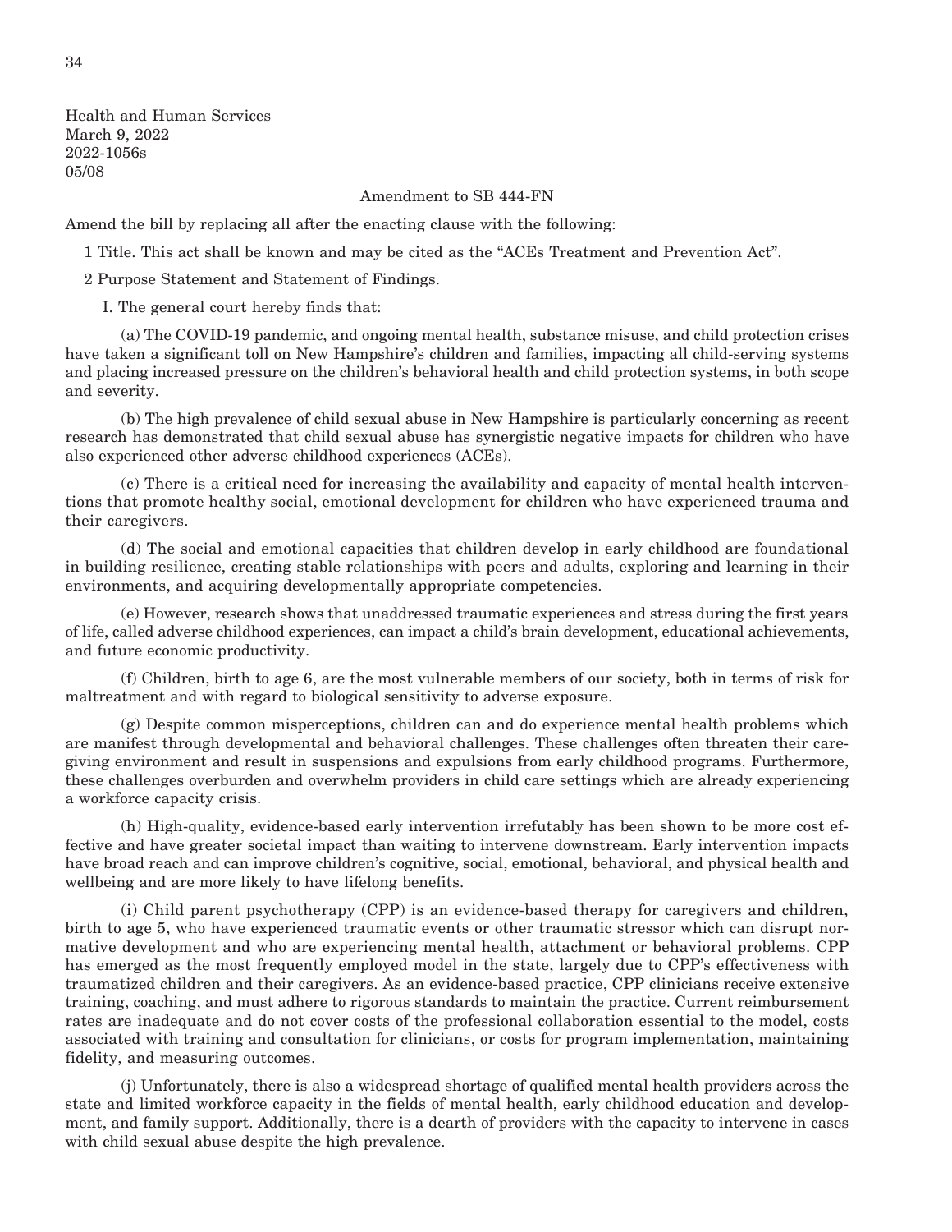Health and Human Services
March 9, 2022
2022-1056s
05/08

Amendment to SB 444-FN

Amend the bill by replacing all after the enacting clause with the following:

1 Title. This act shall be known and may be cited as the "ACEs Treatment and Prevention Act".

2 Purpose Statement and Statement of Findings.

I. The general court hereby finds that:

(a) The COVID-19 pandemic, and ongoing mental health, substance misuse, and child protection crises have taken a significant toll on New Hampshire's children and families, impacting all child-serving systems and placing increased pressure on the children's behavioral health and child protection systems, in both scope and severity.

(b) The high prevalence of child sexual abuse in New Hampshire is particularly concerning as recent research has demonstrated that child sexual abuse has synergistic negative impacts for children who have also experienced other adverse childhood experiences (ACEs).

(c) There is a critical need for increasing the availability and capacity of mental health interventions that promote healthy social, emotional development for children who have experienced trauma and their caregivers.

(d) The social and emotional capacities that children develop in early childhood are foundational in building resilience, creating stable relationships with peers and adults, exploring and learning in their environments, and acquiring developmentally appropriate competencies.

(e) However, research shows that unaddressed traumatic experiences and stress during the first years of life, called adverse childhood experiences, can impact a child's brain development, educational achievements, and future economic productivity.

(f) Children, birth to age 6, are the most vulnerable members of our society, both in terms of risk for maltreatment and with regard to biological sensitivity to adverse exposure.

(g) Despite common misperceptions, children can and do experience mental health problems which are manifest through developmental and behavioral challenges. These challenges often threaten their caregiving environment and result in suspensions and expulsions from early childhood programs. Furthermore, these challenges overburden and overwhelm providers in child care settings which are already experiencing a workforce capacity crisis.

(h) High-quality, evidence-based early intervention irrefutably has been shown to be more cost effective and have greater societal impact than waiting to intervene downstream. Early intervention impacts have broad reach and can improve children's cognitive, social, emotional, behavioral, and physical health and wellbeing and are more likely to have lifelong benefits.

(i) Child parent psychotherapy (CPP) is an evidence-based therapy for caregivers and children, birth to age 5, who have experienced traumatic events or other traumatic stressor which can disrupt normative development and who are experiencing mental health, attachment or behavioral problems. CPP has emerged as the most frequently employed model in the state, largely due to CPP's effectiveness with traumatized children and their caregivers. As an evidence-based practice, CPP clinicians receive extensive training, coaching, and must adhere to rigorous standards to maintain the practice. Current reimbursement rates are inadequate and do not cover costs of the professional collaboration essential to the model, costs associated with training and consultation for clinicians, or costs for program implementation, maintaining fidelity, and measuring outcomes.

(j) Unfortunately, there is also a widespread shortage of qualified mental health providers across the state and limited workforce capacity in the fields of mental health, early childhood education and development, and family support. Additionally, there is a dearth of providers with the capacity to intervene in cases with child sexual abuse despite the high prevalence.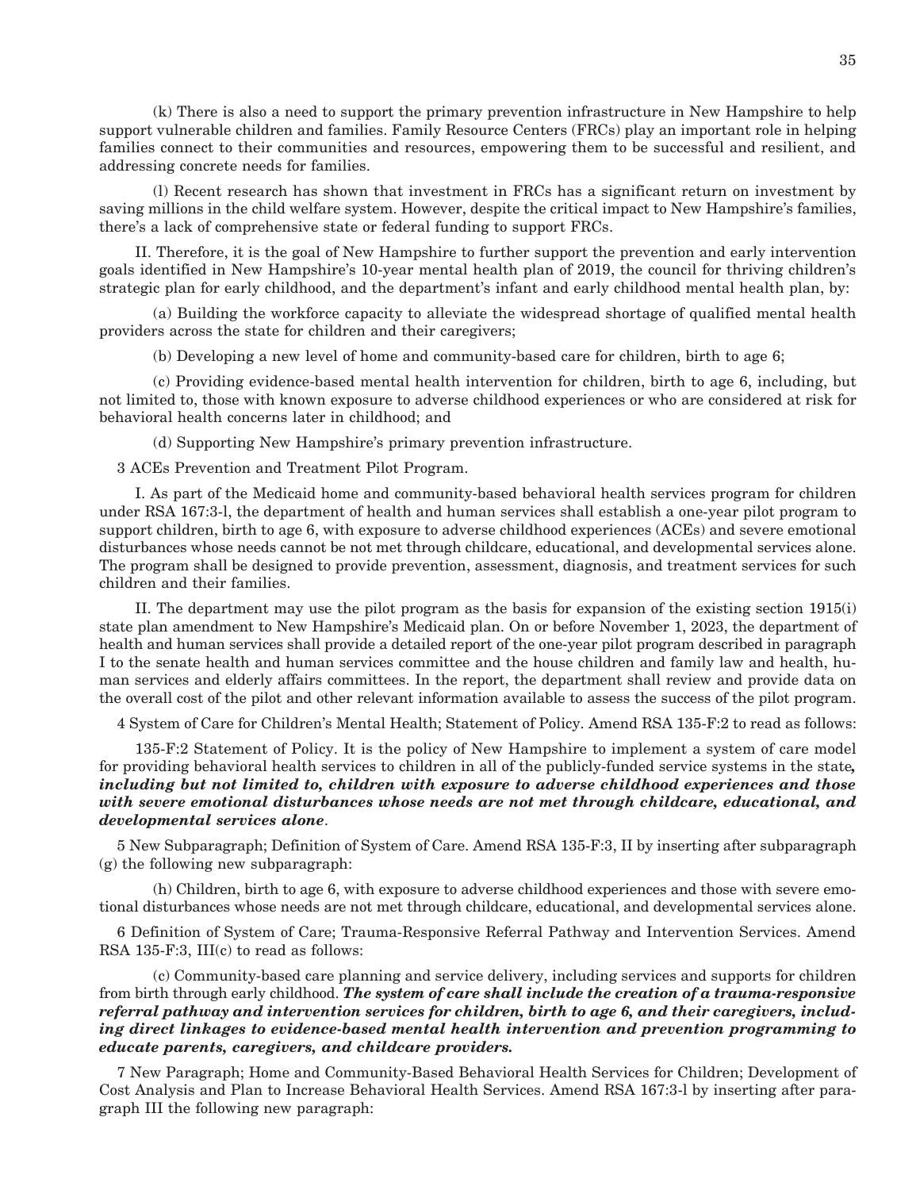(k) There is also a need to support the primary prevention infrastructure in New Hampshire to help support vulnerable children and families. Family Resource Centers (FRCs) play an important role in helping families connect to their communities and resources, empowering them to be successful and resilient, and addressing concrete needs for families.

(l) Recent research has shown that investment in FRCs has a significant return on investment by saving millions in the child welfare system. However, despite the critical impact to New Hampshire's families, there's a lack of comprehensive state or federal funding to support FRCs.

II. Therefore, it is the goal of New Hampshire to further support the prevention and early intervention goals identified in New Hampshire's 10-year mental health plan of 2019, the council for thriving children's strategic plan for early childhood, and the department's infant and early childhood mental health plan, by:

(a) Building the workforce capacity to alleviate the widespread shortage of qualified mental health providers across the state for children and their caregivers;

(b) Developing a new level of home and community-based care for children, birth to age 6;

(c) Providing evidence-based mental health intervention for children, birth to age 6, including, but not limited to, those with known exposure to adverse childhood experiences or who are considered at risk for behavioral health concerns later in childhood; and

(d) Supporting New Hampshire's primary prevention infrastructure.

3 ACEs Prevention and Treatment Pilot Program.

I. As part of the Medicaid home and community-based behavioral health services program for children under RSA 167:3-l, the department of health and human services shall establish a one-year pilot program to support children, birth to age 6, with exposure to adverse childhood experiences (ACEs) and severe emotional disturbances whose needs cannot be not met through childcare, educational, and developmental services alone. The program shall be designed to provide prevention, assessment, diagnosis, and treatment services for such children and their families.

II. The department may use the pilot program as the basis for expansion of the existing section 1915(i) state plan amendment to New Hampshire's Medicaid plan. On or before November 1, 2023, the department of health and human services shall provide a detailed report of the one-year pilot program described in paragraph I to the senate health and human services committee and the house children and family law and health, human services and elderly affairs committees. In the report, the department shall review and provide data on the overall cost of the pilot and other relevant information available to assess the success of the pilot program.

4 System of Care for Children's Mental Health; Statement of Policy. Amend RSA 135-F:2 to read as follows:

135-F:2 Statement of Policy. It is the policy of New Hampshire to implement a system of care model for providing behavioral health services to children in all of the publicly-funded service systems in the state***, including but not limited to, children with exposure to adverse childhood experiences and those with severe emotional disturbances whose needs are not met through childcare, educational, and developmental services alone***.

5 New Subparagraph; Definition of System of Care. Amend RSA 135-F:3, II by inserting after subparagraph (g) the following new subparagraph:

(h) Children, birth to age 6, with exposure to adverse childhood experiences and those with severe emotional disturbances whose needs are not met through childcare, educational, and developmental services alone.

6 Definition of System of Care; Trauma-Responsive Referral Pathway and Intervention Services. Amend RSA 135-F:3, III(c) to read as follows:

(c) Community-based care planning and service delivery, including services and supports for children from birth through early childhood. ***The system of care shall include the creation of a trauma-responsive referral pathway and intervention services for children, birth to age 6, and their caregivers, including direct linkages to evidence-based mental health intervention and prevention programming to educate parents, caregivers, and childcare providers.***

7 New Paragraph; Home and Community-Based Behavioral Health Services for Children; Development of Cost Analysis and Plan to Increase Behavioral Health Services. Amend RSA 167:3-l by inserting after paragraph III the following new paragraph: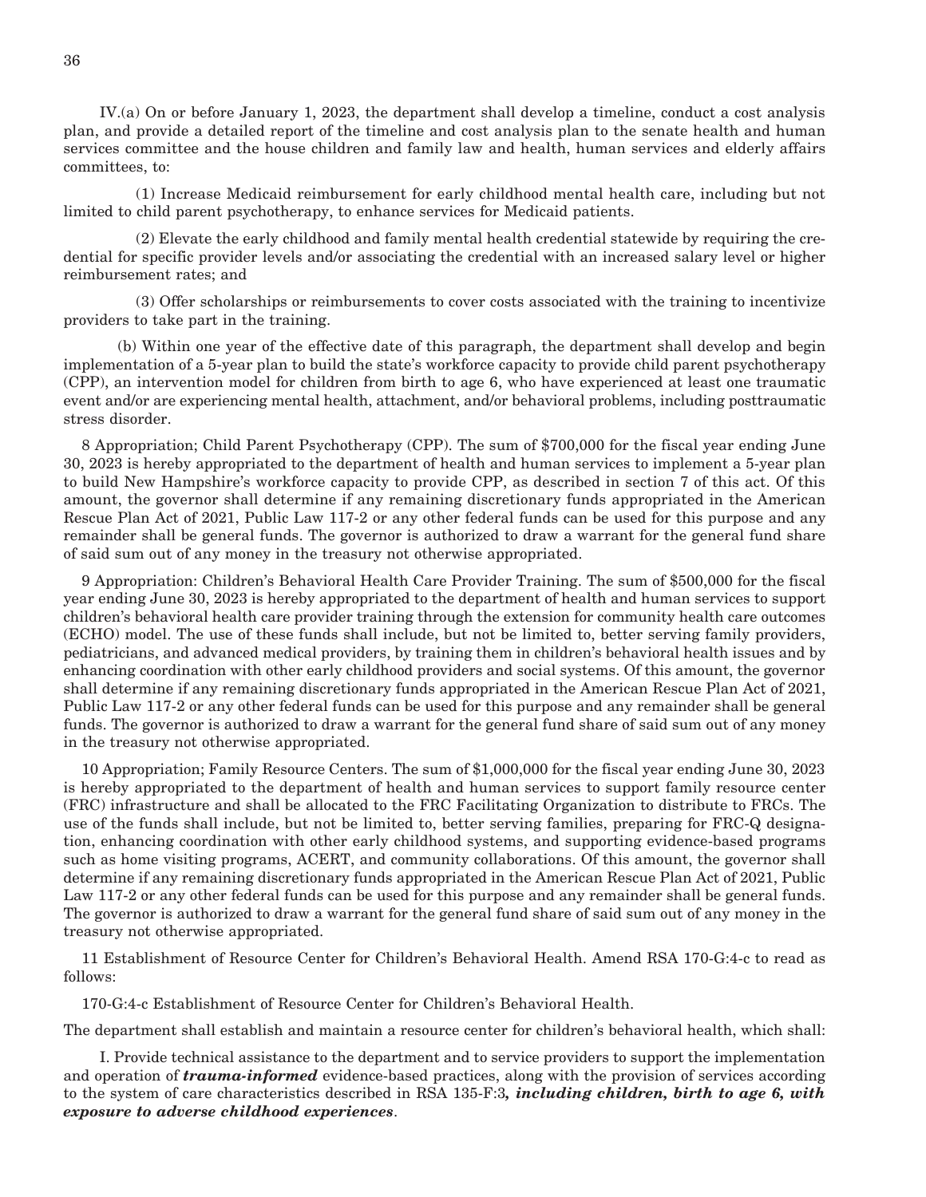IV.(a) On or before January 1, 2023, the department shall develop a timeline, conduct a cost analysis plan, and provide a detailed report of the timeline and cost analysis plan to the senate health and human services committee and the house children and family law and health, human services and elderly affairs committees, to:

(1) Increase Medicaid reimbursement for early childhood mental health care, including but not limited to child parent psychotherapy, to enhance services for Medicaid patients.

(2) Elevate the early childhood and family mental health credential statewide by requiring the credential for specific provider levels and/or associating the credential with an increased salary level or higher reimbursement rates; and

(3) Offer scholarships or reimbursements to cover costs associated with the training to incentivize providers to take part in the training.

(b) Within one year of the effective date of this paragraph, the department shall develop and begin implementation of a 5-year plan to build the state's workforce capacity to provide child parent psychotherapy (CPP), an intervention model for children from birth to age 6, who have experienced at least one traumatic event and/or are experiencing mental health, attachment, and/or behavioral problems, including posttraumatic stress disorder.

8 Appropriation; Child Parent Psychotherapy (CPP). The sum of $700,000 for the fiscal year ending June 30, 2023 is hereby appropriated to the department of health and human services to implement a 5-year plan to build New Hampshire's workforce capacity to provide CPP, as described in section 7 of this act. Of this amount, the governor shall determine if any remaining discretionary funds appropriated in the American Rescue Plan Act of 2021, Public Law 117-2 or any other federal funds can be used for this purpose and any remainder shall be general funds. The governor is authorized to draw a warrant for the general fund share of said sum out of any money in the treasury not otherwise appropriated.

9 Appropriation: Children's Behavioral Health Care Provider Training. The sum of $500,000 for the fiscal year ending June 30, 2023 is hereby appropriated to the department of health and human services to support children's behavioral health care provider training through the extension for community health care outcomes (ECHO) model. The use of these funds shall include, but not be limited to, better serving family providers, pediatricians, and advanced medical providers, by training them in children's behavioral health issues and by enhancing coordination with other early childhood providers and social systems. Of this amount, the governor shall determine if any remaining discretionary funds appropriated in the American Rescue Plan Act of 2021, Public Law 117-2 or any other federal funds can be used for this purpose and any remainder shall be general funds. The governor is authorized to draw a warrant for the general fund share of said sum out of any money in the treasury not otherwise appropriated.

10 Appropriation; Family Resource Centers. The sum of $1,000,000 for the fiscal year ending June 30, 2023 is hereby appropriated to the department of health and human services to support family resource center (FRC) infrastructure and shall be allocated to the FRC Facilitating Organization to distribute to FRCs. The use of the funds shall include, but not be limited to, better serving families, preparing for FRC-Q designation, enhancing coordination with other early childhood systems, and supporting evidence-based programs such as home visiting programs, ACERT, and community collaborations. Of this amount, the governor shall determine if any remaining discretionary funds appropriated in the American Rescue Plan Act of 2021, Public Law 117-2 or any other federal funds can be used for this purpose and any remainder shall be general funds. The governor is authorized to draw a warrant for the general fund share of said sum out of any money in the treasury not otherwise appropriated.

11 Establishment of Resource Center for Children's Behavioral Health. Amend RSA 170-G:4-c to read as follows:

170-G:4-c Establishment of Resource Center for Children's Behavioral Health.

The department shall establish and maintain a resource center for children's behavioral health, which shall:

I. Provide technical assistance to the department and to service providers to support the implementation and operation of ***trauma-informed*** evidence-based practices, along with the provision of services according to the system of care characteristics described in RSA 135-F:3***, including children, birth to age 6, with exposure to adverse childhood experiences***.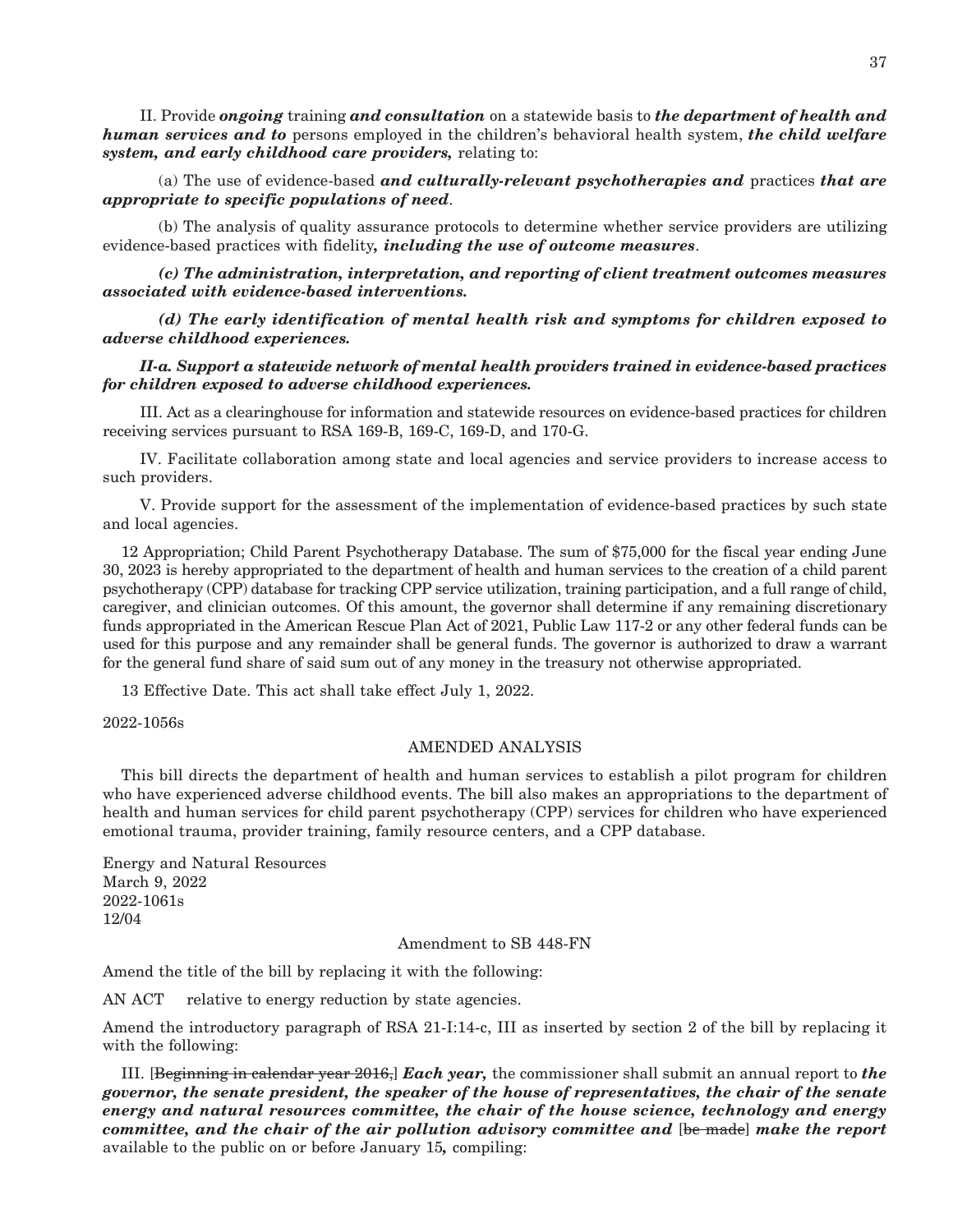II. Provide ***ongoing*** training ***and consultation*** on a statewide basis to ***the department of health and human services and to*** persons employed in the children's behavioral health system, ***the child welfare system, and early childhood care providers,*** relating to:

(a) The use of evidence-based ***and culturally-relevant psychotherapies and*** practices ***that are appropriate to specific populations of need***.

(b) The analysis of quality assurance protocols to determine whether service providers are utilizing evidence-based practices with fidelity***, including the use of outcome measures***.

***(c) The administration, interpretation, and reporting of client treatment outcomes measures associated with evidence-based interventions.***

***(d) The early identification of mental health risk and symptoms for children exposed to adverse childhood experiences.***

***II-a. Support a statewide network of mental health providers trained in evidence-based practices for children exposed to adverse childhood experiences.***

III. Act as a clearinghouse for information and statewide resources on evidence-based practices for children receiving services pursuant to RSA 169-B, 169-C, 169-D, and 170-G.

IV. Facilitate collaboration among state and local agencies and service providers to increase access to such providers.

V. Provide support for the assessment of the implementation of evidence-based practices by such state and local agencies.

12 Appropriation; Child Parent Psychotherapy Database. The sum of $75,000 for the fiscal year ending June 30, 2023 is hereby appropriated to the department of health and human services to the creation of a child parent psychotherapy (CPP) database for tracking CPP service utilization, training participation, and a full range of child, caregiver, and clinician outcomes. Of this amount, the governor shall determine if any remaining discretionary funds appropriated in the American Rescue Plan Act of 2021, Public Law 117-2 or any other federal funds can be used for this purpose and any remainder shall be general funds. The governor is authorized to draw a warrant for the general fund share of said sum out of any money in the treasury not otherwise appropriated.

13 Effective Date. This act shall take effect July 1, 2022.

2022-1056s

AMENDED ANALYSIS

This bill directs the department of health and human services to establish a pilot program for children who have experienced adverse childhood events. The bill also makes an appropriations to the department of health and human services for child parent psychotherapy (CPP) services for children who have experienced emotional trauma, provider training, family resource centers, and a CPP database.

Energy and Natural Resources
March 9, 2022
2022-1061s
12/04

Amendment to SB 448-FN

Amend the title of the bill by replacing it with the following:

AN ACT relative to energy reduction by state agencies.

Amend the introductory paragraph of RSA 21-I:14-c, III as inserted by section 2 of the bill by replacing it with the following:

III. [~~Beginning in calendar year 2016,~~] ***Each year,*** the commissioner shall submit an annual report to ***the governor, the senate president, the speaker of the house of representatives, the chair of the senate energy and natural resources committee, the chair of the house science, technology and energy committee, and the chair of the air pollution advisory committee and*** [~~be made~~] ***make the report*** available to the public on or before January 15***,*** compiling: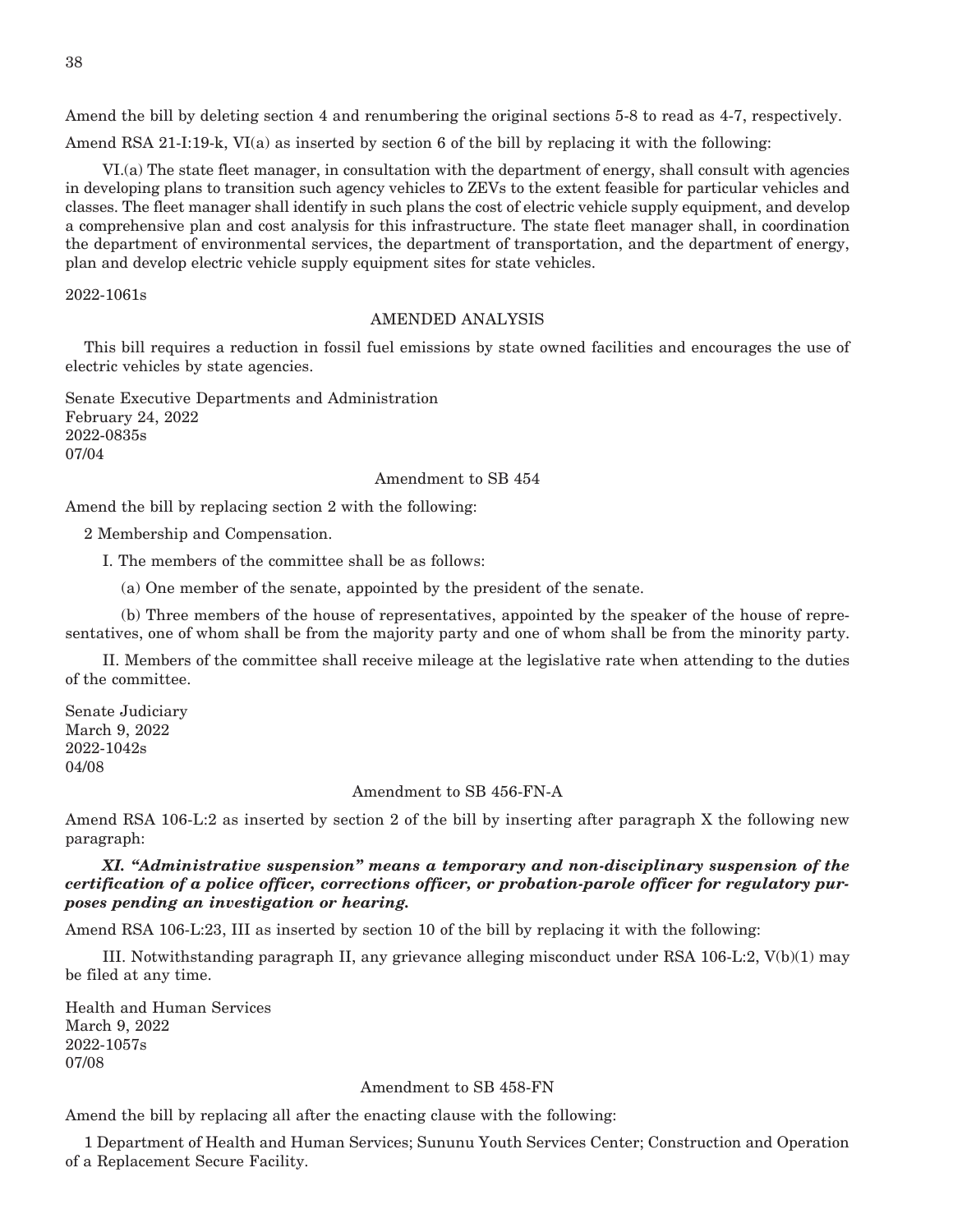Amend the bill by deleting section 4 and renumbering the original sections 5-8 to read as 4-7, respectively.

Amend RSA 21-I:19-k, VI(a) as inserted by section 6 of the bill by replacing it with the following:

VI.(a) The state fleet manager, in consultation with the department of energy, shall consult with agencies in developing plans to transition such agency vehicles to ZEVs to the extent feasible for particular vehicles and classes. The fleet manager shall identify in such plans the cost of electric vehicle supply equipment, and develop a comprehensive plan and cost analysis for this infrastructure. The state fleet manager shall, in coordination the department of environmental services, the department of transportation, and the department of energy, plan and develop electric vehicle supply equipment sites for state vehicles.

2022-1061s

AMENDED ANALYSIS

This bill requires a reduction in fossil fuel emissions by state owned facilities and encourages the use of electric vehicles by state agencies.

Senate Executive Departments and Administration
February 24, 2022
2022-0835s
07/04

Amendment to SB 454

Amend the bill by replacing section 2 with the following:

2 Membership and Compensation.

I. The members of the committee shall be as follows:

(a) One member of the senate, appointed by the president of the senate.

(b) Three members of the house of representatives, appointed by the speaker of the house of representatives, one of whom shall be from the majority party and one of whom shall be from the minority party.

II. Members of the committee shall receive mileage at the legislative rate when attending to the duties of the committee.

Senate Judiciary
March 9, 2022
2022-1042s
04/08

Amendment to SB 456-FN-A

Amend RSA 106-L:2 as inserted by section 2 of the bill by inserting after paragraph X the following new paragraph:

***XI. "Administrative suspension" means a temporary and non-disciplinary suspension of the certification of a police officer, corrections officer, or probation-parole officer for regulatory purposes pending an investigation or hearing.***

Amend RSA 106-L:23, III as inserted by section 10 of the bill by replacing it with the following:

III. Notwithstanding paragraph II, any grievance alleging misconduct under RSA 106-L:2, V(b)(1) may be filed at any time.

Health and Human Services
March 9, 2022
2022-1057s
07/08

Amendment to SB 458-FN

Amend the bill by replacing all after the enacting clause with the following:

1 Department of Health and Human Services; Sununu Youth Services Center; Construction and Operation of a Replacement Secure Facility.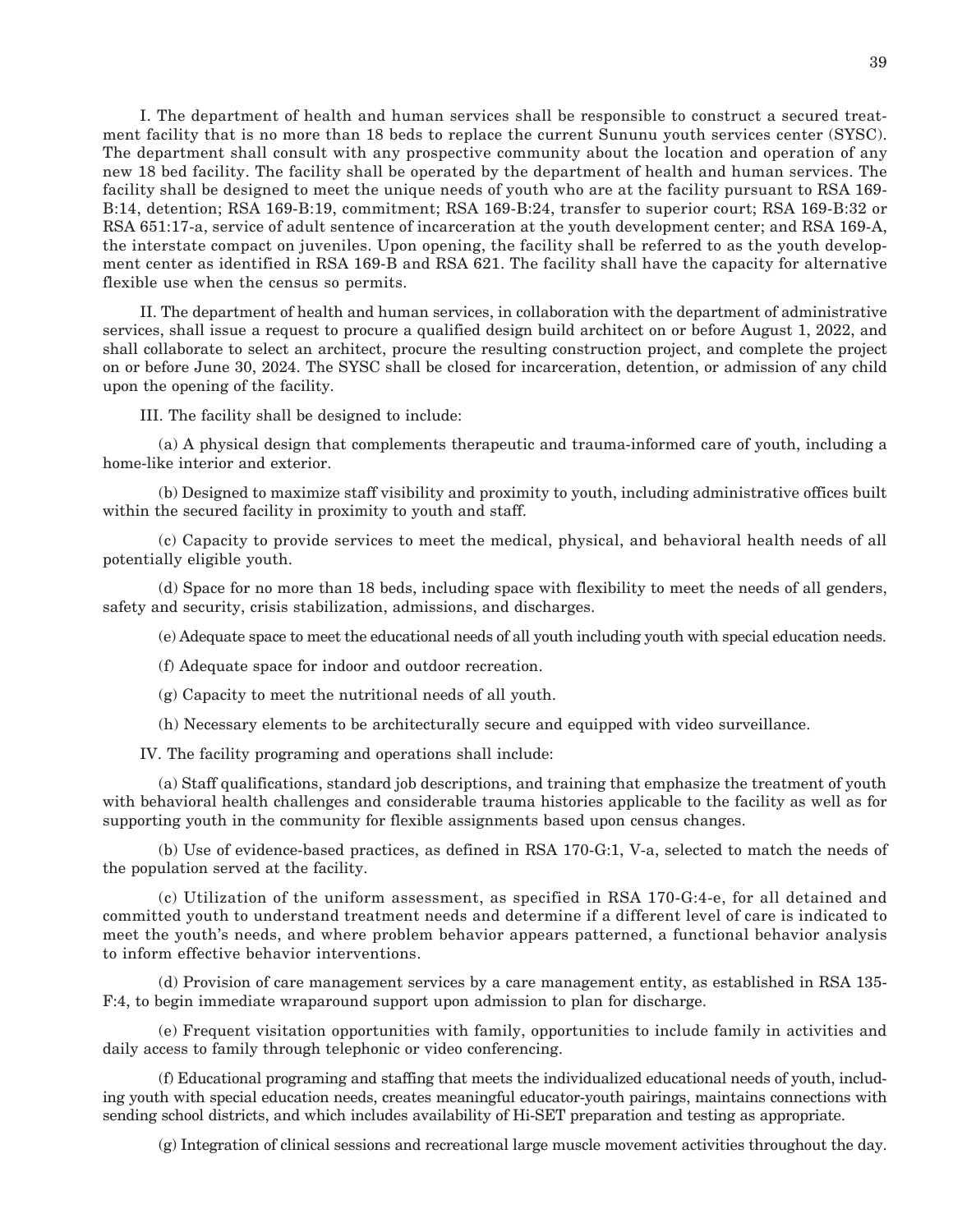I. The department of health and human services shall be responsible to construct a secured treatment facility that is no more than 18 beds to replace the current Sununu youth services center (SYSC). The department shall consult with any prospective community about the location and operation of any new 18 bed facility. The facility shall be operated by the department of health and human services. The facility shall be designed to meet the unique needs of youth who are at the facility pursuant to RSA 169-B:14, detention; RSA 169-B:19, commitment; RSA 169-B:24, transfer to superior court; RSA 169-B:32 or RSA 651:17-a, service of adult sentence of incarceration at the youth development center; and RSA 169-A, the interstate compact on juveniles. Upon opening, the facility shall be referred to as the youth development center as identified in RSA 169-B and RSA 621. The facility shall have the capacity for alternative flexible use when the census so permits.

II. The department of health and human services, in collaboration with the department of administrative services, shall issue a request to procure a qualified design build architect on or before August 1, 2022, and shall collaborate to select an architect, procure the resulting construction project, and complete the project on or before June 30, 2024. The SYSC shall be closed for incarceration, detention, or admission of any child upon the opening of the facility.

III. The facility shall be designed to include:

(a) A physical design that complements therapeutic and trauma-informed care of youth, including a home-like interior and exterior.

(b) Designed to maximize staff visibility and proximity to youth, including administrative offices built within the secured facility in proximity to youth and staff.

(c) Capacity to provide services to meet the medical, physical, and behavioral health needs of all potentially eligible youth.

(d) Space for no more than 18 beds, including space with flexibility to meet the needs of all genders, safety and security, crisis stabilization, admissions, and discharges.

(e) Adequate space to meet the educational needs of all youth including youth with special education needs.

(f) Adequate space for indoor and outdoor recreation.

(g) Capacity to meet the nutritional needs of all youth.

(h) Necessary elements to be architecturally secure and equipped with video surveillance.

IV. The facility programing and operations shall include:

(a) Staff qualifications, standard job descriptions, and training that emphasize the treatment of youth with behavioral health challenges and considerable trauma histories applicable to the facility as well as for supporting youth in the community for flexible assignments based upon census changes.

(b) Use of evidence-based practices, as defined in RSA 170-G:1, V-a, selected to match the needs of the population served at the facility.

(c) Utilization of the uniform assessment, as specified in RSA 170-G:4-e, for all detained and committed youth to understand treatment needs and determine if a different level of care is indicated to meet the youth's needs, and where problem behavior appears patterned, a functional behavior analysis to inform effective behavior interventions.

(d) Provision of care management services by a care management entity, as established in RSA 135-F:4, to begin immediate wraparound support upon admission to plan for discharge.

(e) Frequent visitation opportunities with family, opportunities to include family in activities and daily access to family through telephonic or video conferencing.

(f) Educational programing and staffing that meets the individualized educational needs of youth, including youth with special education needs, creates meaningful educator-youth pairings, maintains connections with sending school districts, and which includes availability of Hi-SET preparation and testing as appropriate.

(g) Integration of clinical sessions and recreational large muscle movement activities throughout the day.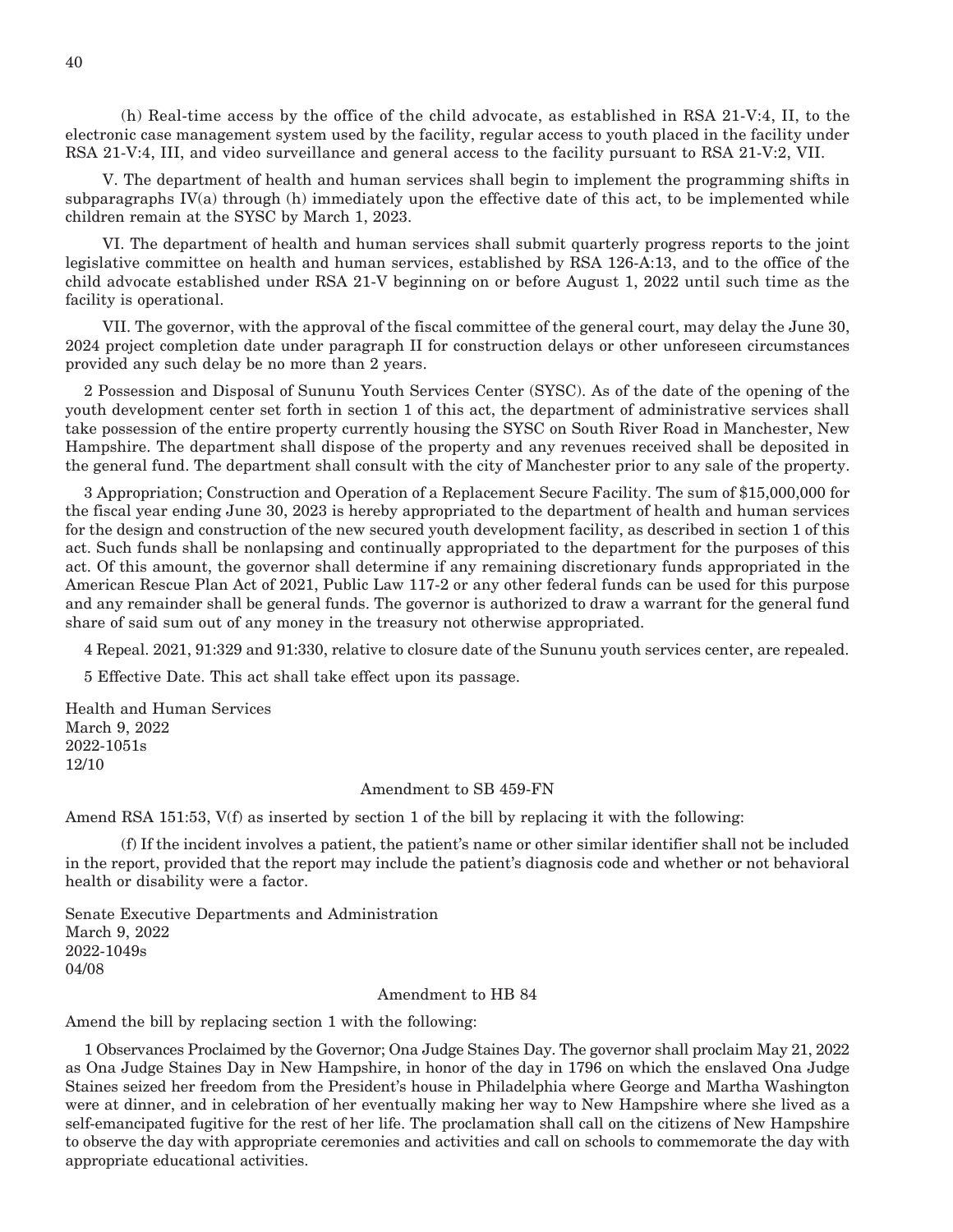(h) Real-time access by the office of the child advocate, as established in RSA 21-V:4, II, to the electronic case management system used by the facility, regular access to youth placed in the facility under RSA 21-V:4, III, and video surveillance and general access to the facility pursuant to RSA 21-V:2, VII.

V. The department of health and human services shall begin to implement the programming shifts in subparagraphs IV(a) through (h) immediately upon the effective date of this act, to be implemented while children remain at the SYSC by March 1, 2023.

VI. The department of health and human services shall submit quarterly progress reports to the joint legislative committee on health and human services, established by RSA 126-A:13, and to the office of the child advocate established under RSA 21-V beginning on or before August 1, 2022 until such time as the facility is operational.

VII. The governor, with the approval of the fiscal committee of the general court, may delay the June 30, 2024 project completion date under paragraph II for construction delays or other unforeseen circumstances provided any such delay be no more than 2 years.

2 Possession and Disposal of Sununu Youth Services Center (SYSC). As of the date of the opening of the youth development center set forth in section 1 of this act, the department of administrative services shall take possession of the entire property currently housing the SYSC on South River Road in Manchester, New Hampshire. The department shall dispose of the property and any revenues received shall be deposited in the general fund. The department shall consult with the city of Manchester prior to any sale of the property.

3 Appropriation; Construction and Operation of a Replacement Secure Facility. The sum of $15,000,000 for the fiscal year ending June 30, 2023 is hereby appropriated to the department of health and human services for the design and construction of the new secured youth development facility, as described in section 1 of this act. Such funds shall be nonlapsing and continually appropriated to the department for the purposes of this act. Of this amount, the governor shall determine if any remaining discretionary funds appropriated in the American Rescue Plan Act of 2021, Public Law 117-2 or any other federal funds can be used for this purpose and any remainder shall be general funds. The governor is authorized to draw a warrant for the general fund share of said sum out of any money in the treasury not otherwise appropriated.

4 Repeal. 2021, 91:329 and 91:330, relative to closure date of the Sununu youth services center, are repealed.

5 Effective Date. This act shall take effect upon its passage.

Health and Human Services
March 9, 2022
2022-1051s
12/10

Amendment to SB 459-FN

Amend RSA 151:53, V(f) as inserted by section 1 of the bill by replacing it with the following:

(f) If the incident involves a patient, the patient's name or other similar identifier shall not be included in the report, provided that the report may include the patient's diagnosis code and whether or not behavioral health or disability were a factor.

Senate Executive Departments and Administration
March 9, 2022
2022-1049s
04/08

Amendment to HB 84

Amend the bill by replacing section 1 with the following:

1 Observances Proclaimed by the Governor; Ona Judge Staines Day. The governor shall proclaim May 21, 2022 as Ona Judge Staines Day in New Hampshire, in honor of the day in 1796 on which the enslaved Ona Judge Staines seized her freedom from the President's house in Philadelphia where George and Martha Washington were at dinner, and in celebration of her eventually making her way to New Hampshire where she lived as a self-emancipated fugitive for the rest of her life. The proclamation shall call on the citizens of New Hampshire to observe the day with appropriate ceremonies and activities and call on schools to commemorate the day with appropriate educational activities.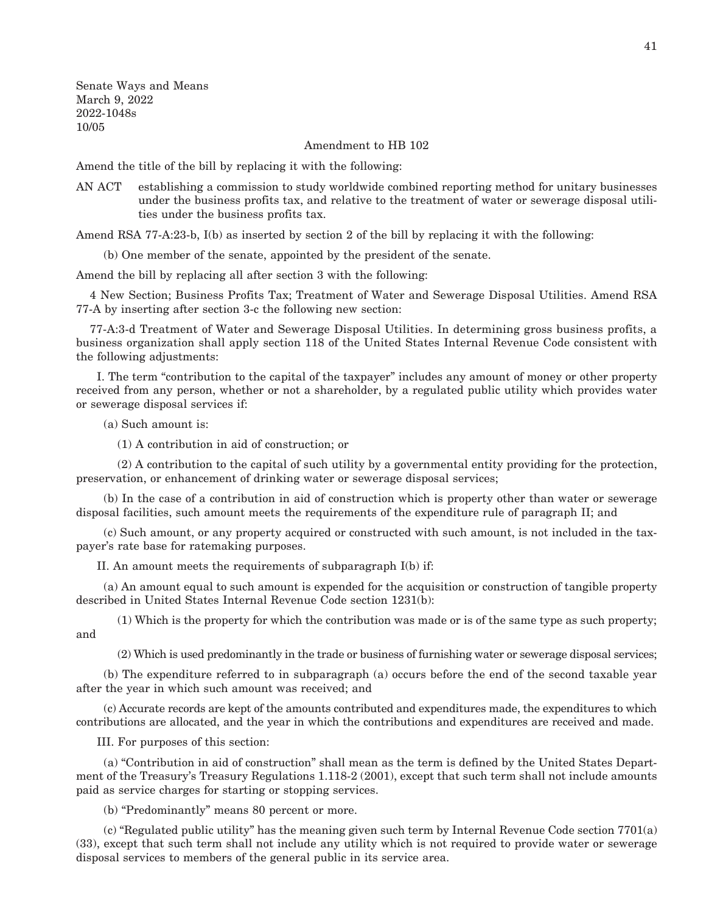Senate Ways and Means
March 9, 2022
2022-1048s
10/05

Amendment to HB 102

Amend the title of the bill by replacing it with the following:

AN ACT establishing a commission to study worldwide combined reporting method for unitary businesses under the business profits tax, and relative to the treatment of water or sewerage disposal utilities under the business profits tax.

Amend RSA 77-A:23-b, I(b) as inserted by section 2 of the bill by replacing it with the following:

(b) One member of the senate, appointed by the president of the senate.

Amend the bill by replacing all after section 3 with the following:

4 New Section; Business Profits Tax; Treatment of Water and Sewerage Disposal Utilities. Amend RSA 77-A by inserting after section 3-c the following new section:

77-A:3-d Treatment of Water and Sewerage Disposal Utilities. In determining gross business profits, a business organization shall apply section 118 of the United States Internal Revenue Code consistent with the following adjustments:

I. The term "contribution to the capital of the taxpayer" includes any amount of money or other property received from any person, whether or not a shareholder, by a regulated public utility which provides water or sewerage disposal services if:

(a) Such amount is:

(1) A contribution in aid of construction; or

(2) A contribution to the capital of such utility by a governmental entity providing for the protection, preservation, or enhancement of drinking water or sewerage disposal services;

(b) In the case of a contribution in aid of construction which is property other than water or sewerage disposal facilities, such amount meets the requirements of the expenditure rule of paragraph II; and

(c) Such amount, or any property acquired or constructed with such amount, is not included in the taxpayer's rate base for ratemaking purposes.

II. An amount meets the requirements of subparagraph I(b) if:

(a) An amount equal to such amount is expended for the acquisition or construction of tangible property described in United States Internal Revenue Code section 1231(b):

(1) Which is the property for which the contribution was made or is of the same type as such property; and

(2) Which is used predominantly in the trade or business of furnishing water or sewerage disposal services;

(b) The expenditure referred to in subparagraph (a) occurs before the end of the second taxable year after the year in which such amount was received; and

(c) Accurate records are kept of the amounts contributed and expenditures made, the expenditures to which contributions are allocated, and the year in which the contributions and expenditures are received and made.

III. For purposes of this section:

(a) "Contribution in aid of construction" shall mean as the term is defined by the United States Department of the Treasury's Treasury Regulations 1.118-2 (2001), except that such term shall not include amounts paid as service charges for starting or stopping services.

(b) "Predominantly" means 80 percent or more.

(c) "Regulated public utility" has the meaning given such term by Internal Revenue Code section 7701(a)(33), except that such term shall not include any utility which is not required to provide water or sewerage disposal services to members of the general public in its service area.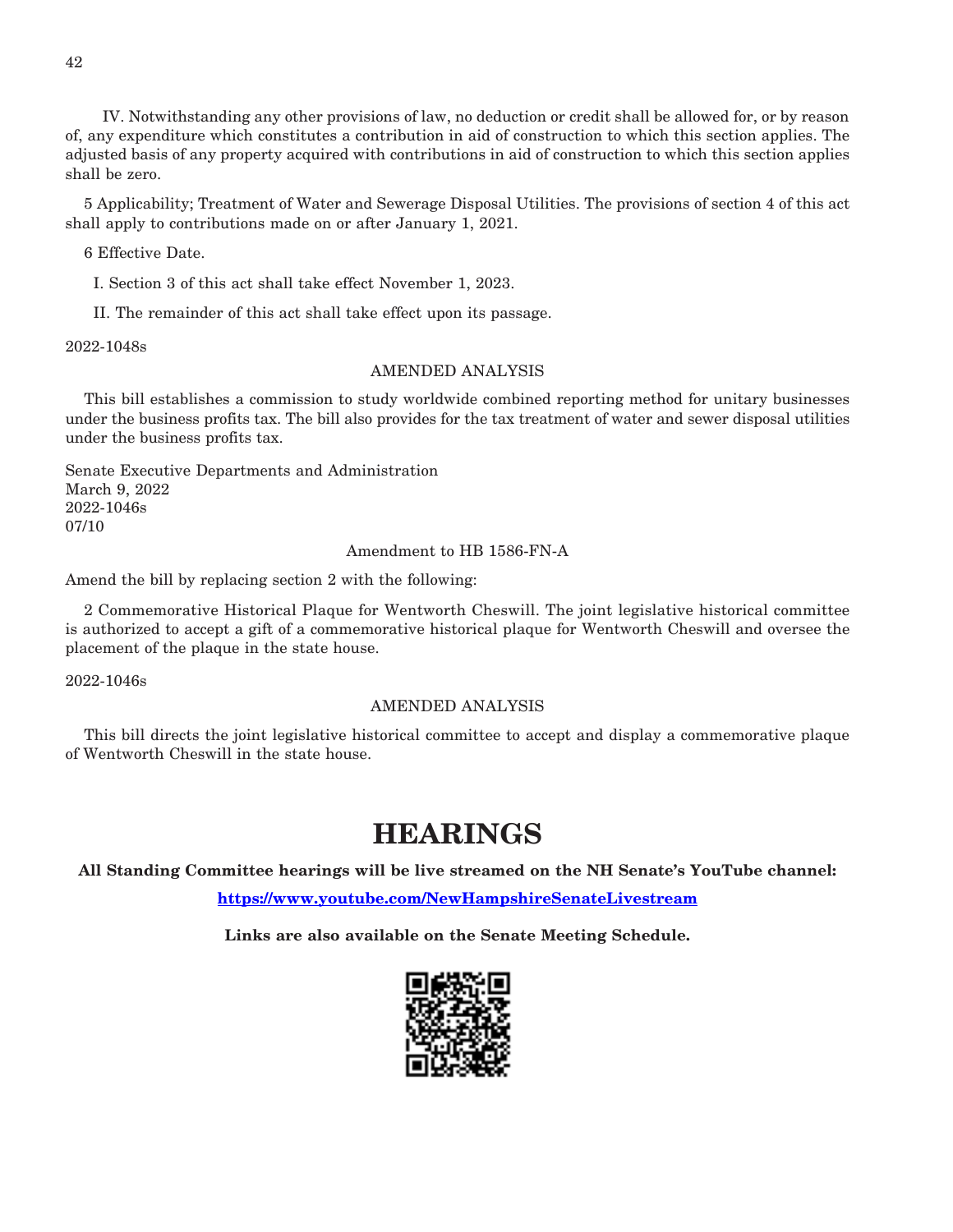IV. Notwithstanding any other provisions of law, no deduction or credit shall be allowed for, or by reason of, any expenditure which constitutes a contribution in aid of construction to which this section applies. The adjusted basis of any property acquired with contributions in aid of construction to which this section applies shall be zero.

5 Applicability; Treatment of Water and Sewerage Disposal Utilities. The provisions of section 4 of this act shall apply to contributions made on or after January 1, 2021.

6 Effective Date.

I. Section 3 of this act shall take effect November 1, 2023.

II. The remainder of this act shall take effect upon its passage.

2022-1048s

AMENDED ANALYSIS

This bill establishes a commission to study worldwide combined reporting method for unitary businesses under the business profits tax. The bill also provides for the tax treatment of water and sewer disposal utilities under the business profits tax.

Senate Executive Departments and Administration
March 9, 2022
2022-1046s
07/10

Amendment to HB 1586-FN-A

Amend the bill by replacing section 2 with the following:

2 Commemorative Historical Plaque for Wentworth Cheswill. The joint legislative historical committee is authorized to accept a gift of a commemorative historical plaque for Wentworth Cheswill and oversee the placement of the plaque in the state house.

2022-1046s

AMENDED ANALYSIS

This bill directs the joint legislative historical committee to accept and display a commemorative plaque of Wentworth Cheswill in the state house.

# HEARINGS

**All Standing Committee hearings will be live streamed on the NH Senate's YouTube channel:**

**https://www.youtube.com/NewHampshireSenateLivestream**

**Links are also available on the Senate Meeting Schedule.**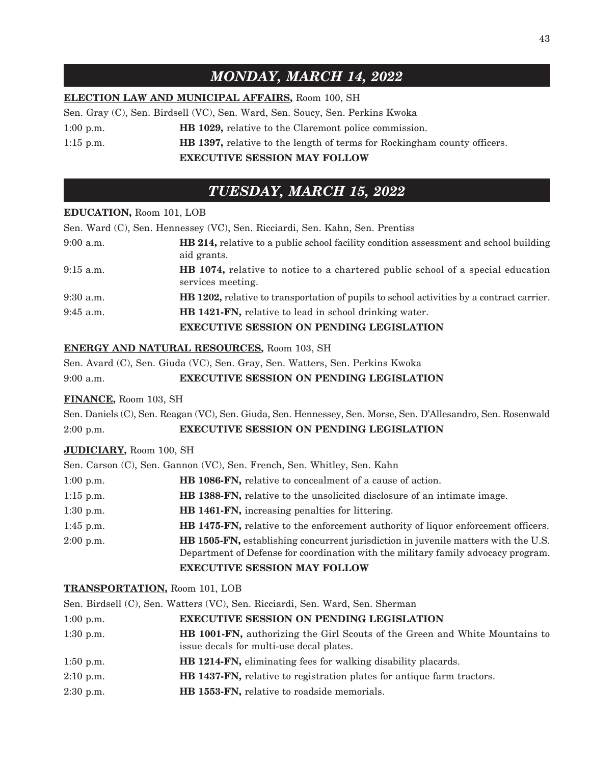## *MONDAY, MARCH 14, 2022*

**ELECTION LAW AND MUNICIPAL AFFAIRS,** Room 100, SH

Sen. Gray (C), Sen. Birdsell (VC), Sen. Ward, Sen. Soucy, Sen. Perkins Kwoka

| | |
|---|---|
| 1:00 p.m. | **HB 1029,** relative to the Claremont police commission. |
| 1:15 p.m. | **HB 1397,** relative to the length of terms for Rockingham county officers. |
| | **EXECUTIVE SESSION MAY FOLLOW** |

## *TUESDAY, MARCH 15, 2022*

**EDUCATION,** Room 101, LOB

Sen. Ward (C), Sen. Hennessey (VC), Sen. Ricciardi, Sen. Kahn, Sen. Prentiss

| | |
|---|---|
| 9:00 a.m. | **HB 214,** relative to a public school facility condition assessment and school building aid grants. |
| 9:15 a.m. | **HB 1074,** relative to notice to a chartered public school of a special education services meeting. |
| 9:30 a.m. | **HB 1202,** relative to transportation of pupils to school activities by a contract carrier. |
| 9:45 a.m. | **HB 1421-FN,** relative to lead in school drinking water. |
| | **EXECUTIVE SESSION ON PENDING LEGISLATION** |

**ENERGY AND NATURAL RESOURCES,** Room 103, SH

Sen. Avard (C), Sen. Giuda (VC), Sen. Gray, Sen. Watters, Sen. Perkins Kwoka

| | |
|---|---|
| 9:00 a.m. | **EXECUTIVE SESSION ON PENDING LEGISLATION** |

**FINANCE,** Room 103, SH

Sen. Daniels (C), Sen. Reagan (VC), Sen. Giuda, Sen. Hennessey, Sen. Morse, Sen. D'Allesandro, Sen. Rosenwald

| | |
|---|---|
| 2:00 p.m. | **EXECUTIVE SESSION ON PENDING LEGISLATION** |

**JUDICIARY,** Room 100, SH

Sen. Carson (C), Sen. Gannon (VC), Sen. French, Sen. Whitley, Sen. Kahn

| | |
|---|---|
| 1:00 p.m. | **HB 1086-FN,** relative to concealment of a cause of action. |
| 1:15 p.m. | **HB 1388-FN,** relative to the unsolicited disclosure of an intimate image. |
| 1:30 p.m. | **HB 1461-FN,** increasing penalties for littering. |
| 1:45 p.m. | **HB 1475-FN,** relative to the enforcement authority of liquor enforcement officers. |
| 2:00 p.m. | **HB 1505-FN,** establishing concurrent jurisdiction in juvenile matters with the U.S. Department of Defense for coordination with the military family advocacy program. |
| | **EXECUTIVE SESSION MAY FOLLOW** |

**TRANSPORTATION,** Room 101, LOB

Sen. Birdsell (C), Sen. Watters (VC), Sen. Ricciardi, Sen. Ward, Sen. Sherman

| | |
|---|---|
| 1:00 p.m. | **EXECUTIVE SESSION ON PENDING LEGISLATION** |
| 1:30 p.m. | **HB 1001-FN,** authorizing the Girl Scouts of the Green and White Mountains to issue decals for multi-use decal plates. |
| 1:50 p.m. | **HB 1214-FN,** eliminating fees for walking disability placards. |
| 2:10 p.m. | **HB 1437-FN,** relative to registration plates for antique farm tractors. |
| 2:30 p.m. | **HB 1553-FN,** relative to roadside memorials. |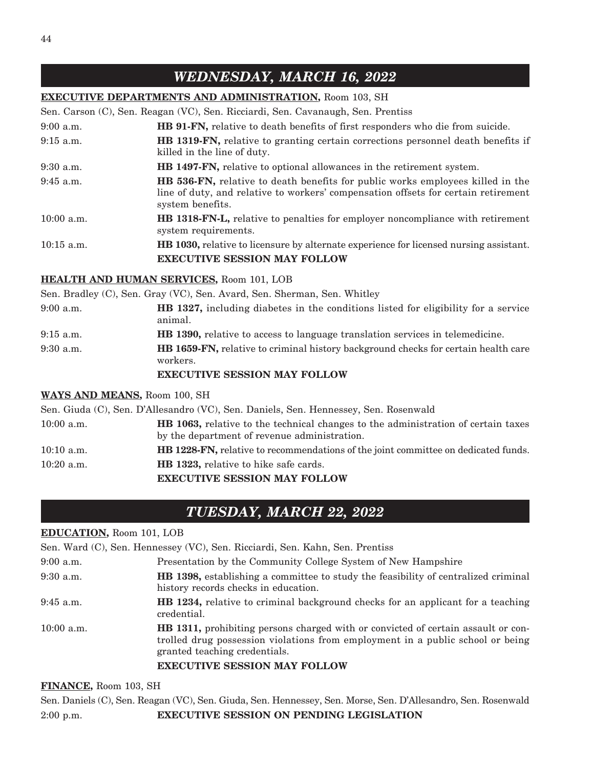## *WEDNESDAY, MARCH 16, 2022*

**EXECUTIVE DEPARTMENTS AND ADMINISTRATION,** Room 103, SH

Sen. Carson (C), Sen. Reagan (VC), Sen. Ricciardi, Sen. Cavanaugh, Sen. Prentiss

| | |
|---|---|
| 9:00 a.m. | **HB 91-FN,** relative to death benefits of first responders who die from suicide. |
| 9:15 a.m. | **HB 1319-FN,** relative to granting certain corrections personnel death benefits if killed in the line of duty. |
| 9:30 a.m. | **HB 1497-FN,** relative to optional allowances in the retirement system. |
| 9:45 a.m. | **HB 536-FN,** relative to death benefits for public works employees killed in the line of duty, and relative to workers' compensation offsets for certain retirement system benefits. |
| 10:00 a.m. | **HB 1318-FN-L,** relative to penalties for employer noncompliance with retirement system requirements. |
| 10:15 a.m. | **HB 1030,** relative to licensure by alternate experience for licensed nursing assistant. |
| | **EXECUTIVE SESSION MAY FOLLOW** |

**HEALTH AND HUMAN SERVICES,** Room 101, LOB

Sen. Bradley (C), Sen. Gray (VC), Sen. Avard, Sen. Sherman, Sen. Whitley

| | |
|---|---|
| 9:00 a.m. | **HB 1327,** including diabetes in the conditions listed for eligibility for a service animal. |
| 9:15 a.m. | **HB 1390,** relative to access to language translation services in telemedicine. |
| 9:30 a.m. | **HB 1659-FN,** relative to criminal history background checks for certain health care workers. |
| | **EXECUTIVE SESSION MAY FOLLOW** |

**WAYS AND MEANS,** Room 100, SH

Sen. Giuda (C), Sen. D'Allesandro (VC), Sen. Daniels, Sen. Hennessey, Sen. Rosenwald

| | |
|---|---|
| 10:00 a.m. | **HB 1063,** relative to the technical changes to the administration of certain taxes by the department of revenue administration. |
| 10:10 a.m. | **HB 1228-FN,** relative to recommendations of the joint committee on dedicated funds. |
| 10:20 a.m. | **HB 1323,** relative to hike safe cards. |
| | **EXECUTIVE SESSION MAY FOLLOW** |

## *TUESDAY, MARCH 22, 2022*

**EDUCATION,** Room 101, LOB

Sen. Ward (C), Sen. Hennessey (VC), Sen. Ricciardi, Sen. Kahn, Sen. Prentiss

| | |
|---|---|
| 9:00 a.m. | Presentation by the Community College System of New Hampshire |
| 9:30 a.m. | **HB 1398,** establishing a committee to study the feasibility of centralized criminal history records checks in education. |
| 9:45 a.m. | **HB 1234,** relative to criminal background checks for an applicant for a teaching credential. |
| 10:00 a.m. | **HB 1311,** prohibiting persons charged with or convicted of certain assault or controlled drug possession violations from employment in a public school or being granted teaching credentials. |
| | **EXECUTIVE SESSION MAY FOLLOW** |

**FINANCE,** Room 103, SH

Sen. Daniels (C), Sen. Reagan (VC), Sen. Giuda, Sen. Hennessey, Sen. Morse, Sen. D'Allesandro, Sen. Rosenwald

| | |
|---|---|
| 2:00 p.m. | **EXECUTIVE SESSION ON PENDING LEGISLATION** |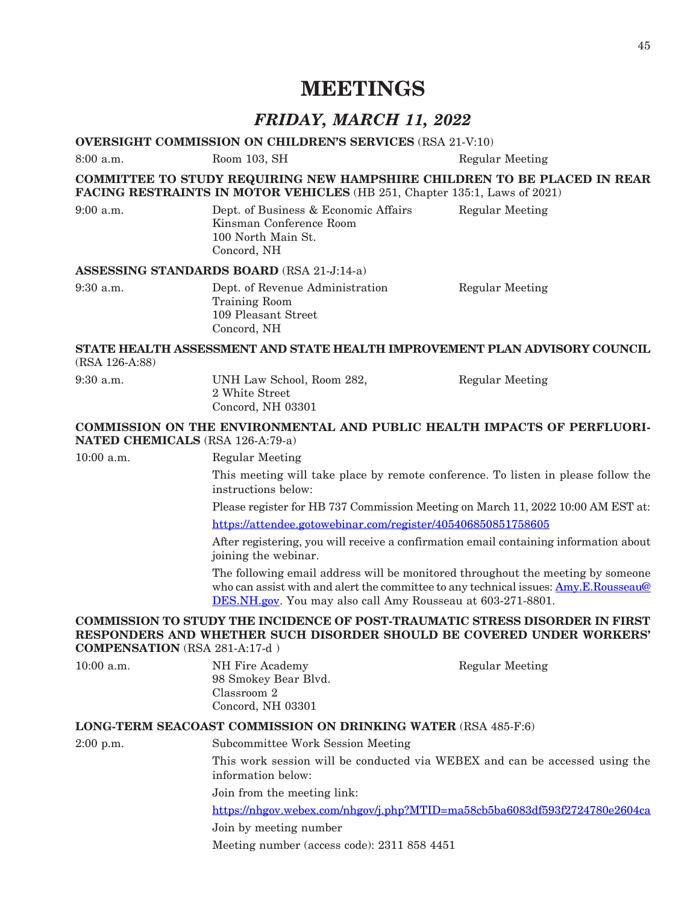# MEETINGS

## *FRIDAY, MARCH 11, 2022*

**OVERSIGHT COMMISSION ON CHILDREN'S SERVICES** (RSA 21-V:10)

8:00 a.m. Room 103, SH Regular Meeting

**COMMITTEE TO STUDY REQUIRING NEW HAMPSHIRE CHILDREN TO BE PLACED IN REAR FACING RESTRAINTS IN MOTOR VEHICLES** (HB 251, Chapter 135:1, Laws of 2021)

9:00 a.m. Dept. of Business & Economic Affairs Regular Meeting
Kinsman Conference Room
100 North Main St.
Concord, NH

**ASSESSING STANDARDS BOARD** (RSA 21-J:14-a)

9:30 a.m. Dept. of Revenue Administration Regular Meeting
Training Room
109 Pleasant Street
Concord, NH

**STATE HEALTH ASSESSMENT AND STATE HEALTH IMPROVEMENT PLAN ADVISORY COUNCIL** (RSA 126-A:88)

9:30 a.m. UNH Law School, Room 282, Regular Meeting
2 White Street
Concord, NH 03301

**COMMISSION ON THE ENVIRONMENTAL AND PUBLIC HEALTH IMPACTS OF PERFLUORINATED CHEMICALS** (RSA 126-A:79-a)

10:00 a.m. Regular Meeting

This meeting will take place by remote conference. To listen in please follow the instructions below:

Please register for HB 737 Commission Meeting on March 11, 2022 10:00 AM EST at:

https://attendee.gotowebinar.com/register/405406850851758605

After registering, you will receive a confirmation email containing information about joining the webinar.

The following email address will be monitored throughout the meeting by someone who can assist with and alert the committee to any technical issues: Amy.E.Rousseau@DES.NH.gov. You may also call Amy Rousseau at 603-271-8801.

**COMMISSION TO STUDY THE INCIDENCE OF POST-TRAUMATIC STRESS DISORDER IN FIRST RESPONDERS AND WHETHER SUCH DISORDER SHOULD BE COVERED UNDER WORKERS' COMPENSATION** (RSA 281-A:17-d )

10:00 a.m. NH Fire Academy Regular Meeting
98 Smokey Bear Blvd.
Classroom 2
Concord, NH 03301

**LONG-TERM SEACOAST COMMISSION ON DRINKING WATER** (RSA 485-F:6)

2:00 p.m. Subcommittee Work Session Meeting

This work session will be conducted via WEBEX and can be accessed using the information below:

Join from the meeting link:

https://nhgov.webex.com/nhgov/j.php?MTID=ma58cb5ba6083df593f2724780e2604ca

Join by meeting number

Meeting number (access code): 2311 858 4451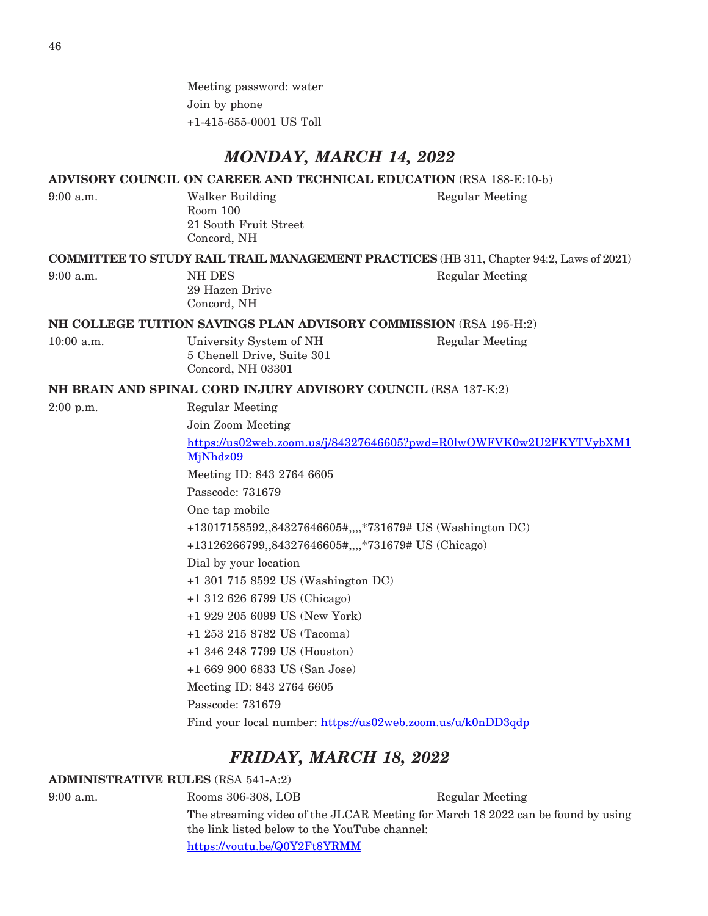Meeting password: water

Join by phone

+1-415-655-0001 US Toll

## *MONDAY, MARCH 14, 2022*

**ADVISORY COUNCIL ON CAREER AND TECHNICAL EDUCATION** (RSA 188-E:10-b)

9:00 a.m. Walker Building Room 100 21 South Fruit Street Concord, NH — Regular Meeting

**COMMITTEE TO STUDY RAIL TRAIL MANAGEMENT PRACTICES** (HB 311, Chapter 94:2, Laws of 2021)

9:00 a.m. NH DES 29 Hazen Drive Concord, NH — Regular Meeting

**NH COLLEGE TUITION SAVINGS PLAN ADVISORY COMMISSION** (RSA 195-H:2)

10:00 a.m. University System of NH 5 Chenell Drive, Suite 301 Concord, NH 03301 — Regular Meeting

**NH BRAIN AND SPINAL CORD INJURY ADVISORY COUNCIL** (RSA 137-K:2)

2:00 p.m. Regular Meeting

Join Zoom Meeting

https://us02web.zoom.us/j/84327646605?pwd=R0lwOWFVK0w2U2FKYTVybXM1MjNhdz09

Meeting ID: 843 2764 6605

Passcode: 731679

One tap mobile

+13017158592,,84327646605#,,,,*731679# US (Washington DC)

+13126266799,,84327646605#,,,,*731679# US (Chicago)

Dial by your location

+1 301 715 8592 US (Washington DC)

+1 312 626 6799 US (Chicago)

+1 929 205 6099 US (New York)

+1 253 215 8782 US (Tacoma)

+1 346 248 7799 US (Houston)

+1 669 900 6833 US (San Jose)

Meeting ID: 843 2764 6605

Passcode: 731679

Find your local number: https://us02web.zoom.us/u/k0nDD3qdp

## *FRIDAY, MARCH 18, 2022*

**ADMINISTRATIVE RULES** (RSA 541-A:2)

9:00 a.m. Rooms 306-308, LOB — Regular Meeting

The streaming video of the JLCAR Meeting for March 18 2022 can be found by using the link listed below to the YouTube channel:

https://youtu.be/Q0Y2Ft8YRMM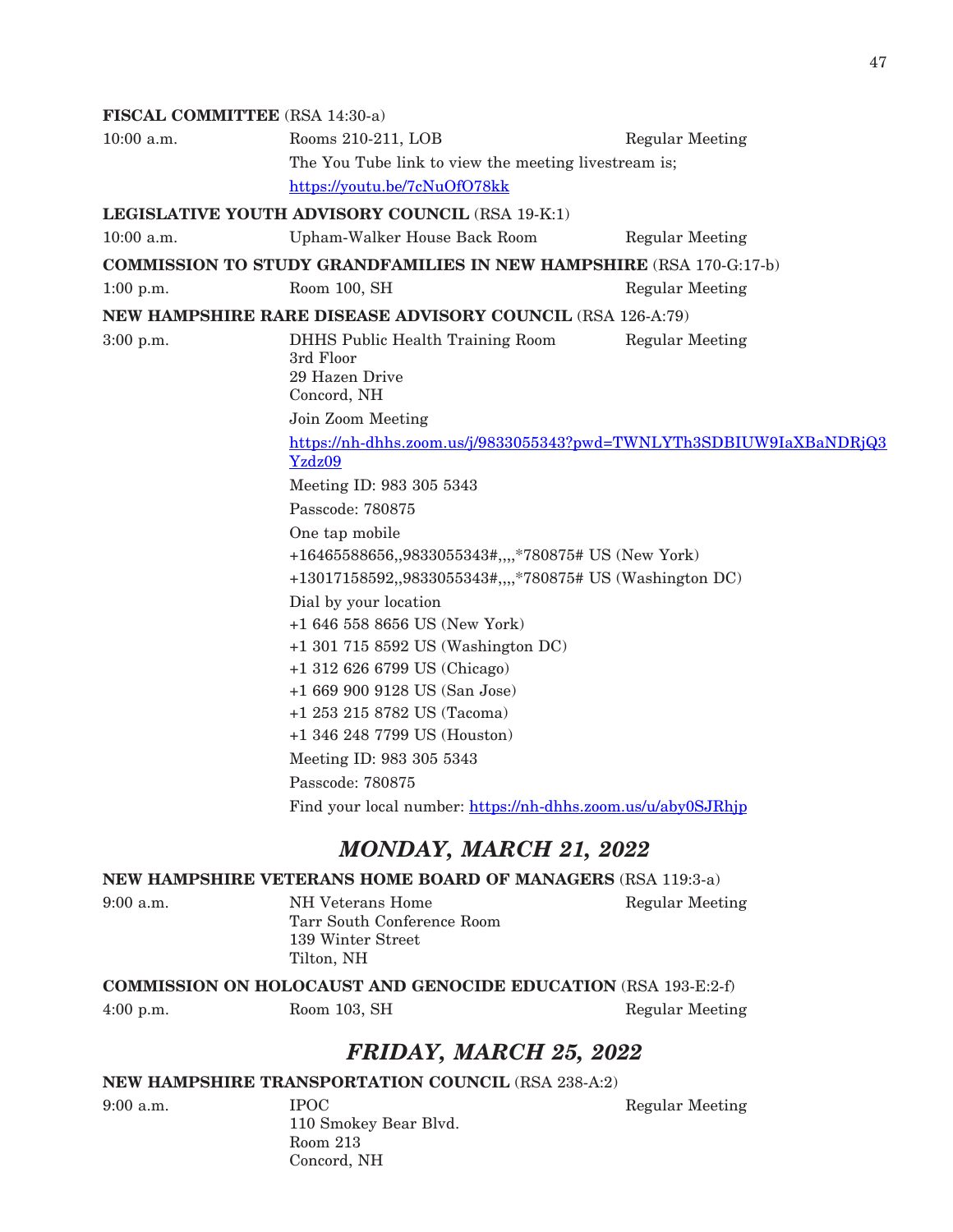**FISCAL COMMITTEE** (RSA 14:30-a)

| | | |
|---|---|---|
| 10:00 a.m. | Rooms 210-211, LOB | Regular Meeting |

The You Tube link to view the meeting livestream is;
https://youtu.be/7cNuOfO78kk

**LEGISLATIVE YOUTH ADVISORY COUNCIL** (RSA 19-K:1)

| | | |
|---|---|---|
| 10:00 a.m. | Upham-Walker House Back Room | Regular Meeting |

**COMMISSION TO STUDY GRANDFAMILIES IN NEW HAMPSHIRE** (RSA 170-G:17-b)

| | | |
|---|---|---|
| 1:00 p.m. | Room 100, SH | Regular Meeting |

**NEW HAMPSHIRE RARE DISEASE ADVISORY COUNCIL** (RSA 126-A:79)

| | | |
|---|---|---|
| 3:00 p.m. | DHHS Public Health Training Room<br>3rd Floor<br>29 Hazen Drive<br>Concord, NH | Regular Meeting |

Join Zoom Meeting

https://nh-dhhs.zoom.us/j/9833055343?pwd=TWNLYTh3SDBIUW9IaXBaNDRjQ3Yzdz09

Meeting ID: 983 305 5343

Passcode: 780875

One tap mobile

+16465588656,,9833055343#,,,,*780875# US (New York)

+13017158592,,9833055343#,,,,*780875# US (Washington DC)

Dial by your location

+1 646 558 8656 US (New York)

+1 301 715 8592 US (Washington DC)

+1 312 626 6799 US (Chicago)

+1 669 900 9128 US (San Jose)

+1 253 215 8782 US (Tacoma)

+1 346 248 7799 US (Houston)

Meeting ID: 983 305 5343

Passcode: 780875

Find your local number: https://nh-dhhs.zoom.us/u/aby0SJRhjp

## *MONDAY, MARCH 21, 2022*

**NEW HAMPSHIRE VETERANS HOME BOARD OF MANAGERS** (RSA 119:3-a)

| | | |
|---|---|---|
| 9:00 a.m. | NH Veterans Home<br>Tarr South Conference Room<br>139 Winter Street<br>Tilton, NH | Regular Meeting |

**COMMISSION ON HOLOCAUST AND GENOCIDE EDUCATION** (RSA 193-E:2-f)

| | | |
|---|---|---|
| 4:00 p.m. | Room 103, SH | Regular Meeting |

## *FRIDAY, MARCH 25, 2022*

**NEW HAMPSHIRE TRANSPORTATION COUNCIL** (RSA 238-A:2)

| | | |
|---|---|---|
| 9:00 a.m. | IPOC<br>110 Smokey Bear Blvd.<br>Room 213<br>Concord, NH | Regular Meeting |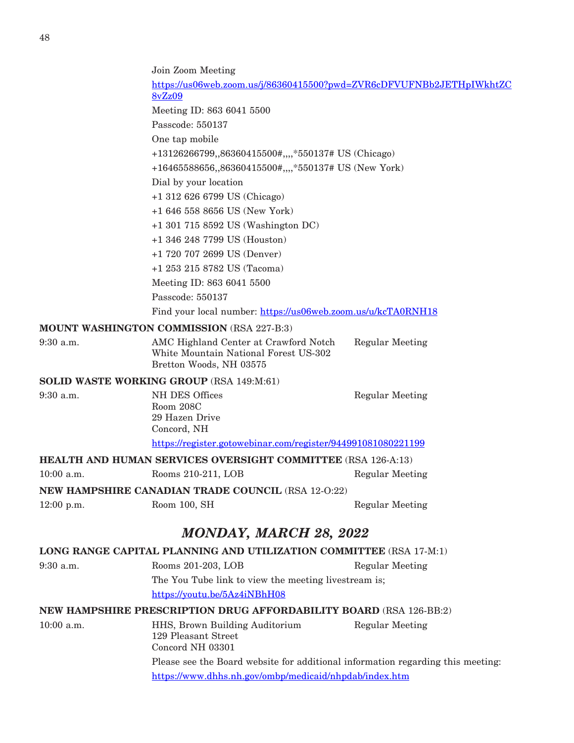Join Zoom Meeting

https://us06web.zoom.us/j/86360415500?pwd=ZVR6cDFVUFNBb2JETHpIWkhtZC8vZz09

Meeting ID: 863 6041 5500

Passcode: 550137

One tap mobile

+13126266799,,86360415500#,,,,*550137# US (Chicago)

+16465588656,,86360415500#,,,,*550137# US (New York)

Dial by your location

+1 312 626 6799 US (Chicago)

+1 646 558 8656 US (New York)

+1 301 715 8592 US (Washington DC)

+1 346 248 7799 US (Houston)

+1 720 707 2699 US (Denver)

+1 253 215 8782 US (Tacoma)

Meeting ID: 863 6041 5500

Passcode: 550137

Find your local number: https://us06web.zoom.us/u/kcTA0RNH18

**MOUNT WASHINGTON COMMISSION** (RSA 227-B:3)

9:30 a.m. — AMC Highland Center at Crawford Notch, White Mountain National Forest US-302, Bretton Woods, NH 03575 — Regular Meeting

**SOLID WASTE WORKING GROUP** (RSA 149:M:61)

9:30 a.m. — NH DES Offices, Room 208C, 29 Hazen Drive, Concord, NH — Regular Meeting

https://register.gotowebinar.com/register/944991081080221199

**HEALTH AND HUMAN SERVICES OVERSIGHT COMMITTEE** (RSA 126-A:13)

10:00 a.m. — Rooms 210-211, LOB — Regular Meeting

**NEW HAMPSHIRE CANADIAN TRADE COUNCIL** (RSA 12-O:22)

12:00 p.m. — Room 100, SH — Regular Meeting

## *MONDAY, MARCH 28, 2022*

**LONG RANGE CAPITAL PLANNING AND UTILIZATION COMMITTEE** (RSA 17-M:1)

9:30 a.m. — Rooms 201-203, LOB — Regular Meeting

The You Tube link to view the meeting livestream is;

https://youtu.be/5Az4iNBhH08

**NEW HAMPSHIRE PRESCRIPTION DRUG AFFORDABILITY BOARD** (RSA 126-BB:2)

10:00 a.m. — HHS, Brown Building Auditorium, 129 Pleasant Street, Concord NH 03301 — Regular Meeting

Please see the Board website for additional information regarding this meeting:

https://www.dhhs.nh.gov/ombp/medicaid/nhpdab/index.htm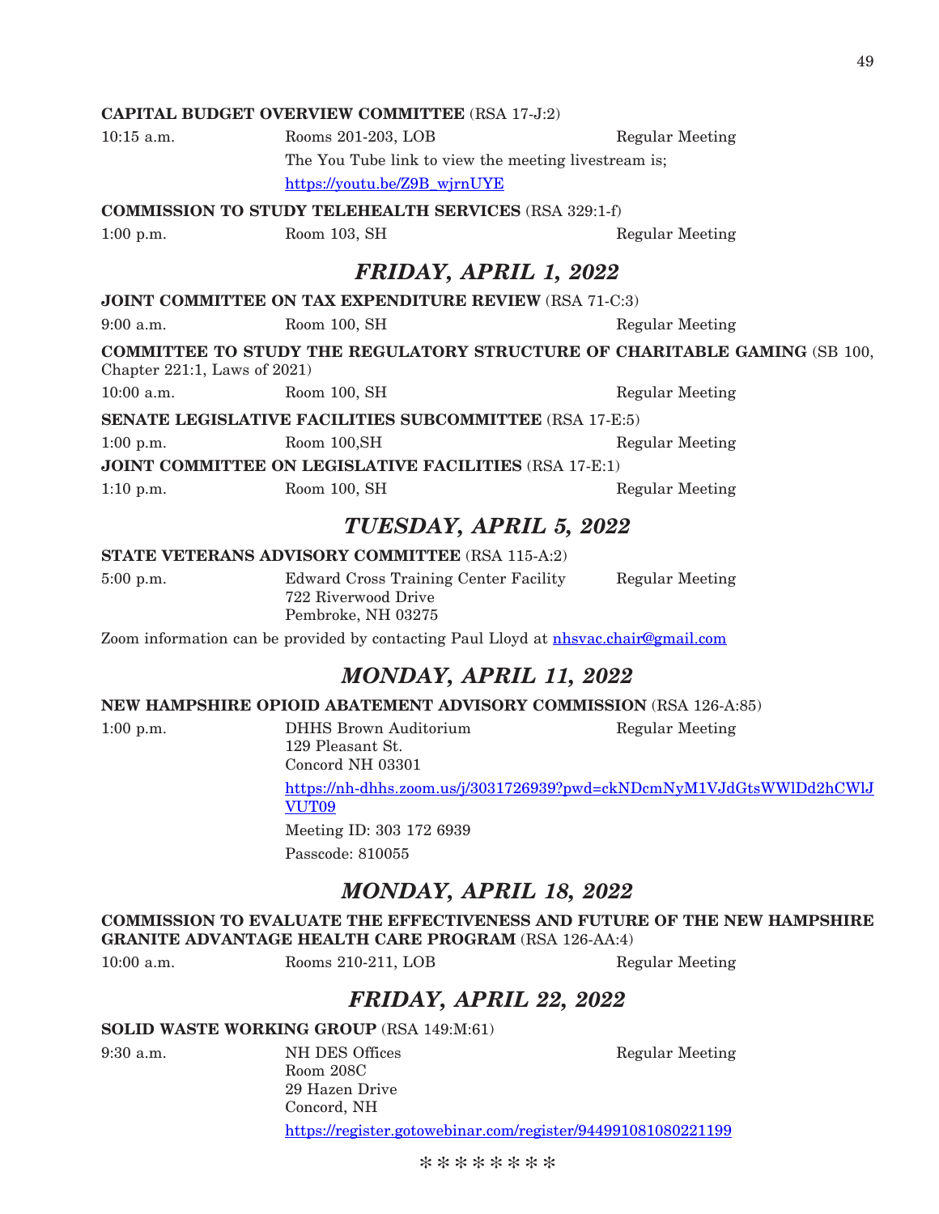**CAPITAL BUDGET OVERVIEW COMMITTEE** (RSA 17-J:2)

10:15 a.m. Rooms 201-203, LOB Regular Meeting

The You Tube link to view the meeting livestream is;

https://youtu.be/Z9B_wjrnUYE

**COMMISSION TO STUDY TELEHEALTH SERVICES** (RSA 329:1-f)

1:00 p.m. Room 103, SH Regular Meeting

## *FRIDAY, APRIL 1, 2022*

**JOINT COMMITTEE ON TAX EXPENDITURE REVIEW** (RSA 71-C:3)

9:00 a.m. Room 100, SH Regular Meeting

**COMMITTEE TO STUDY THE REGULATORY STRUCTURE OF CHARITABLE GAMING** (SB 100, Chapter 221:1, Laws of 2021)

10:00 a.m. Room 100, SH Regular Meeting

**SENATE LEGISLATIVE FACILITIES SUBCOMMITTEE** (RSA 17-E:5)

1:00 p.m. Room 100,SH Regular Meeting

**JOINT COMMITTEE ON LEGISLATIVE FACILITIES** (RSA 17-E:1)

1:10 p.m. Room 100, SH Regular Meeting

## *TUESDAY, APRIL 5, 2022*

**STATE VETERANS ADVISORY COMMITTEE** (RSA 115-A:2)

5:00 p.m. Edward Cross Training Center Facility Regular Meeting
722 Riverwood Drive
Pembroke, NH 03275

Zoom information can be provided by contacting Paul Lloyd at nhsvac.chair@gmail.com

## *MONDAY, APRIL 11, 2022*

**NEW HAMPSHIRE OPIOID ABATEMENT ADVISORY COMMISSION** (RSA 126-A:85)

1:00 p.m. DHHS Brown Auditorium Regular Meeting
129 Pleasant St.
Concord NH 03301

https://nh-dhhs.zoom.us/j/3031726939?pwd=ckNDcmNyM1VJdGtsWWlDd2hCWlJVUT09

Meeting ID: 303 172 6939

Passcode: 810055

## *MONDAY, APRIL 18, 2022*

**COMMISSION TO EVALUATE THE EFFECTIVENESS AND FUTURE OF THE NEW HAMPSHIRE GRANITE ADVANTAGE HEALTH CARE PROGRAM** (RSA 126-AA:4)

10:00 a.m. Rooms 210-211, LOB Regular Meeting

## *FRIDAY, APRIL 22, 2022*

**SOLID WASTE WORKING GROUP** (RSA 149:M:61)

9:30 a.m. NH DES Offices Regular Meeting
Room 208C
29 Hazen Drive
Concord, NH

https://register.gotowebinar.com/register/944991081080221199

\* \* \* \* \* \* \* \*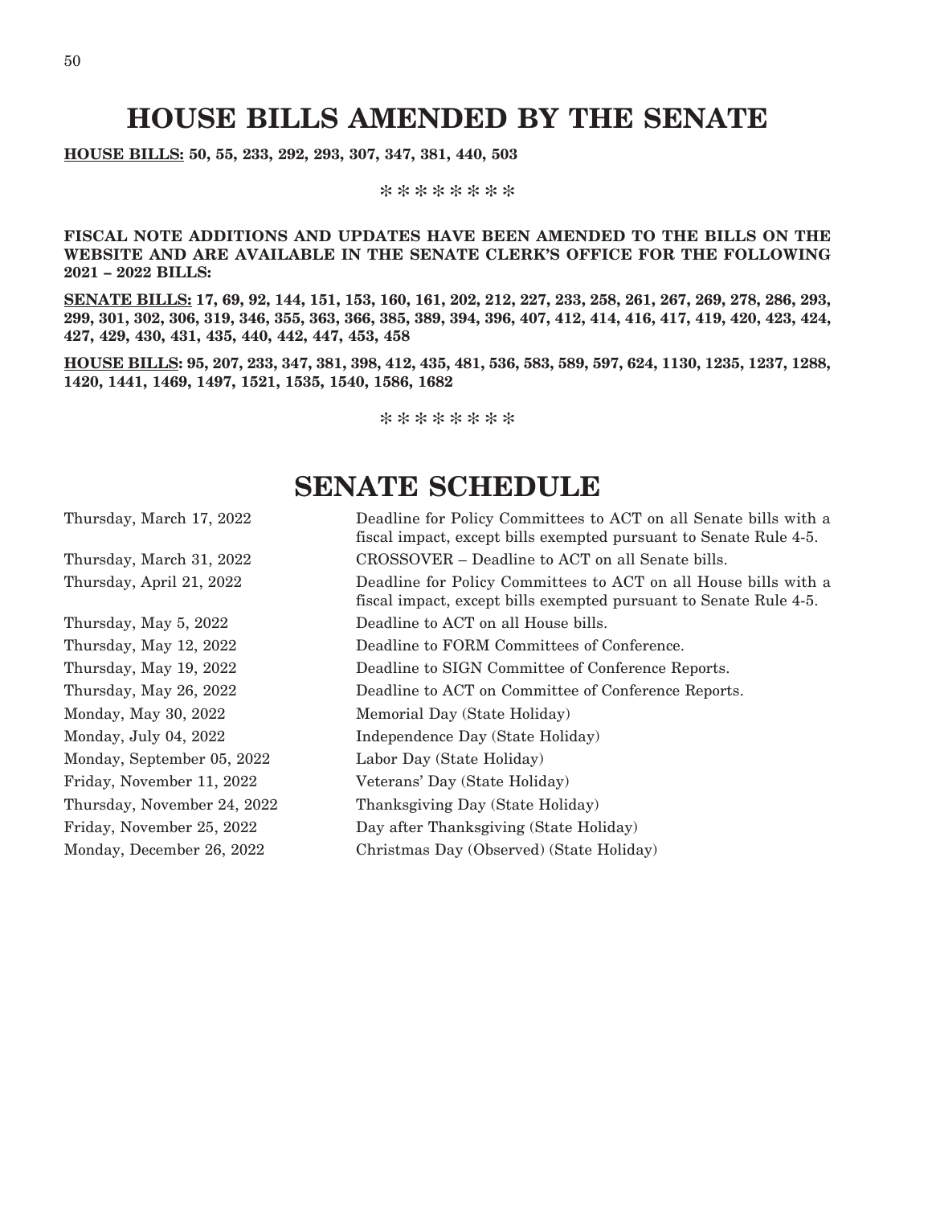# HOUSE BILLS AMENDED BY THE SENATE

**HOUSE BILLS: 50, 55, 233, 292, 293, 307, 347, 381, 440, 503**

\* \* \* \* \* \* \* \*

**FISCAL NOTE ADDITIONS AND UPDATES HAVE BEEN AMENDED TO THE BILLS ON THE WEBSITE AND ARE AVAILABLE IN THE SENATE CLERK'S OFFICE FOR THE FOLLOWING 2021 – 2022 BILLS:**

**SENATE BILLS: 17, 69, 92, 144, 151, 153, 160, 161, 202, 212, 227, 233, 258, 261, 267, 269, 278, 286, 293, 299, 301, 302, 306, 319, 346, 355, 363, 366, 385, 389, 394, 396, 407, 412, 414, 416, 417, 419, 420, 423, 424, 427, 429, 430, 431, 435, 440, 442, 447, 453, 458**

**HOUSE BILLS: 95, 207, 233, 347, 381, 398, 412, 435, 481, 536, 583, 589, 597, 624, 1130, 1235, 1237, 1288, 1420, 1441, 1469, 1497, 1521, 1535, 1540, 1586, 1682**

\* \* \* \* \* \* \* \*

# SENATE SCHEDULE

| | |
|---|---|
| Thursday, March 17, 2022 | Deadline for Policy Committees to ACT on all Senate bills with a fiscal impact, except bills exempted pursuant to Senate Rule 4-5. |
| Thursday, March 31, 2022 | CROSSOVER – Deadline to ACT on all Senate bills. |
| Thursday, April 21, 2022 | Deadline for Policy Committees to ACT on all House bills with a fiscal impact, except bills exempted pursuant to Senate Rule 4-5. |
| Thursday, May 5, 2022 | Deadline to ACT on all House bills. |
| Thursday, May 12, 2022 | Deadline to FORM Committees of Conference. |
| Thursday, May 19, 2022 | Deadline to SIGN Committee of Conference Reports. |
| Thursday, May 26, 2022 | Deadline to ACT on Committee of Conference Reports. |
| Monday, May 30, 2022 | Memorial Day (State Holiday) |
| Monday, July 04, 2022 | Independence Day (State Holiday) |
| Monday, September 05, 2022 | Labor Day (State Holiday) |
| Friday, November 11, 2022 | Veterans' Day (State Holiday) |
| Thursday, November 24, 2022 | Thanksgiving Day (State Holiday) |
| Friday, November 25, 2022 | Day after Thanksgiving (State Holiday) |
| Monday, December 26, 2022 | Christmas Day (Observed) (State Holiday) |